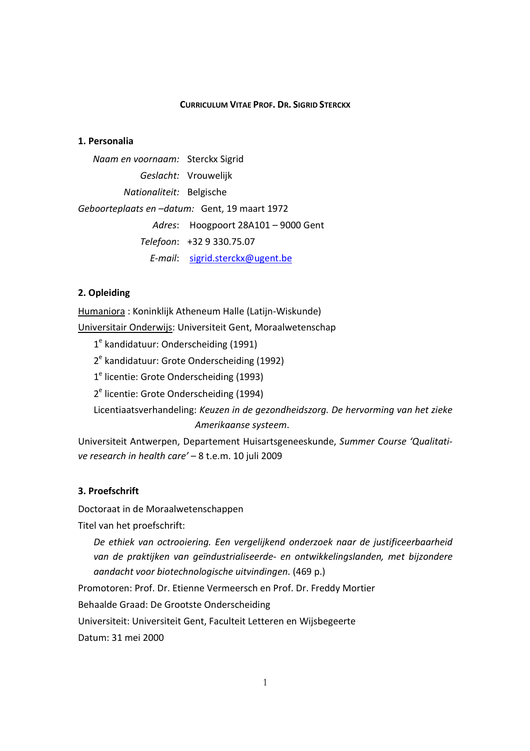# CURRICULUM VITAE PROF. DR. SIGRID STERCKX

## 1. Personalia

*Naam en voornaam:* Sterckx Sigrid
*Geslacht:* Vrouwelijk
*Nationaliteit:* Belgische
*Geboorteplaats en –datum:* Gent, 19 maart 1972
*Adres*: Hoogpoort 28A101 – 9000 Gent
*Telefoon*: +32 9 330.75.07
*E-mail*: sigrid.sterckx@ugent.be

## 2. Opleiding

Humaniora : Koninklijk Atheneum Halle (Latijn-Wiskunde)

Universitair Onderwijs: Universiteit Gent, Moraalwetenschap

1e kandidatuur: Onderscheiding (1991)

2e kandidatuur: Grote Onderscheiding (1992)

1e licentie: Grote Onderscheiding (1993)

2e licentie: Grote Onderscheiding (1994)

Licentiaatsverhandeling: *Keuzen in de gezondheidszorg. De hervorming van het zieke Amerikaanse systeem*.

Universiteit Antwerpen, Departement Huisartsgeneeskunde, *Summer Course 'Qualitative research in health care'* – 8 t.e.m. 10 juli 2009

## 3. Proefschrift

Doctoraat in de Moraalwetenschappen

Titel van het proefschrift:

*De ethiek van octrooiering. Een vergelijkend onderzoek naar de justificeerbaarheid van de praktijken van geïndustrialiseerde- en ontwikkelingslanden, met bijzondere aandacht voor biotechnologische uitvindingen*. (469 p.)

Promotoren: Prof. Dr. Etienne Vermeersch en Prof. Dr. Freddy Mortier

Behaalde Graad: De Grootste Onderscheiding

Universiteit: Universiteit Gent, Faculteit Letteren en Wijsbegeerte

Datum: 31 mei 2000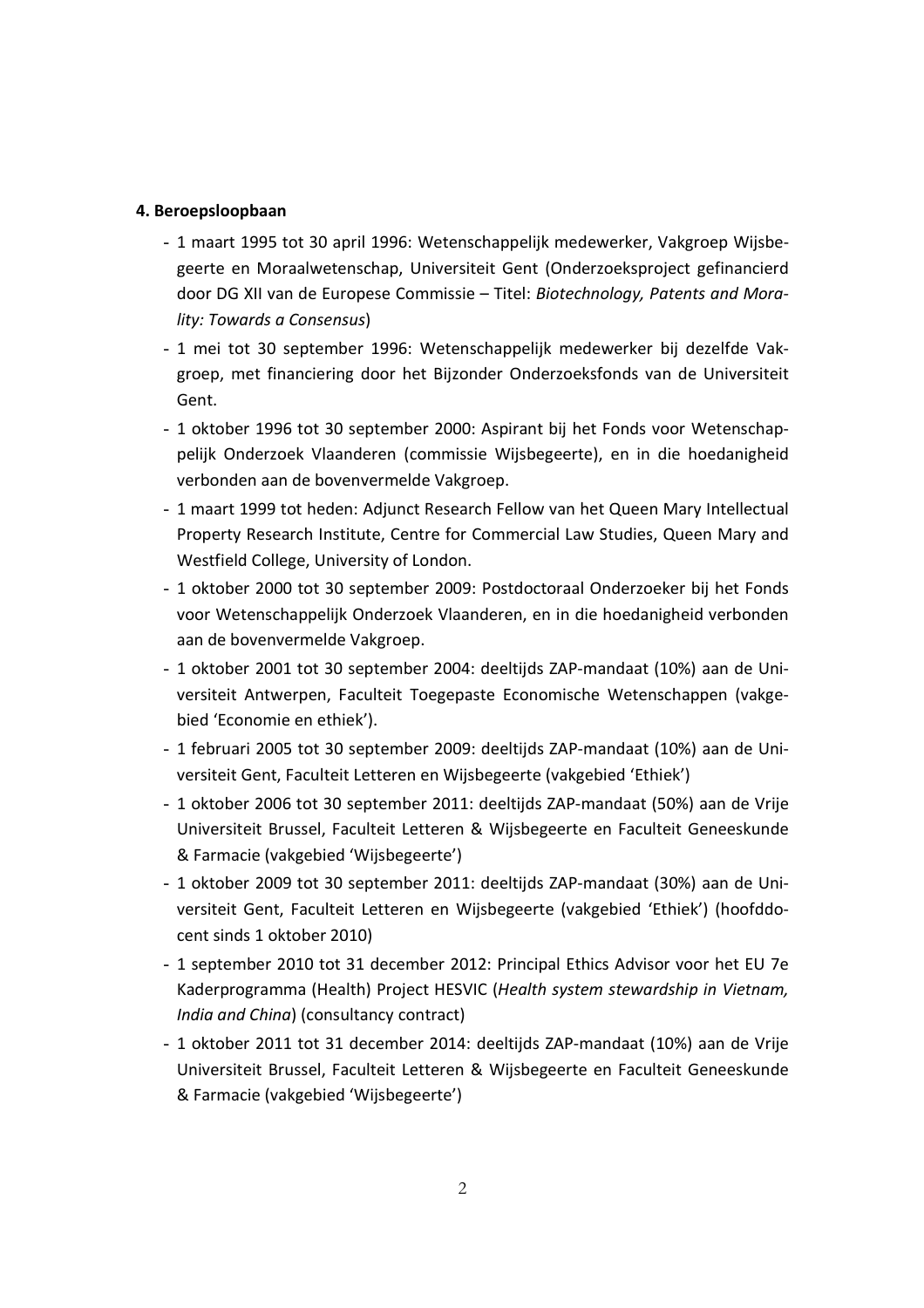#### 4. Beroepsloopbaan

- 1 maart 1995 tot 30 april 1996: Wetenschappelijk medewerker, Vakgroep Wijsbegeerte en Moraalwetenschap, Universiteit Gent (Onderzoeksproject gefinancierd door DG XII van de Europese Commissie – Titel: *Biotechnology, Patents and Morality: Towards a Consensus*)
- 1 mei tot 30 september 1996: Wetenschappelijk medewerker bij dezelfde Vakgroep, met financiering door het Bijzonder Onderzoeksfonds van de Universiteit Gent.
- 1 oktober 1996 tot 30 september 2000: Aspirant bij het Fonds voor Wetenschappelijk Onderzoek Vlaanderen (commissie Wijsbegeerte), en in die hoedanigheid verbonden aan de bovenvermelde Vakgroep.
- 1 maart 1999 tot heden: Adjunct Research Fellow van het Queen Mary Intellectual Property Research Institute, Centre for Commercial Law Studies, Queen Mary and Westfield College, University of London.
- 1 oktober 2000 tot 30 september 2009: Postdoctoraal Onderzoeker bij het Fonds voor Wetenschappelijk Onderzoek Vlaanderen, en in die hoedanigheid verbonden aan de bovenvermelde Vakgroep.
- 1 oktober 2001 tot 30 september 2004: deeltijds ZAP-mandaat (10%) aan de Universiteit Antwerpen, Faculteit Toegepaste Economische Wetenschappen (vakgebied 'Economie en ethiek').
- 1 februari 2005 tot 30 september 2009: deeltijds ZAP-mandaat (10%) aan de Universiteit Gent, Faculteit Letteren en Wijsbegeerte (vakgebied 'Ethiek')
- 1 oktober 2006 tot 30 september 2011: deeltijds ZAP-mandaat (50%) aan de Vrije Universiteit Brussel, Faculteit Letteren & Wijsbegeerte en Faculteit Geneeskunde & Farmacie (vakgebied 'Wijsbegeerte')
- 1 oktober 2009 tot 30 september 2011: deeltijds ZAP-mandaat (30%) aan de Universiteit Gent, Faculteit Letteren en Wijsbegeerte (vakgebied 'Ethiek') (hoofddocent sinds 1 oktober 2010)
- 1 september 2010 tot 31 december 2012: Principal Ethics Advisor voor het EU 7e Kaderprogramma (Health) Project HESVIC (*Health system stewardship in Vietnam, India and China*) (consultancy contract)
- 1 oktober 2011 tot 31 december 2014: deeltijds ZAP-mandaat (10%) aan de Vrije Universiteit Brussel, Faculteit Letteren & Wijsbegeerte en Faculteit Geneeskunde & Farmacie (vakgebied 'Wijsbegeerte')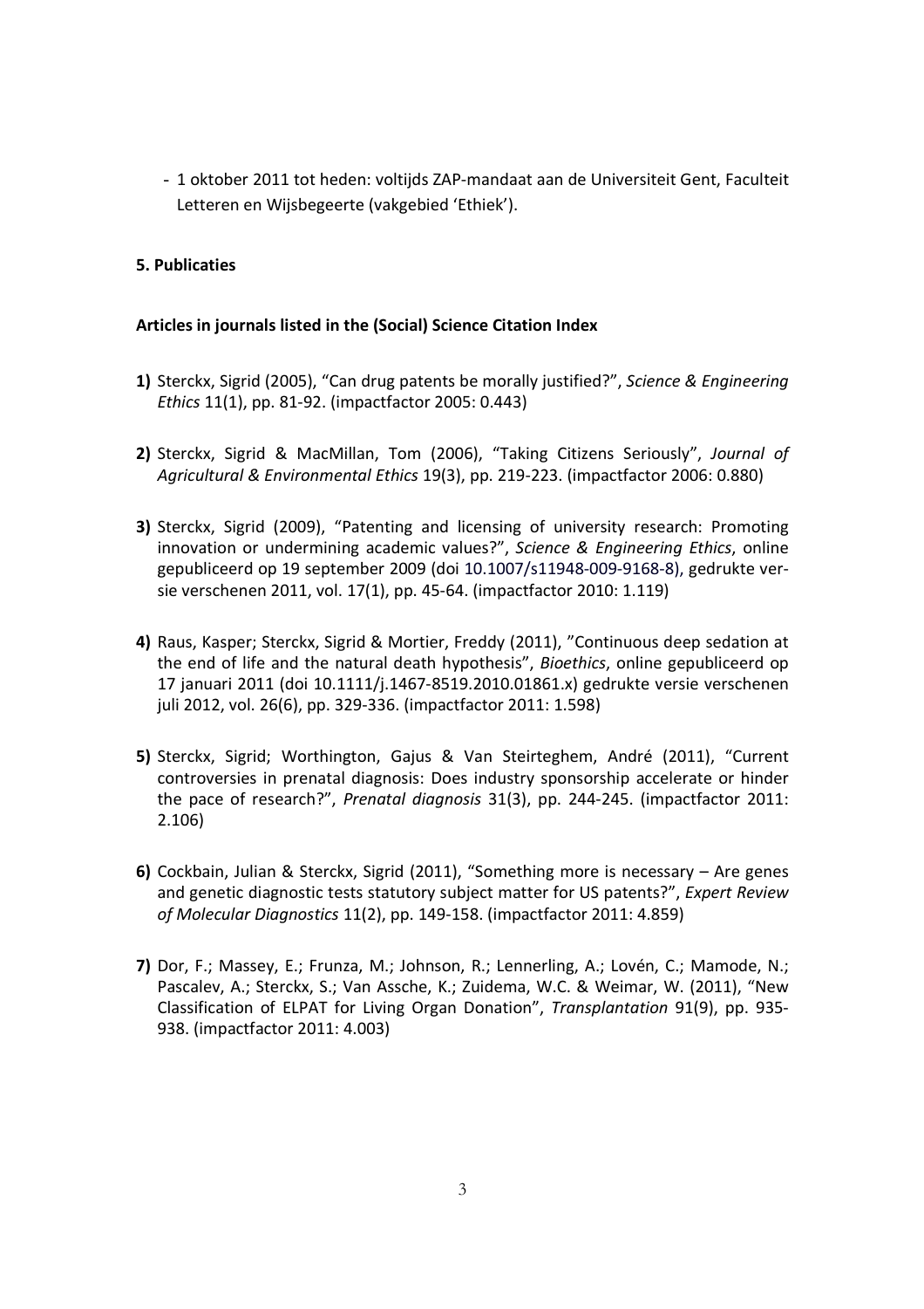- 1 oktober 2011 tot heden: voltijds ZAP-mandaat aan de Universiteit Gent, Faculteit Letteren en Wijsbegeerte (vakgebied 'Ethiek').

**5. Publicaties**

**Articles in journals listed in the (Social) Science Citation Index**

**1)** Sterckx, Sigrid (2005), "Can drug patents be morally justified?", *Science & Engineering Ethics* 11(1), pp. 81-92. (impactfactor 2005: 0.443)

**2)** Sterckx, Sigrid & MacMillan, Tom (2006), "Taking Citizens Seriously", *Journal of Agricultural & Environmental Ethics* 19(3), pp. 219-223. (impactfactor 2006: 0.880)

**3)** Sterckx, Sigrid (2009), "Patenting and licensing of university research: Promoting innovation or undermining academic values?", *Science & Engineering Ethics*, online gepubliceerd op 19 september 2009 (doi 10.1007/s11948-009-9168-8), gedrukte versie verschenen 2011, vol. 17(1), pp. 45-64. (impactfactor 2010: 1.119)

**4)** Raus, Kasper; Sterckx, Sigrid & Mortier, Freddy (2011), "Continuous deep sedation at the end of life and the natural death hypothesis", *Bioethics*, online gepubliceerd op 17 januari 2011 (doi 10.1111/j.1467-8519.2010.01861.x) gedrukte versie verschenen juli 2012, vol. 26(6), pp. 329-336. (impactfactor 2011: 1.598)

**5)** Sterckx, Sigrid; Worthington, Gajus & Van Steirteghem, André (2011), "Current controversies in prenatal diagnosis: Does industry sponsorship accelerate or hinder the pace of research?", *Prenatal diagnosis* 31(3), pp. 244-245. (impactfactor 2011: 2.106)

**6)** Cockbain, Julian & Sterckx, Sigrid (2011), "Something more is necessary – Are genes and genetic diagnostic tests statutory subject matter for US patents?", *Expert Review of Molecular Diagnostics* 11(2), pp. 149-158. (impactfactor 2011: 4.859)

**7)** Dor, F.; Massey, E.; Frunza, M.; Johnson, R.; Lennerling, A.; Lovén, C.; Mamode, N.; Pascalev, A.; Sterckx, S.; Van Assche, K.; Zuidema, W.C. & Weimar, W. (2011), "New Classification of ELPAT for Living Organ Donation", *Transplantation* 91(9), pp. 935-938. (impactfactor 2011: 4.003)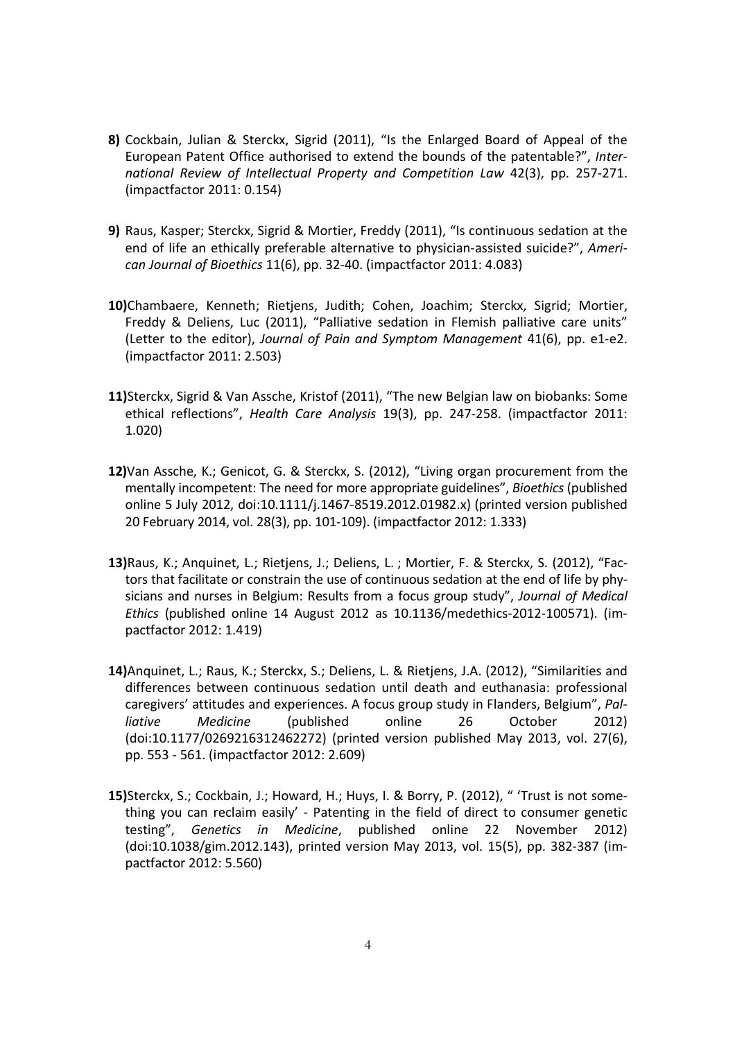**8)** Cockbain, Julian & Sterckx, Sigrid (2011), "Is the Enlarged Board of Appeal of the European Patent Office authorised to extend the bounds of the patentable?", *International Review of Intellectual Property and Competition Law* 42(3), pp. 257-271. (impactfactor 2011: 0.154)

**9)** Raus, Kasper; Sterckx, Sigrid & Mortier, Freddy (2011), "Is continuous sedation at the end of life an ethically preferable alternative to physician-assisted suicide?", *American Journal of Bioethics* 11(6), pp. 32-40. (impactfactor 2011: 4.083)

**10)** Chambaere, Kenneth; Rietjens, Judith; Cohen, Joachim; Sterckx, Sigrid; Mortier, Freddy & Deliens, Luc (2011), "Palliative sedation in Flemish palliative care units" (Letter to the editor), *Journal of Pain and Symptom Management* 41(6), pp. e1-e2. (impactfactor 2011: 2.503)

**11)** Sterckx, Sigrid & Van Assche, Kristof (2011), "The new Belgian law on biobanks: Some ethical reflections", *Health Care Analysis* 19(3), pp. 247-258. (impactfactor 2011: 1.020)

**12)** Van Assche, K.; Genicot, G. & Sterckx, S. (2012), "Living organ procurement from the mentally incompetent: The need for more appropriate guidelines", *Bioethics* (published online 5 July 2012, doi:10.1111/j.1467-8519.2012.01982.x) (printed version published 20 February 2014, vol. 28(3), pp. 101-109). (impactfactor 2012: 1.333)

**13)** Raus, K.; Anquinet, L.; Rietjens, J.; Deliens, L. ; Mortier, F. & Sterckx, S. (2012), "Factors that facilitate or constrain the use of continuous sedation at the end of life by physicians and nurses in Belgium: Results from a focus group study", *Journal of Medical Ethics* (published online 14 August 2012 as 10.1136/medethics-2012-100571). (impactfactor 2012: 1.419)

**14)** Anquinet, L.; Raus, K.; Sterckx, S.; Deliens, L. & Rietjens, J.A. (2012), "Similarities and differences between continuous sedation until death and euthanasia: professional caregivers' attitudes and experiences. A focus group study in Flanders, Belgium", *Palliative Medicine* (published online 26 October 2012) (doi:10.1177/0269216312462272) (printed version published May 2013, vol. 27(6), pp. 553 - 561. (impactfactor 2012: 2.609)

**15)** Sterckx, S.; Cockbain, J.; Howard, H.; Huys, I. & Borry, P. (2012), " 'Trust is not something you can reclaim easily' - Patenting in the field of direct to consumer genetic testing", *Genetics in Medicine*, published online 22 November 2012) (doi:10.1038/gim.2012.143), printed version May 2013, vol. 15(5), pp. 382-387 (impactfactor 2012: 5.560)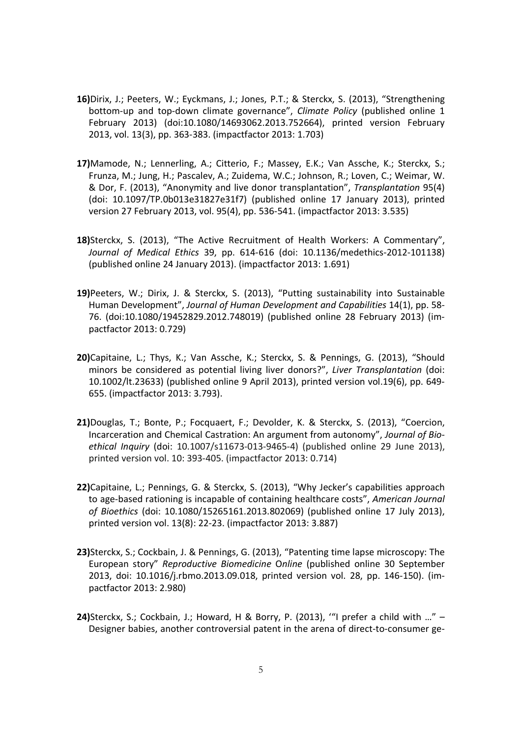**16)** Dirix, J.; Peeters, W.; Eyckmans, J.; Jones, P.T.; & Sterckx, S. (2013), "Strengthening bottom-up and top-down climate governance", *Climate Policy* (published online 1 February 2013) (doi:10.1080/14693062.2013.752664), printed version February 2013, vol. 13(3), pp. 363-383. (impactfactor 2013: 1.703)

**17)** Mamode, N.; Lennerling, A.; Citterio, F.; Massey, E.K.; Van Assche, K.; Sterckx, S.; Frunza, M.; Jung, H.; Pascalev, A.; Zuidema, W.C.; Johnson, R.; Loven, C.; Weimar, W. & Dor, F. (2013), "Anonymity and live donor transplantation", *Transplantation* 95(4) (doi: 10.1097/TP.0b013e31827e31f7) (published online 17 January 2013), printed version 27 February 2013, vol. 95(4), pp. 536-541. (impactfactor 2013: 3.535)

**18)** Sterckx, S. (2013), "The Active Recruitment of Health Workers: A Commentary", *Journal of Medical Ethics* 39, pp. 614-616 (doi: 10.1136/medethics-2012-101138) (published online 24 January 2013). (impactfactor 2013: 1.691)

**19)** Peeters, W.; Dirix, J. & Sterckx, S. (2013), "Putting sustainability into Sustainable Human Development", *Journal of Human Development and Capabilities* 14(1), pp. 58-76. (doi:10.1080/19452829.2012.748019) (published online 28 February 2013) (impactfactor 2013: 0.729)

**20)** Capitaine, L.; Thys, K.; Van Assche, K.; Sterckx, S. & Pennings, G. (2013), "Should minors be considered as potential living liver donors?", *Liver Transplantation* (doi: 10.1002/lt.23633) (published online 9 April 2013), printed version vol.19(6), pp. 649-655. (impactfactor 2013: 3.793).

**21)** Douglas, T.; Bonte, P.; Focquaert, F.; Devolder, K. & Sterckx, S. (2013), "Coercion, Incarceration and Chemical Castration: An argument from autonomy", *Journal of Bioethical Inquiry* (doi: 10.1007/s11673-013-9465-4) (published online 29 June 2013), printed version vol. 10: 393-405. (impactfactor 2013: 0.714)

**22)** Capitaine, L.; Pennings, G. & Sterckx, S. (2013), "Why Jecker's capabilities approach to age-based rationing is incapable of containing healthcare costs", *American Journal of Bioethics* (doi: 10.1080/15265161.2013.802069) (published online 17 July 2013), printed version vol. 13(8): 22-23. (impactfactor 2013: 3.887)

**23)** Sterckx, S.; Cockbain, J. & Pennings, G. (2013), "Patenting time lapse microscopy: The European story" *Reproductive Biomedicine Online* (published online 30 September 2013, doi: 10.1016/j.rbmo.2013.09.018, printed version vol. 28, pp. 146-150). (impactfactor 2013: 2.980)

**24)** Sterckx, S.; Cockbain, J.; Howard, H & Borry, P. (2013), '"I prefer a child with …" – Designer babies, another controversial patent in the arena of direct-to-consumer ge-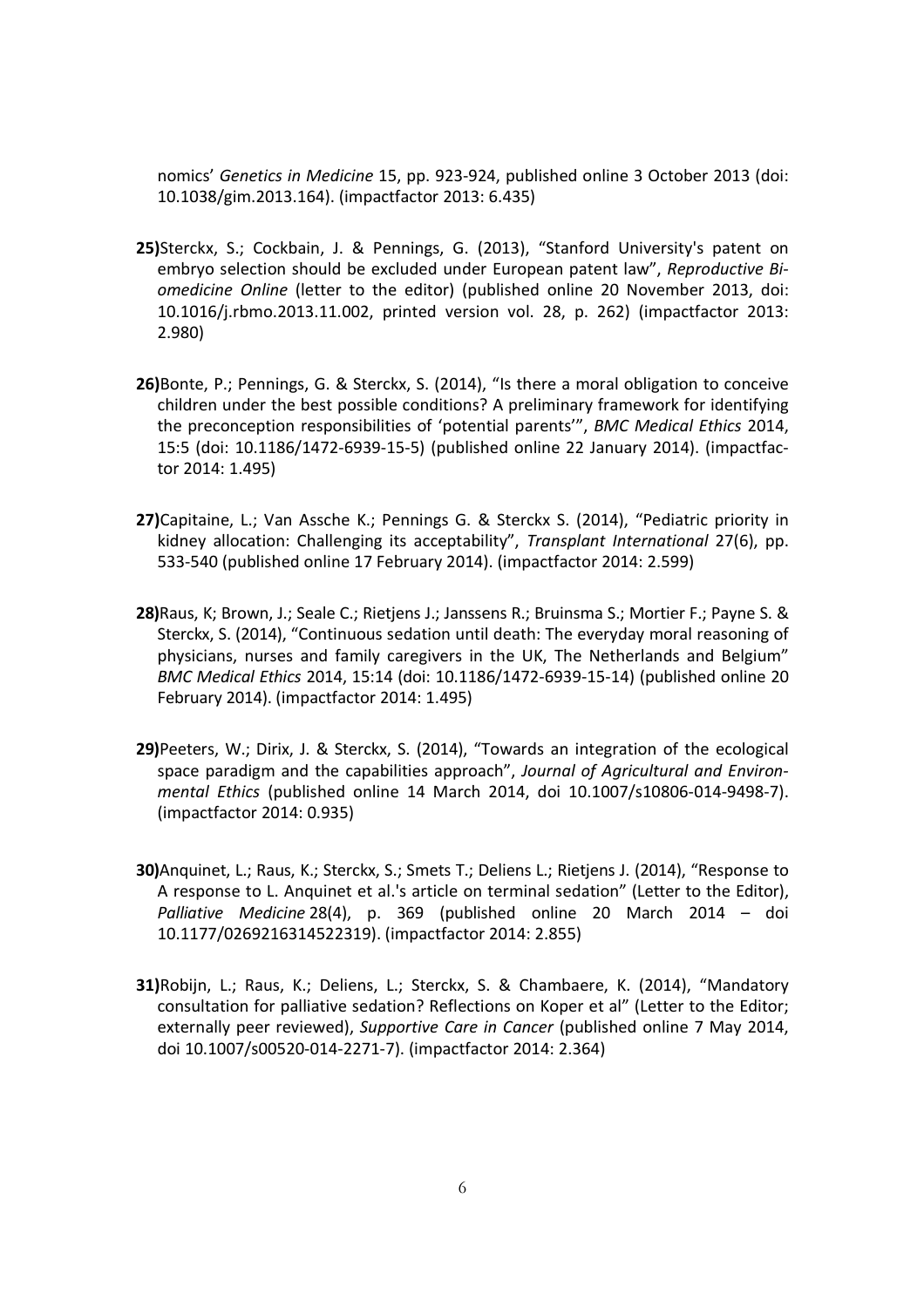nomics' *Genetics in Medicine* 15, pp. 923-924, published online 3 October 2013 (doi: 10.1038/gim.2013.164). (impactfactor 2013: 6.435)

**25)**Sterckx, S.; Cockbain, J. & Pennings, G. (2013), "Stanford University's patent on embryo selection should be excluded under European patent law", *Reproductive Biomedicine Online* (letter to the editor) (published online 20 November 2013, doi: 10.1016/j.rbmo.2013.11.002, printed version vol. 28, p. 262) (impactfactor 2013: 2.980)

**26)**Bonte, P.; Pennings, G. & Sterckx, S. (2014), "Is there a moral obligation to conceive children under the best possible conditions? A preliminary framework for identifying the preconception responsibilities of 'potential parents'", *BMC Medical Ethics* 2014, 15:5 (doi: 10.1186/1472-6939-15-5) (published online 22 January 2014). (impactfactor 2014: 1.495)

**27)**Capitaine, L.; Van Assche K.; Pennings G. & Sterckx S. (2014), "Pediatric priority in kidney allocation: Challenging its acceptability", *Transplant International* 27(6), pp. 533-540 (published online 17 February 2014). (impactfactor 2014: 2.599)

**28)**Raus, K; Brown, J.; Seale C.; Rietjens J.; Janssens R.; Bruinsma S.; Mortier F.; Payne S. & Sterckx, S. (2014), "Continuous sedation until death: The everyday moral reasoning of physicians, nurses and family caregivers in the UK, The Netherlands and Belgium" *BMC Medical Ethics* 2014, 15:14 (doi: 10.1186/1472-6939-15-14) (published online 20 February 2014). (impactfactor 2014: 1.495)

**29)**Peeters, W.; Dirix, J. & Sterckx, S. (2014), "Towards an integration of the ecological space paradigm and the capabilities approach", *Journal of Agricultural and Environmental Ethics* (published online 14 March 2014, doi 10.1007/s10806-014-9498-7). (impactfactor 2014: 0.935)

**30)**Anquinet, L.; Raus, K.; Sterckx, S.; Smets T.; Deliens L.; Rietjens J. (2014), "Response to A response to L. Anquinet et al.'s article on terminal sedation" (Letter to the Editor), *Palliative Medicine* 28(4), p. 369 (published online 20 March 2014 – doi 10.1177/0269216314522319). (impactfactor 2014: 2.855)

**31)**Robijn, L.; Raus, K.; Deliens, L.; Sterckx, S. & Chambaere, K. (2014), "Mandatory consultation for palliative sedation? Reflections on Koper et al" (Letter to the Editor; externally peer reviewed), *Supportive Care in Cancer* (published online 7 May 2014, doi 10.1007/s00520-014-2271-7). (impactfactor 2014: 2.364)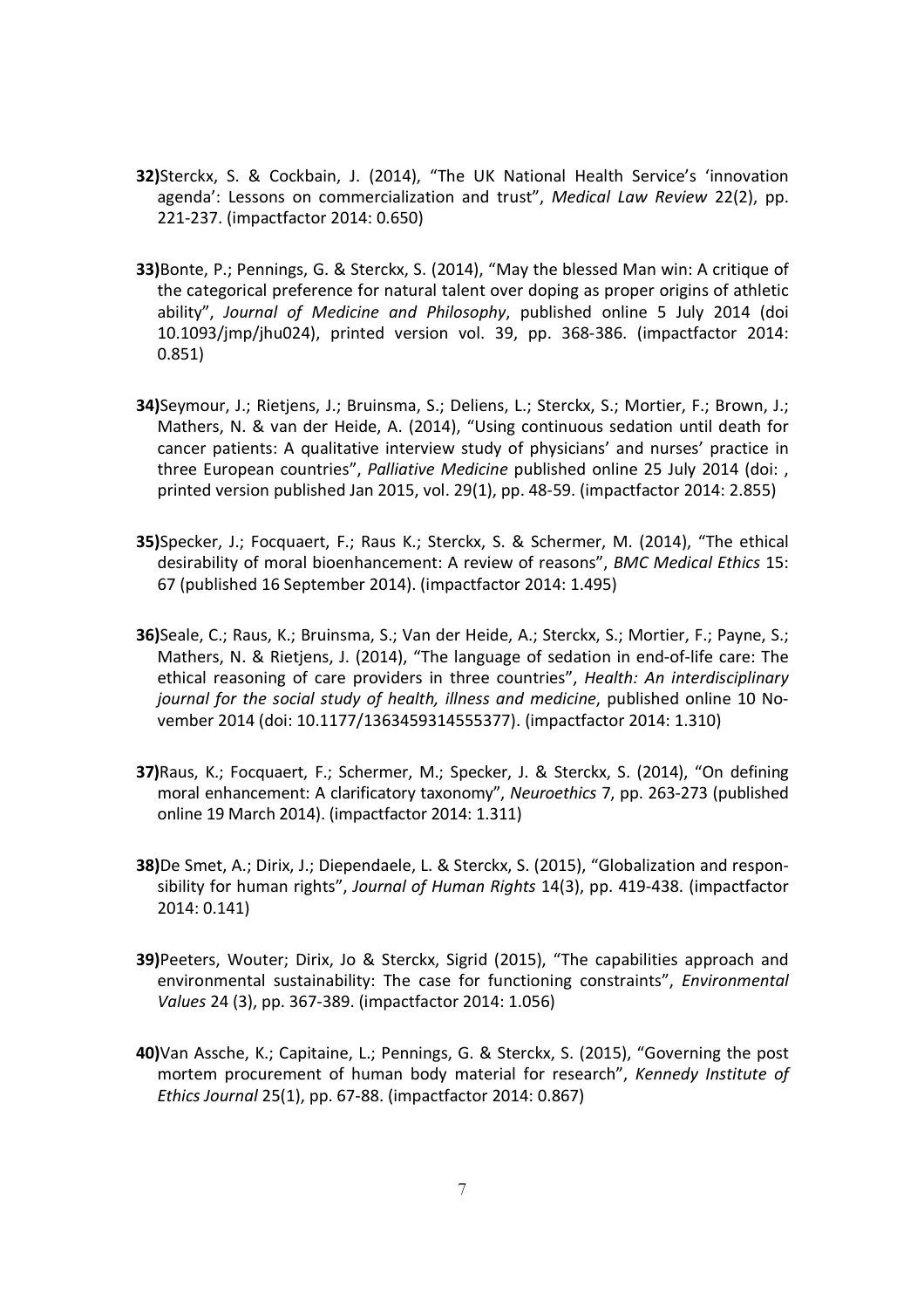**32)** Sterckx, S. & Cockbain, J. (2014), "The UK National Health Service's 'innovation agenda': Lessons on commercialization and trust", *Medical Law Review* 22(2), pp. 221-237. (impactfactor 2014: 0.650)

**33)** Bonte, P.; Pennings, G. & Sterckx, S. (2014), "May the blessed Man win: A critique of the categorical preference for natural talent over doping as proper origins of athletic ability", *Journal of Medicine and Philosophy*, published online 5 July 2014 (doi 10.1093/jmp/jhu024), printed version vol. 39, pp. 368-386. (impactfactor 2014: 0.851)

**34)** Seymour, J.; Rietjens, J.; Bruinsma, S.; Deliens, L.; Sterckx, S.; Mortier, F.; Brown, J.; Mathers, N. & van der Heide, A. (2014), "Using continuous sedation until death for cancer patients: A qualitative interview study of physicians' and nurses' practice in three European countries", *Palliative Medicine* published online 25 July 2014 (doi: , printed version published Jan 2015, vol. 29(1), pp. 48-59. (impactfactor 2014: 2.855)

**35)** Specker, J.; Focquaert, F.; Raus K.; Sterckx, S. & Schermer, M. (2014), "The ethical desirability of moral bioenhancement: A review of reasons", *BMC Medical Ethics* 15: 67 (published 16 September 2014). (impactfactor 2014: 1.495)

**36)** Seale, C.; Raus, K.; Bruinsma, S.; Van der Heide, A.; Sterckx, S.; Mortier, F.; Payne, S.; Mathers, N. & Rietjens, J. (2014), "The language of sedation in end-of-life care: The ethical reasoning of care providers in three countries", *Health: An interdisciplinary journal for the social study of health, illness and medicine*, published online 10 November 2014 (doi: 10.1177/1363459314555377). (impactfactor 2014: 1.310)

**37)** Raus, K.; Focquaert, F.; Schermer, M.; Specker, J. & Sterckx, S. (2014), "On defining moral enhancement: A clarificatory taxonomy", *Neuroethics* 7, pp. 263-273 (published online 19 March 2014). (impactfactor 2014: 1.311)

**38)** De Smet, A.; Dirix, J.; Diependaele, L. & Sterckx, S. (2015), "Globalization and responsibility for human rights", *Journal of Human Rights* 14(3), pp. 419-438. (impactfactor 2014: 0.141)

**39)** Peeters, Wouter; Dirix, Jo & Sterckx, Sigrid (2015), "The capabilities approach and environmental sustainability: The case for functioning constraints", *Environmental Values* 24 (3), pp. 367-389. (impactfactor 2014: 1.056)

**40)** Van Assche, K.; Capitaine, L.; Pennings, G. & Sterckx, S. (2015), "Governing the post mortem procurement of human body material for research", *Kennedy Institute of Ethics Journal* 25(1), pp. 67-88. (impactfactor 2014: 0.867)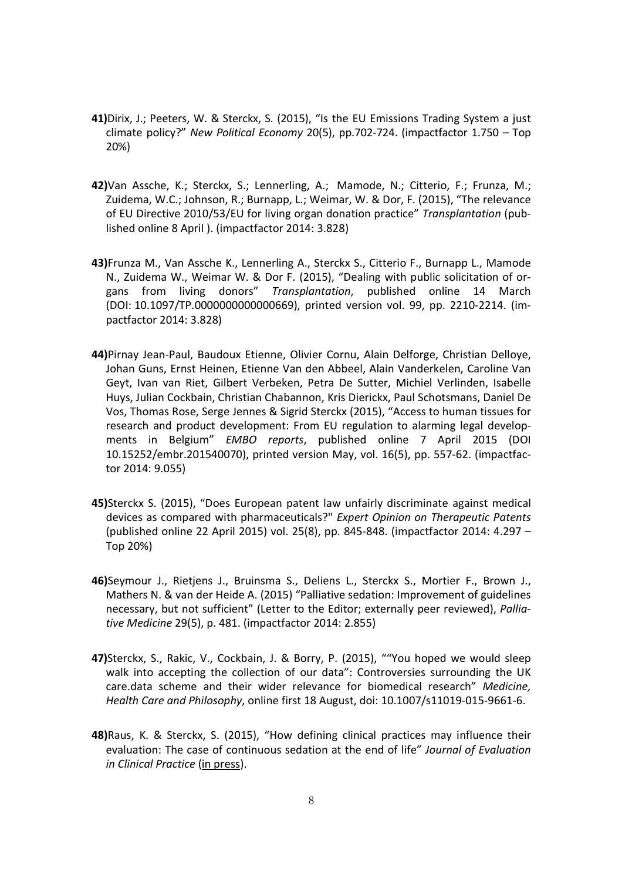**41)**Dirix, J.; Peeters, W. & Sterckx, S. (2015), "Is the EU Emissions Trading System a just climate policy?" *New Political Economy* 20(5), pp.702-724. (impactfactor 1.750 – Top 20%)

**42)**Van Assche, K.; Sterckx, S.; Lennerling, A.; Mamode, N.; Citterio, F.; Frunza, M.; Zuidema, W.C.; Johnson, R.; Burnapp, L.; Weimar, W. & Dor, F. (2015), "The relevance of EU Directive 2010/53/EU for living organ donation practice" *Transplantation* (published online 8 April ). (impactfactor 2014: 3.828)

**43)**Frunza M., Van Assche K., Lennerling A., Sterckx S., Citterio F., Burnapp L., Mamode N., Zuidema W., Weimar W. & Dor F. (2015), "Dealing with public solicitation of organs from living donors" *Transplantation*, published online 14 March (DOI: 10.1097/TP.0000000000000669), printed version vol. 99, pp. 2210-2214. (impactfactor 2014: 3.828)

**44)**Pirnay Jean-Paul, Baudoux Etienne, Olivier Cornu, Alain Delforge, Christian Delloye, Johan Guns, Ernst Heinen, Etienne Van den Abbeel, Alain Vanderkelen, Caroline Van Geyt, Ivan van Riet, Gilbert Verbeken, Petra De Sutter, Michiel Verlinden, Isabelle Huys, Julian Cockbain, Christian Chabannon, Kris Dierickx, Paul Schotsmans, Daniel De Vos, Thomas Rose, Serge Jennes & Sigrid Sterckx (2015), "Access to human tissues for research and product development: From EU regulation to alarming legal developments in Belgium" *EMBO reports*, published online 7 April 2015 (DOI 10.15252/embr.201540070), printed version May, vol. 16(5), pp. 557-62. (impactfactor 2014: 9.055)

**45)**Sterckx S. (2015), "Does European patent law unfairly discriminate against medical devices as compared with pharmaceuticals?" *Expert Opinion on Therapeutic Patents* (published online 22 April 2015) vol. 25(8), pp. 845-848. (impactfactor 2014: 4.297 – Top 20%)

**46)**Seymour J., Rietjens J., Bruinsma S., Deliens L., Sterckx S., Mortier F., Brown J., Mathers N. & van der Heide A. (2015) "Palliative sedation: Improvement of guidelines necessary, but not sufficient" (Letter to the Editor; externally peer reviewed), *Palliative Medicine* 29(5), p. 481. (impactfactor 2014: 2.855)

**47)**Sterckx, S., Rakic, V., Cockbain, J. & Borry, P. (2015), ""You hoped we would sleep walk into accepting the collection of our data": Controversies surrounding the UK care.data scheme and their wider relevance for biomedical research" *Medicine, Health Care and Philosophy*, online first 18 August, doi: 10.1007/s11019-015-9661-6.

**48)**Raus, K. & Sterckx, S. (2015), "How defining clinical practices may influence their evaluation: The case of continuous sedation at the end of life" *Journal of Evaluation in Clinical Practice* (in press).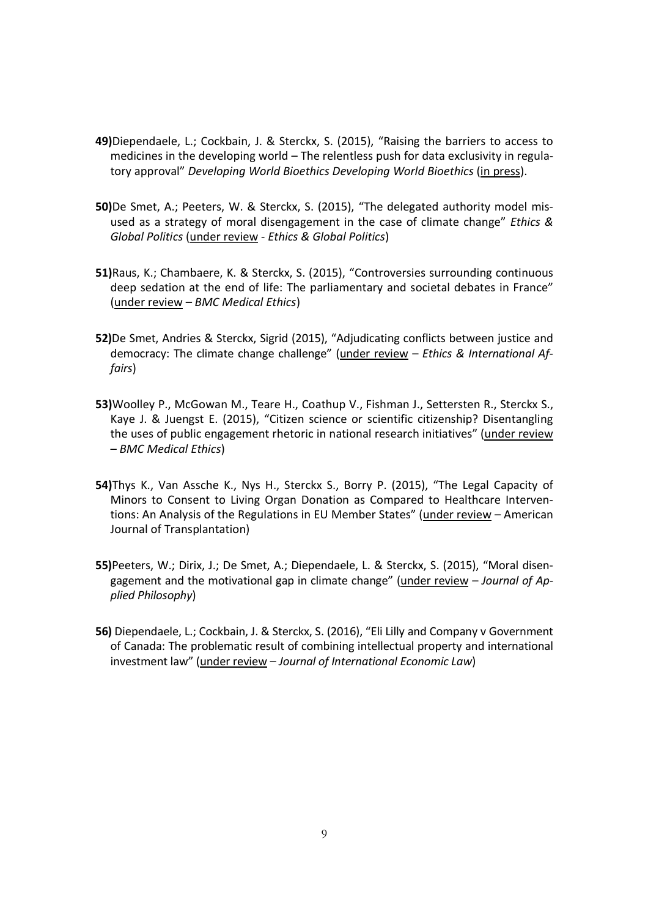**49)** Diependaele, L.; Cockbain, J. & Sterckx, S. (2015), "Raising the barriers to access to medicines in the developing world – The relentless push for data exclusivity in regulatory approval" *Developing World Bioethics Developing World Bioethics* (<u>in press</u>).

**50)** De Smet, A.; Peeters, W. & Sterckx, S. (2015), "The delegated authority model misused as a strategy of moral disengagement in the case of climate change" *Ethics & Global Politics* (<u>under review</u> - *Ethics & Global Politics*)

**51)** Raus, K.; Chambaere, K. & Sterckx, S. (2015), "Controversies surrounding continuous deep sedation at the end of life: The parliamentary and societal debates in France" (<u>under review</u> – *BMC Medical Ethics*)

**52)** De Smet, Andries & Sterckx, Sigrid (2015), "Adjudicating conflicts between justice and democracy: The climate change challenge" (<u>under review</u> – *Ethics & International Affairs*)

**53)** Woolley P., McGowan M., Teare H., Coathup V., Fishman J., Settersten R., Sterckx S., Kaye J. & Juengst E. (2015), "Citizen science or scientific citizenship? Disentangling the uses of public engagement rhetoric in national research initiatives" (<u>under review</u> – *BMC Medical Ethics*)

**54)** Thys K., Van Assche K., Nys H., Sterckx S., Borry P. (2015), "The Legal Capacity of Minors to Consent to Living Organ Donation as Compared to Healthcare Interventions: An Analysis of the Regulations in EU Member States" (<u>under review</u> – American Journal of Transplantation)

**55)** Peeters, W.; Dirix, J.; De Smet, A.; Diependaele, L. & Sterckx, S. (2015), "Moral disengagement and the motivational gap in climate change" (<u>under review</u> – *Journal of Applied Philosophy*)

**56)** Diependaele, L.; Cockbain, J. & Sterckx, S. (2016), "Eli Lilly and Company v Government of Canada: The problematic result of combining intellectual property and international investment law" (<u>under review</u> – *Journal of International Economic Law*)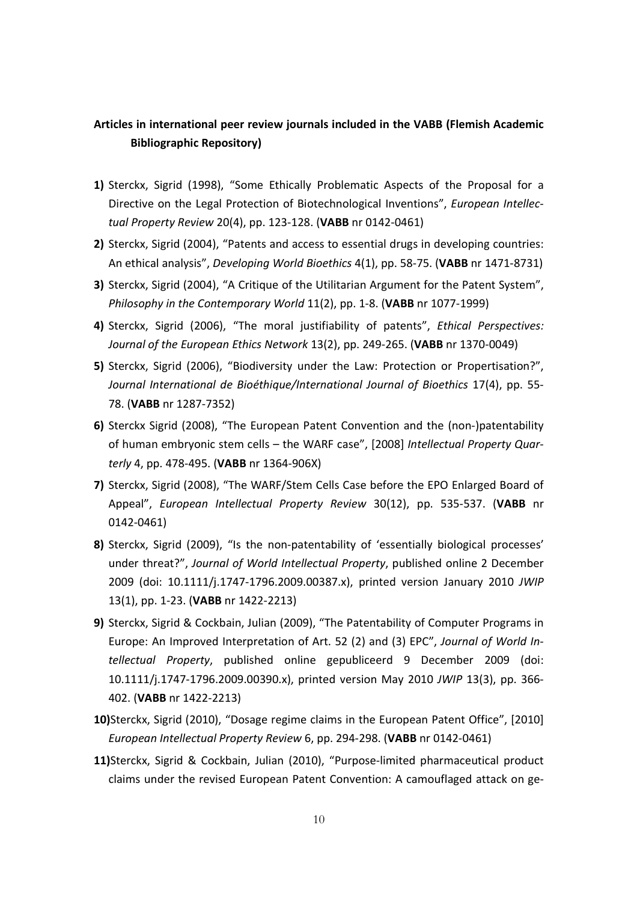**Articles in international peer review journals included in the VABB (Flemish Academic Bibliographic Repository)**

**1)** Sterckx, Sigrid (1998), "Some Ethically Problematic Aspects of the Proposal for a Directive on the Legal Protection of Biotechnological Inventions", *European Intellectual Property Review* 20(4), pp. 123-128. (**VABB** nr 0142-0461)

**2)** Sterckx, Sigrid (2004), "Patents and access to essential drugs in developing countries: An ethical analysis", *Developing World Bioethics* 4(1), pp. 58-75. (**VABB** nr 1471-8731)

**3)** Sterckx, Sigrid (2004), "A Critique of the Utilitarian Argument for the Patent System", *Philosophy in the Contemporary World* 11(2), pp. 1-8. (**VABB** nr 1077-1999)

**4)** Sterckx, Sigrid (2006), "The moral justifiability of patents", *Ethical Perspectives: Journal of the European Ethics Network* 13(2), pp. 249-265. (**VABB** nr 1370-0049)

**5)** Sterckx, Sigrid (2006), "Biodiversity under the Law: Protection or Propertisation?", *Journal International de Bioéthique/International Journal of Bioethics* 17(4), pp. 55-78. (**VABB** nr 1287-7352)

**6)** Sterckx Sigrid (2008), "The European Patent Convention and the (non-)patentability of human embryonic stem cells – the WARF case", [2008] *Intellectual Property Quarterly* 4, pp. 478-495. (**VABB** nr 1364-906X)

**7)** Sterckx, Sigrid (2008), "The WARF/Stem Cells Case before the EPO Enlarged Board of Appeal", *European Intellectual Property Review* 30(12), pp. 535-537. (**VABB** nr 0142-0461)

**8)** Sterckx, Sigrid (2009), "Is the non-patentability of 'essentially biological processes' under threat?", *Journal of World Intellectual Property*, published online 2 December 2009 (doi: 10.1111/j.1747-1796.2009.00387.x), printed version January 2010 *JWIP* 13(1), pp. 1-23. (**VABB** nr 1422-2213)

**9)** Sterckx, Sigrid & Cockbain, Julian (2009), "The Patentability of Computer Programs in Europe: An Improved Interpretation of Art. 52 (2) and (3) EPC", *Journal of World Intellectual Property*, published online gepubliceerd 9 December 2009 (doi: 10.1111/j.1747-1796.2009.00390.x), printed version May 2010 *JWIP* 13(3), pp. 366-402. (**VABB** nr 1422-2213)

**10)** Sterckx, Sigrid (2010), "Dosage regime claims in the European Patent Office", [2010] *European Intellectual Property Review* 6, pp. 294-298. (**VABB** nr 0142-0461)

**11)** Sterckx, Sigrid & Cockbain, Julian (2010), "Purpose-limited pharmaceutical product claims under the revised European Patent Convention: A camouflaged attack on ge-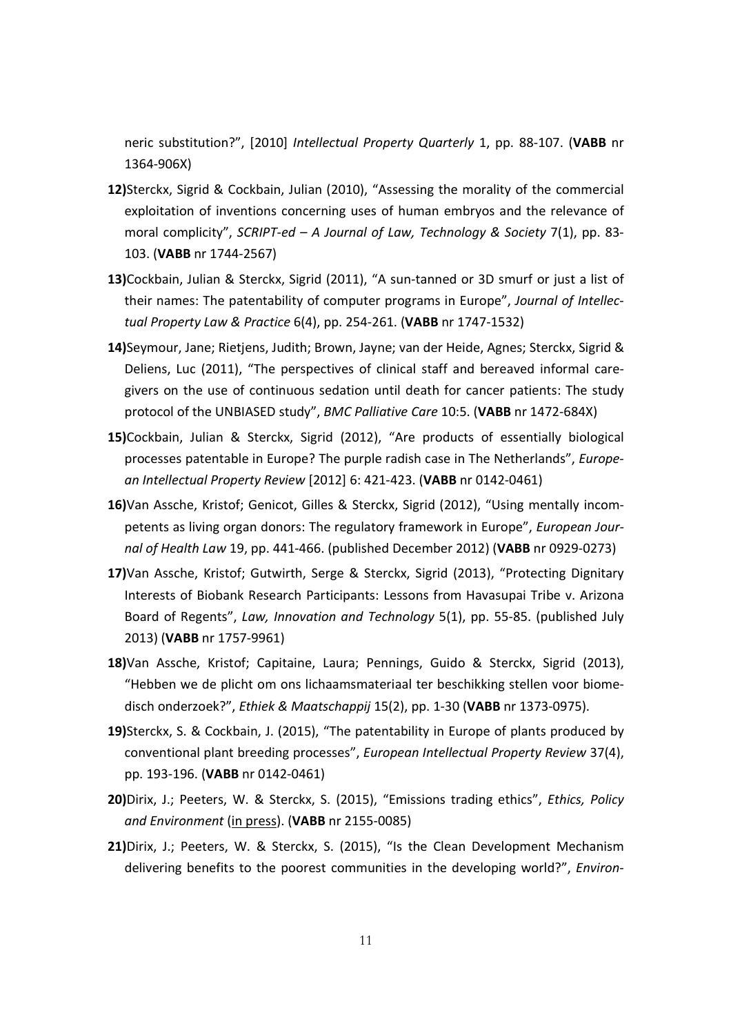neric substitution?", [2010] *Intellectual Property Quarterly* 1, pp. 88-107. (**VABB** nr 1364-906X)

**12)** Sterckx, Sigrid & Cockbain, Julian (2010), "Assessing the morality of the commercial exploitation of inventions concerning uses of human embryos and the relevance of moral complicity", *SCRIPT-ed – A Journal of Law, Technology & Society* 7(1), pp. 83-103. (**VABB** nr 1744-2567)

**13)** Cockbain, Julian & Sterckx, Sigrid (2011), "A sun-tanned or 3D smurf or just a list of their names: The patentability of computer programs in Europe", *Journal of Intellectual Property Law & Practice* 6(4), pp. 254-261. (**VABB** nr 1747-1532)

**14)** Seymour, Jane; Rietjens, Judith; Brown, Jayne; van der Heide, Agnes; Sterckx, Sigrid & Deliens, Luc (2011), "The perspectives of clinical staff and bereaved informal caregivers on the use of continuous sedation until death for cancer patients: The study protocol of the UNBIASED study", *BMC Palliative Care* 10:5. (**VABB** nr 1472-684X)

**15)** Cockbain, Julian & Sterckx, Sigrid (2012), "Are products of essentially biological processes patentable in Europe? The purple radish case in The Netherlands", *European Intellectual Property Review* [2012] 6: 421-423. (**VABB** nr 0142-0461)

**16)** Van Assche, Kristof; Genicot, Gilles & Sterckx, Sigrid (2012), "Using mentally incompetents as living organ donors: The regulatory framework in Europe", *European Journal of Health Law* 19, pp. 441-466. (published December 2012) (**VABB** nr 0929-0273)

**17)** Van Assche, Kristof; Gutwirth, Serge & Sterckx, Sigrid (2013), "Protecting Dignitary Interests of Biobank Research Participants: Lessons from Havasupai Tribe v. Arizona Board of Regents", *Law, Innovation and Technology* 5(1), pp. 55-85. (published July 2013) (**VABB** nr 1757-9961)

**18)** Van Assche, Kristof; Capitaine, Laura; Pennings, Guido & Sterckx, Sigrid (2013), "Hebben we de plicht om ons lichaamsmateriaal ter beschikking stellen voor biomedisch onderzoek?", *Ethiek & Maatschappij* 15(2), pp. 1-30 (**VABB** nr 1373-0975).

**19)** Sterckx, S. & Cockbain, J. (2015), "The patentability in Europe of plants produced by conventional plant breeding processes", *European Intellectual Property Review* 37(4), pp. 193-196. (**VABB** nr 0142-0461)

**20)** Dirix, J.; Peeters, W. & Sterckx, S. (2015), "Emissions trading ethics", *Ethics, Policy and Environment* (in press). (**VABB** nr 2155-0085)

**21)** Dirix, J.; Peeters, W. & Sterckx, S. (2015), "Is the Clean Development Mechanism delivering benefits to the poorest communities in the developing world?", *Environ-*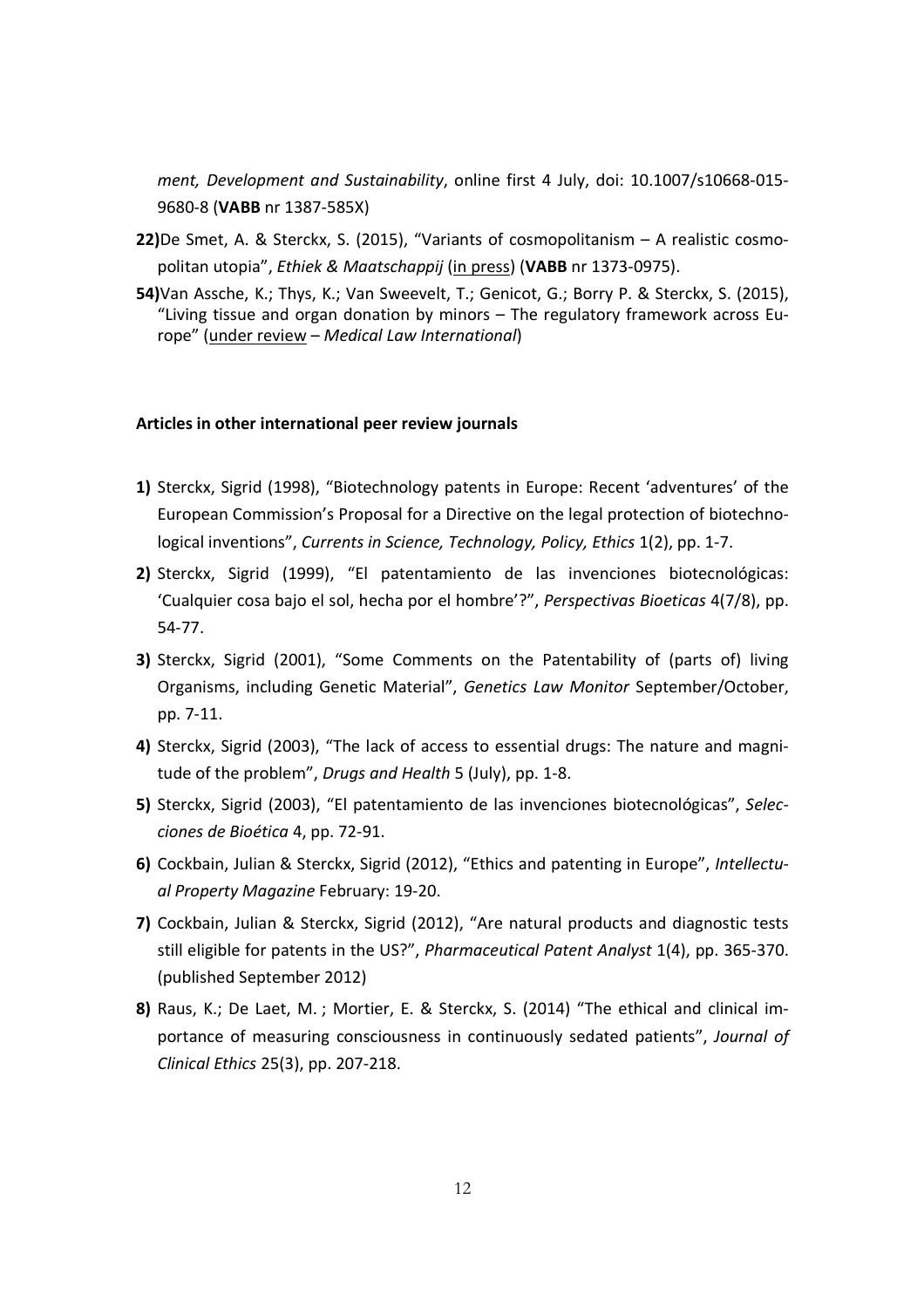*ment, Development and Sustainability*, online first 4 July, doi: 10.1007/s10668-015-9680-8 (**VABB** nr 1387-585X)

**22)** De Smet, A. & Sterckx, S. (2015), "Variants of cosmopolitanism – A realistic cosmopolitan utopia", *Ethiek & Maatschappij* (in press) (**VABB** nr 1373-0975).

**54)** Van Assche, K.; Thys, K.; Van Sweevelt, T.; Genicot, G.; Borry P. & Sterckx, S. (2015), "Living tissue and organ donation by minors – The regulatory framework across Europe" (under review – *Medical Law International*)

**Articles in other international peer review journals**

**1)** Sterckx, Sigrid (1998), "Biotechnology patents in Europe: Recent 'adventures' of the European Commission's Proposal for a Directive on the legal protection of biotechnological inventions", *Currents in Science, Technology, Policy, Ethics* 1(2), pp. 1-7.

**2)** Sterckx, Sigrid (1999), "El patentamiento de las invenciones biotecnológicas: 'Cualquier cosa bajo el sol, hecha por el hombre'?", *Perspectivas Bioeticas* 4(7/8), pp. 54-77.

**3)** Sterckx, Sigrid (2001), "Some Comments on the Patentability of (parts of) living Organisms, including Genetic Material", *Genetics Law Monitor* September/October, pp. 7-11.

**4)** Sterckx, Sigrid (2003), "The lack of access to essential drugs: The nature and magnitude of the problem", *Drugs and Health* 5 (July), pp. 1-8.

**5)** Sterckx, Sigrid (2003), "El patentamiento de las invenciones biotecnológicas", *Selecciones de Bioética* 4, pp. 72-91.

**6)** Cockbain, Julian & Sterckx, Sigrid (2012), "Ethics and patenting in Europe", *Intellectual Property Magazine* February: 19-20.

**7)** Cockbain, Julian & Sterckx, Sigrid (2012), "Are natural products and diagnostic tests still eligible for patents in the US?", *Pharmaceutical Patent Analyst* 1(4), pp. 365-370. (published September 2012)

**8)** Raus, K.; De Laet, M. ; Mortier, E. & Sterckx, S. (2014) "The ethical and clinical importance of measuring consciousness in continuously sedated patients", *Journal of Clinical Ethics* 25(3), pp. 207-218.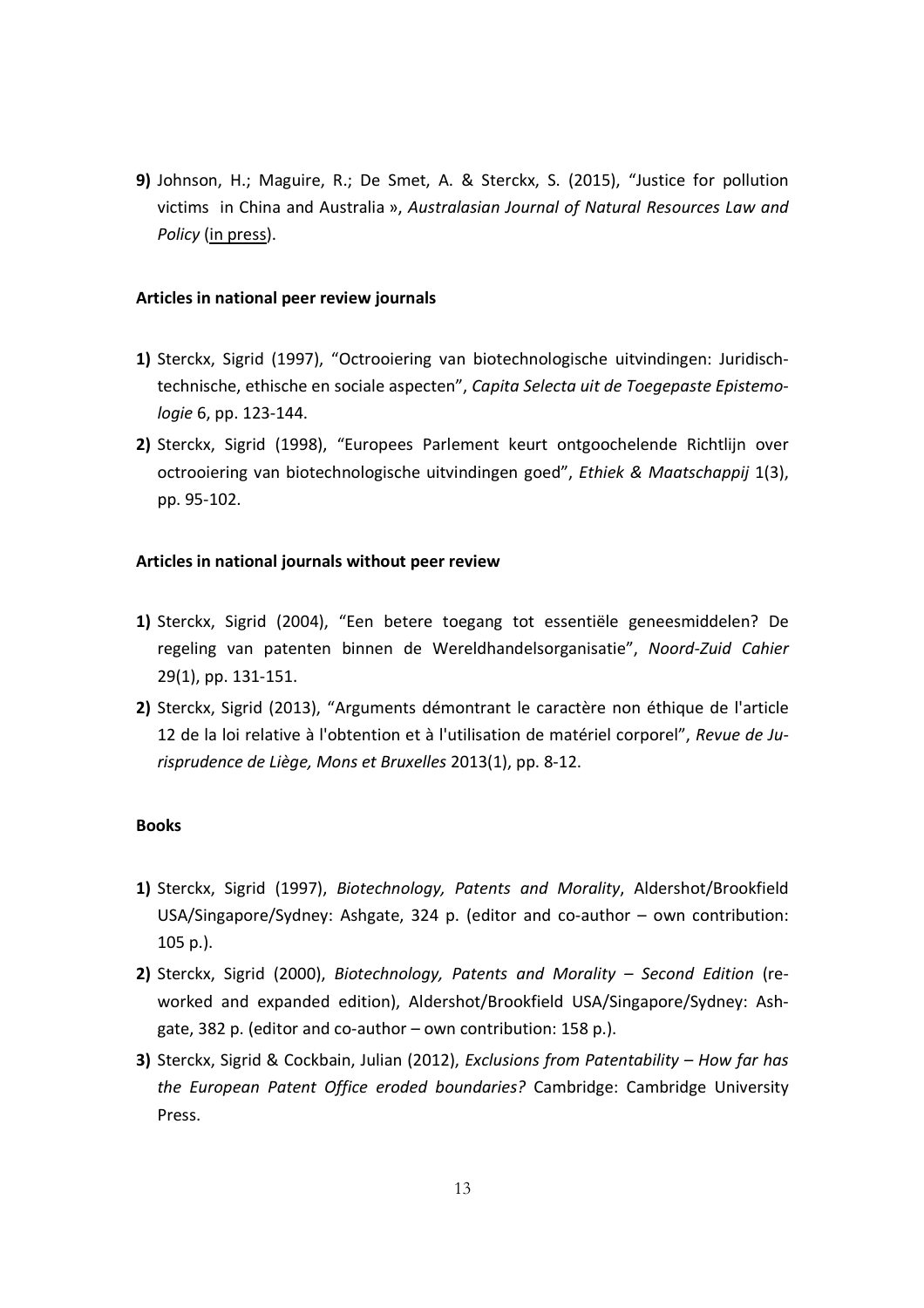**9)** Johnson, H.; Maguire, R.; De Smet, A. & Sterckx, S. (2015), "Justice for pollution victims in China and Australia », *Australasian Journal of Natural Resources Law and Policy* (<u>in press</u>).

**Articles in national peer review journals**

**1)** Sterckx, Sigrid (1997), "Octrooiering van biotechnologische uitvindingen: Juridisch-technische, ethische en sociale aspecten", *Capita Selecta uit de Toegepaste Epistemologie* 6, pp. 123-144.

**2)** Sterckx, Sigrid (1998), "Europees Parlement keurt ontgoochelende Richtlijn over octrooiering van biotechnologische uitvindingen goed", *Ethiek & Maatschappij* 1(3), pp. 95-102.

**Articles in national journals without peer review**

**1)** Sterckx, Sigrid (2004), "Een betere toegang tot essentiële geneesmiddelen? De regeling van patenten binnen de Wereldhandelsorganisatie", *Noord-Zuid Cahier* 29(1), pp. 131-151.

**2)** Sterckx, Sigrid (2013), "Arguments démontrant le caractère non éthique de l'article 12 de la loi relative à l'obtention et à l'utilisation de matériel corporel", *Revue de Jurisprudence de Liège, Mons et Bruxelles* 2013(1), pp. 8-12.

**Books**

**1)** Sterckx, Sigrid (1997), *Biotechnology, Patents and Morality*, Aldershot/Brookfield USA/Singapore/Sydney: Ashgate, 324 p. (editor and co-author – own contribution: 105 p.).

**2)** Sterckx, Sigrid (2000), *Biotechnology, Patents and Morality – Second Edition* (reworked and expanded edition), Aldershot/Brookfield USA/Singapore/Sydney: Ashgate, 382 p. (editor and co-author – own contribution: 158 p.).

**3)** Sterckx, Sigrid & Cockbain, Julian (2012), *Exclusions from Patentability – How far has the European Patent Office eroded boundaries?* Cambridge: Cambridge University Press.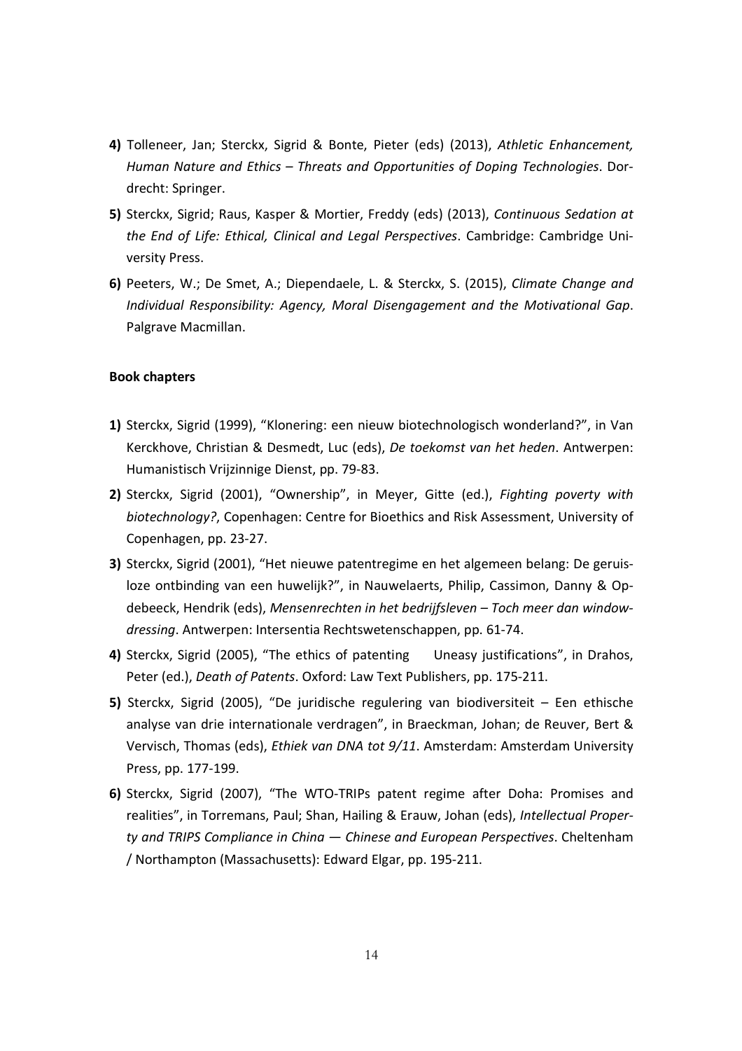**4)** Tolleneer, Jan; Sterckx, Sigrid & Bonte, Pieter (eds) (2013), *Athletic Enhancement, Human Nature and Ethics – Threats and Opportunities of Doping Technologies*. Dordrecht: Springer.

**5)** Sterckx, Sigrid; Raus, Kasper & Mortier, Freddy (eds) (2013), *Continuous Sedation at the End of Life: Ethical, Clinical and Legal Perspectives*. Cambridge: Cambridge University Press.

**6)** Peeters, W.; De Smet, A.; Diependaele, L. & Sterckx, S. (2015), *Climate Change and Individual Responsibility: Agency, Moral Disengagement and the Motivational Gap*. Palgrave Macmillan.

**Book chapters**

**1)** Sterckx, Sigrid (1999), "Klonering: een nieuw biotechnologisch wonderland?", in Van Kerckhove, Christian & Desmedt, Luc (eds), *De toekomst van het heden*. Antwerpen: Humanistisch Vrijzinnige Dienst, pp. 79-83.

**2)** Sterckx, Sigrid (2001), "Ownership", in Meyer, Gitte (ed.), *Fighting poverty with biotechnology?*, Copenhagen: Centre for Bioethics and Risk Assessment, University of Copenhagen, pp. 23-27.

**3)** Sterckx, Sigrid (2001), "Het nieuwe patentregime en het algemeen belang: De geruisloze ontbinding van een huwelijk?", in Nauwelaerts, Philip, Cassimon, Danny & Opdebeeck, Hendrik (eds), *Mensenrechten in het bedrijfsleven – Toch meer dan windowdressing*. Antwerpen: Intersentia Rechtswetenschappen, pp. 61-74.

**4)** Sterckx, Sigrid (2005), "The ethics of patenting Uneasy justifications", in Drahos, Peter (ed.), *Death of Patents*. Oxford: Law Text Publishers, pp. 175-211.

**5)** Sterckx, Sigrid (2005), "De juridische regulering van biodiversiteit – Een ethische analyse van drie internationale verdragen", in Braeckman, Johan; de Reuver, Bert & Vervisch, Thomas (eds), *Ethiek van DNA tot 9/11*. Amsterdam: Amsterdam University Press, pp. 177-199.

**6)** Sterckx, Sigrid (2007), "The WTO-TRIPs patent regime after Doha: Promises and realities", in Torremans, Paul; Shan, Hailing & Erauw, Johan (eds), *Intellectual Property and TRIPS Compliance in China — Chinese and European Perspectives*. Cheltenham / Northampton (Massachusetts): Edward Elgar, pp. 195-211.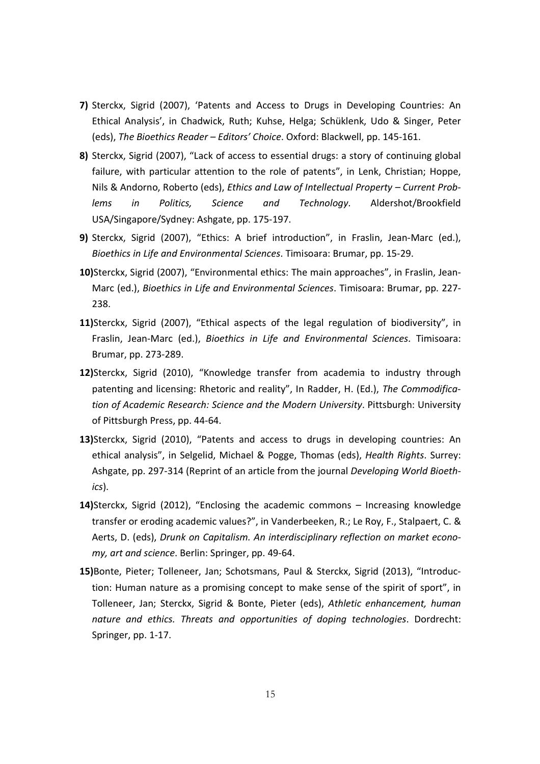**7)** Sterckx, Sigrid (2007), 'Patents and Access to Drugs in Developing Countries: An Ethical Analysis', in Chadwick, Ruth; Kuhse, Helga; Schüklenk, Udo & Singer, Peter (eds), *The Bioethics Reader – Editors' Choice*. Oxford: Blackwell, pp. 145-161.

**8)** Sterckx, Sigrid (2007), "Lack of access to essential drugs: a story of continuing global failure, with particular attention to the role of patents", in Lenk, Christian; Hoppe, Nils & Andorno, Roberto (eds), *Ethics and Law of Intellectual Property – Current Problems in Politics, Science and Technology*. Aldershot/Brookfield USA/Singapore/Sydney: Ashgate, pp. 175-197.

**9)** Sterckx, Sigrid (2007), "Ethics: A brief introduction", in Fraslin, Jean-Marc (ed.), *Bioethics in Life and Environmental Sciences*. Timisoara: Brumar, pp. 15-29.

**10)** Sterckx, Sigrid (2007), "Environmental ethics: The main approaches", in Fraslin, Jean-Marc (ed.), *Bioethics in Life and Environmental Sciences*. Timisoara: Brumar, pp. 227-238.

**11)** Sterckx, Sigrid (2007), "Ethical aspects of the legal regulation of biodiversity", in Fraslin, Jean-Marc (ed.), *Bioethics in Life and Environmental Sciences*. Timisoara: Brumar, pp. 273-289.

**12)** Sterckx, Sigrid (2010), "Knowledge transfer from academia to industry through patenting and licensing: Rhetoric and reality", In Radder, H. (Ed.), *The Commodification of Academic Research: Science and the Modern University*. Pittsburgh: University of Pittsburgh Press, pp. 44-64.

**13)** Sterckx, Sigrid (2010), "Patents and access to drugs in developing countries: An ethical analysis", in Selgelid, Michael & Pogge, Thomas (eds), *Health Rights*. Surrey: Ashgate, pp. 297-314 (Reprint of an article from the journal *Developing World Bioethics*).

**14)** Sterckx, Sigrid (2012), "Enclosing the academic commons – Increasing knowledge transfer or eroding academic values?", in Vanderbeeken, R.; Le Roy, F., Stalpaert, C. & Aerts, D. (eds), *Drunk on Capitalism. An interdisciplinary reflection on market economy, art and science*. Berlin: Springer, pp. 49-64.

**15)** Bonte, Pieter; Tolleneer, Jan; Schotsmans, Paul & Sterckx, Sigrid (2013), "Introduction: Human nature as a promising concept to make sense of the spirit of sport", in Tolleneer, Jan; Sterckx, Sigrid & Bonte, Pieter (eds), *Athletic enhancement, human nature and ethics. Threats and opportunities of doping technologies*. Dordrecht: Springer, pp. 1-17.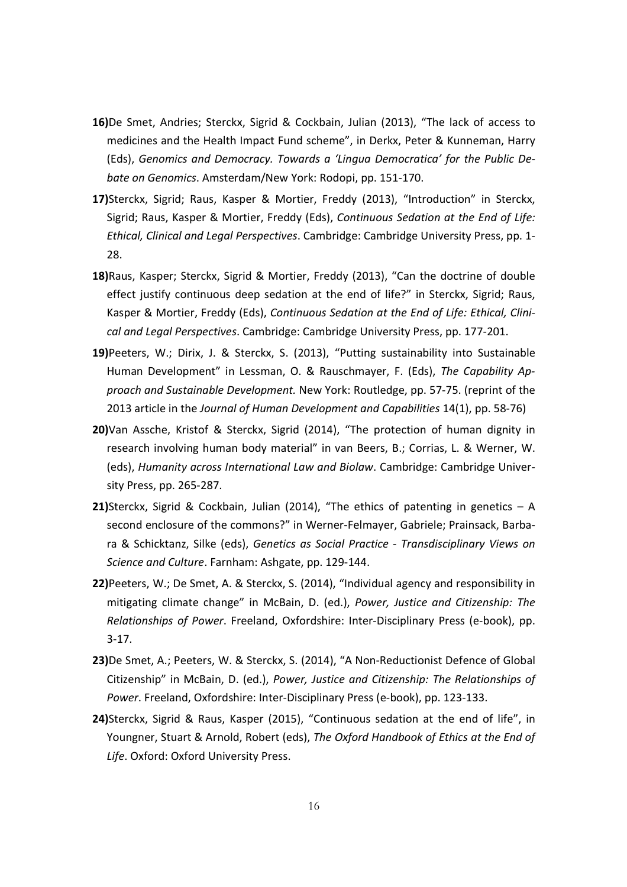**16)**De Smet, Andries; Sterckx, Sigrid & Cockbain, Julian (2013), "The lack of access to medicines and the Health Impact Fund scheme", in Derkx, Peter & Kunneman, Harry (Eds), *Genomics and Democracy. Towards a 'Lingua Democratica' for the Public Debate on Genomics*. Amsterdam/New York: Rodopi, pp. 151-170.

**17)**Sterckx, Sigrid; Raus, Kasper & Mortier, Freddy (2013), "Introduction" in Sterckx, Sigrid; Raus, Kasper & Mortier, Freddy (Eds), *Continuous Sedation at the End of Life: Ethical, Clinical and Legal Perspectives*. Cambridge: Cambridge University Press, pp. 1-28.

**18)**Raus, Kasper; Sterckx, Sigrid & Mortier, Freddy (2013), "Can the doctrine of double effect justify continuous deep sedation at the end of life?" in Sterckx, Sigrid; Raus, Kasper & Mortier, Freddy (Eds), *Continuous Sedation at the End of Life: Ethical, Clinical and Legal Perspectives*. Cambridge: Cambridge University Press, pp. 177-201.

**19)**Peeters, W.; Dirix, J. & Sterckx, S. (2013), "Putting sustainability into Sustainable Human Development" in Lessman, O. & Rauschmayer, F. (Eds), *The Capability Approach and Sustainable Development.* New York: Routledge, pp. 57-75. (reprint of the 2013 article in the *Journal of Human Development and Capabilities* 14(1), pp. 58-76)

**20)**Van Assche, Kristof & Sterckx, Sigrid (2014), "The protection of human dignity in research involving human body material" in van Beers, B.; Corrias, L. & Werner, W. (eds), *Humanity across International Law and Biolaw*. Cambridge: Cambridge University Press, pp. 265-287.

**21)**Sterckx, Sigrid & Cockbain, Julian (2014), "The ethics of patenting in genetics – A second enclosure of the commons?" in Werner-Felmayer, Gabriele; Prainsack, Barbara & Schicktanz, Silke (eds), *Genetics as Social Practice - Transdisciplinary Views on Science and Culture*. Farnham: Ashgate, pp. 129-144.

**22)**Peeters, W.; De Smet, A. & Sterckx, S. (2014), "Individual agency and responsibility in mitigating climate change" in McBain, D. (ed.), *Power, Justice and Citizenship: The Relationships of Power*. Freeland, Oxfordshire: Inter-Disciplinary Press (e-book), pp. 3-17.

**23)**De Smet, A.; Peeters, W. & Sterckx, S. (2014), "A Non-Reductionist Defence of Global Citizenship" in McBain, D. (ed.), *Power, Justice and Citizenship: The Relationships of Power*. Freeland, Oxfordshire: Inter-Disciplinary Press (e-book), pp. 123-133.

**24)**Sterckx, Sigrid & Raus, Kasper (2015), "Continuous sedation at the end of life", in Youngner, Stuart & Arnold, Robert (eds), *The Oxford Handbook of Ethics at the End of Life*. Oxford: Oxford University Press.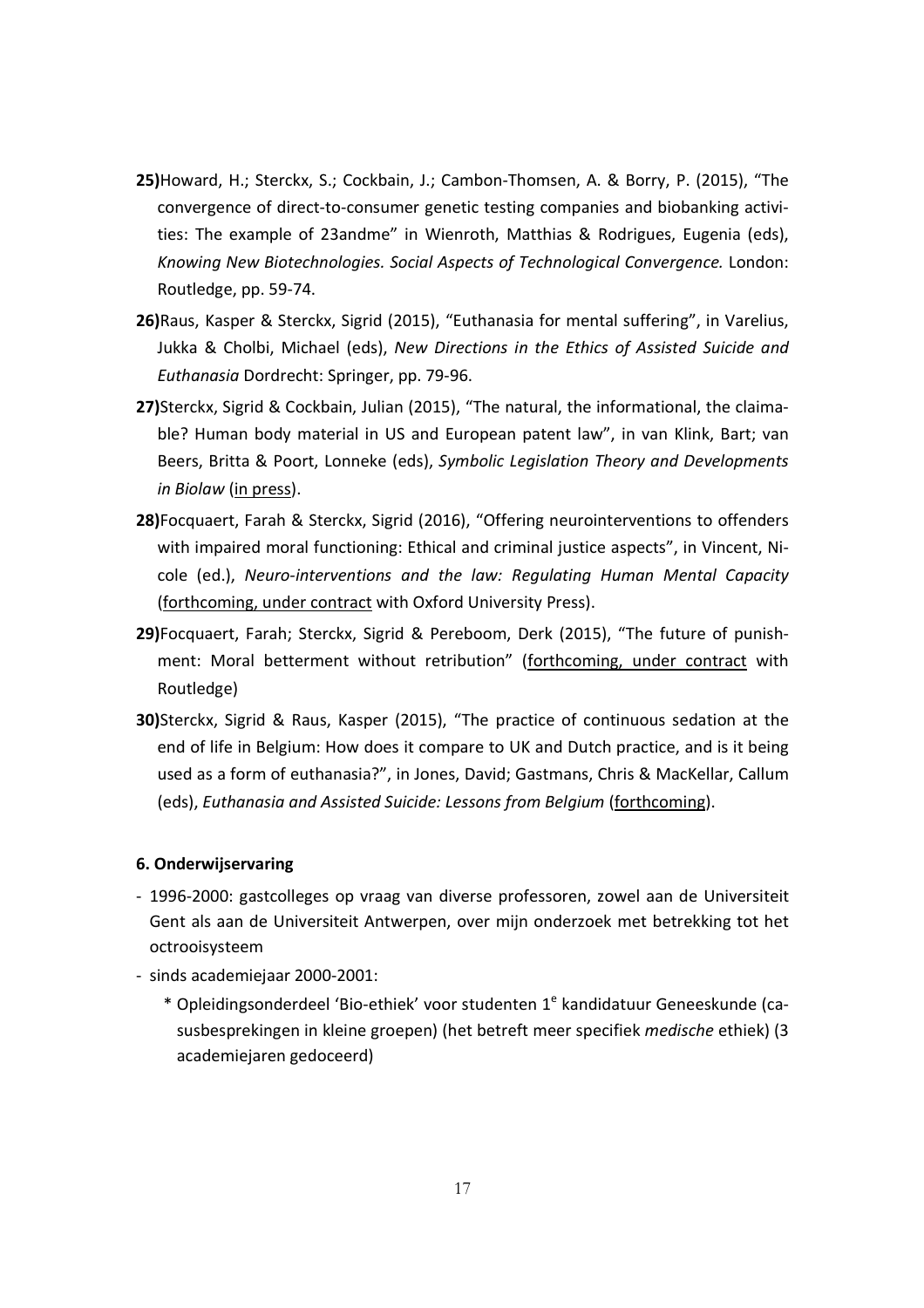**25)** Howard, H.; Sterckx, S.; Cockbain, J.; Cambon-Thomsen, A. & Borry, P. (2015), "The convergence of direct-to-consumer genetic testing companies and biobanking activities: The example of 23andme" in Wienroth, Matthias & Rodrigues, Eugenia (eds), *Knowing New Biotechnologies. Social Aspects of Technological Convergence.* London: Routledge, pp. 59-74.

**26)** Raus, Kasper & Sterckx, Sigrid (2015), "Euthanasia for mental suffering", in Varelius, Jukka & Cholbi, Michael (eds), *New Directions in the Ethics of Assisted Suicide and Euthanasia* Dordrecht: Springer, pp. 79-96.

**27)** Sterckx, Sigrid & Cockbain, Julian (2015), "The natural, the informational, the claimable? Human body material in US and European patent law", in van Klink, Bart; van Beers, Britta & Poort, Lonneke (eds), *Symbolic Legislation Theory and Developments in Biolaw* (<u>in press</u>).

**28)** Focquaert, Farah & Sterckx, Sigrid (2016), "Offering neurointerventions to offenders with impaired moral functioning: Ethical and criminal justice aspects", in Vincent, Nicole (ed.), *Neuro-interventions and the law: Regulating Human Mental Capacity* (<u>forthcoming, under contract</u> with Oxford University Press).

**29)** Focquaert, Farah; Sterckx, Sigrid & Pereboom, Derk (2015), "The future of punishment: Moral betterment without retribution" (<u>forthcoming, under contract</u> with Routledge)

**30)** Sterckx, Sigrid & Raus, Kasper (2015), "The practice of continuous sedation at the end of life in Belgium: How does it compare to UK and Dutch practice, and is it being used as a form of euthanasia?", in Jones, David; Gastmans, Chris & MacKellar, Callum (eds), *Euthanasia and Assisted Suicide: Lessons from Belgium* (<u>forthcoming</u>).

**6. Onderwijservaring**

- 1996-2000: gastcolleges op vraag van diverse professoren, zowel aan de Universiteit Gent als aan de Universiteit Antwerpen, over mijn onderzoek met betrekking tot het octrooisysteem
- sinds academiejaar 2000-2001:
  * Opleidingsonderdeel 'Bio-ethiek' voor studenten 1e kandidatuur Geneeskunde (casusbesprekingen in kleine groepen) (het betreft meer specifiek *medische* ethiek) (3 academiejaren gedoceerd)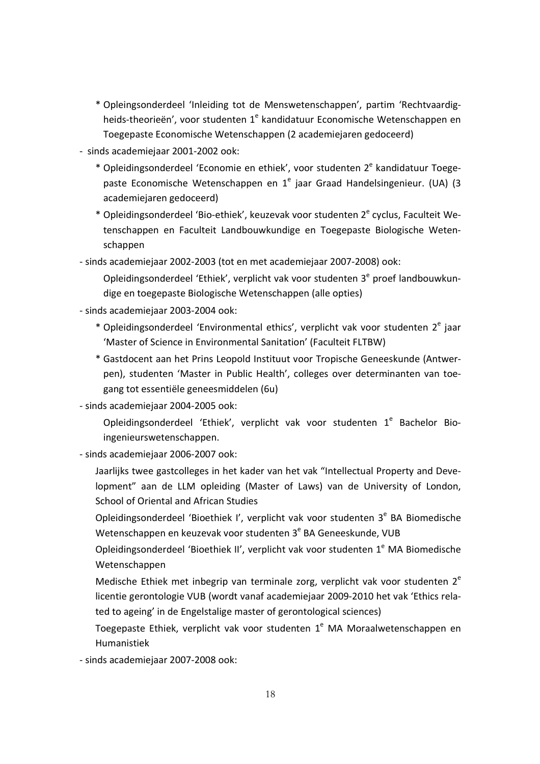* Opleingsonderdeel 'Inleiding tot de Menswetenschappen', partim 'Rechtvaardigheids-theorieën', voor studenten 1e kandidatuur Economische Wetenschappen en Toegepaste Economische Wetenschappen (2 academiejaren gedoceerd)

- sinds academiejaar 2001-2002 ook:
   * Opleidingsonderdeel 'Economie en ethiek', voor studenten 2e kandidatuur Toegepaste Economische Wetenschappen en 1e jaar Graad Handelsingenieur. (UA) (3 academiejaren gedoceerd)
   * Opleidingsonderdeel 'Bio-ethiek', keuzevak voor studenten 2e cyclus, Faculteit Wetenschappen en Faculteit Landbouwkundige en Toegepaste Biologische Wetenschappen
- sinds academiejaar 2002-2003 (tot en met academiejaar 2007-2008) ook:

  Opleidingsonderdeel 'Ethiek', verplicht vak voor studenten 3e proef landbouwkundige en toegepaste Biologische Wetenschappen (alle opties)
- sinds academiejaar 2003-2004 ook:
   * Opleidingsonderdeel 'Environmental ethics', verplicht vak voor studenten 2e jaar 'Master of Science in Environmental Sanitation' (Faculteit FLTBW)
   * Gastdocent aan het Prins Leopold Instituut voor Tropische Geneeskunde (Antwerpen), studenten 'Master in Public Health', colleges over determinanten van toegang tot essentiële geneesmiddelen (6u)
- sinds academiejaar 2004-2005 ook:

  Opleidingsonderdeel 'Ethiek', verplicht vak voor studenten 1e Bachelor Bio-ingenieurswetenschappen.
- sinds academiejaar 2006-2007 ook:

  Jaarlijks twee gastcolleges in het kader van het vak "Intellectual Property and Development" aan de LLM opleiding (Master of Laws) van de University of London, School of Oriental and African Studies

  Opleidingsonderdeel 'Bioethiek I', verplicht vak voor studenten 3e BA Biomedische Wetenschappen en keuzevak voor studenten 3e BA Geneeskunde, VUB

  Opleidingsonderdeel 'Bioethiek II', verplicht vak voor studenten 1e MA Biomedische Wetenschappen

  Medische Ethiek met inbegrip van terminale zorg, verplicht vak voor studenten 2e licentie gerontologie VUB (wordt vanaf academiejaar 2009-2010 het vak 'Ethics related to ageing' in de Engelstalige master of gerontological sciences)

  Toegepaste Ethiek, verplicht vak voor studenten 1e MA Moraalwetenschappen en Humanistiek
- sinds academiejaar 2007-2008 ook: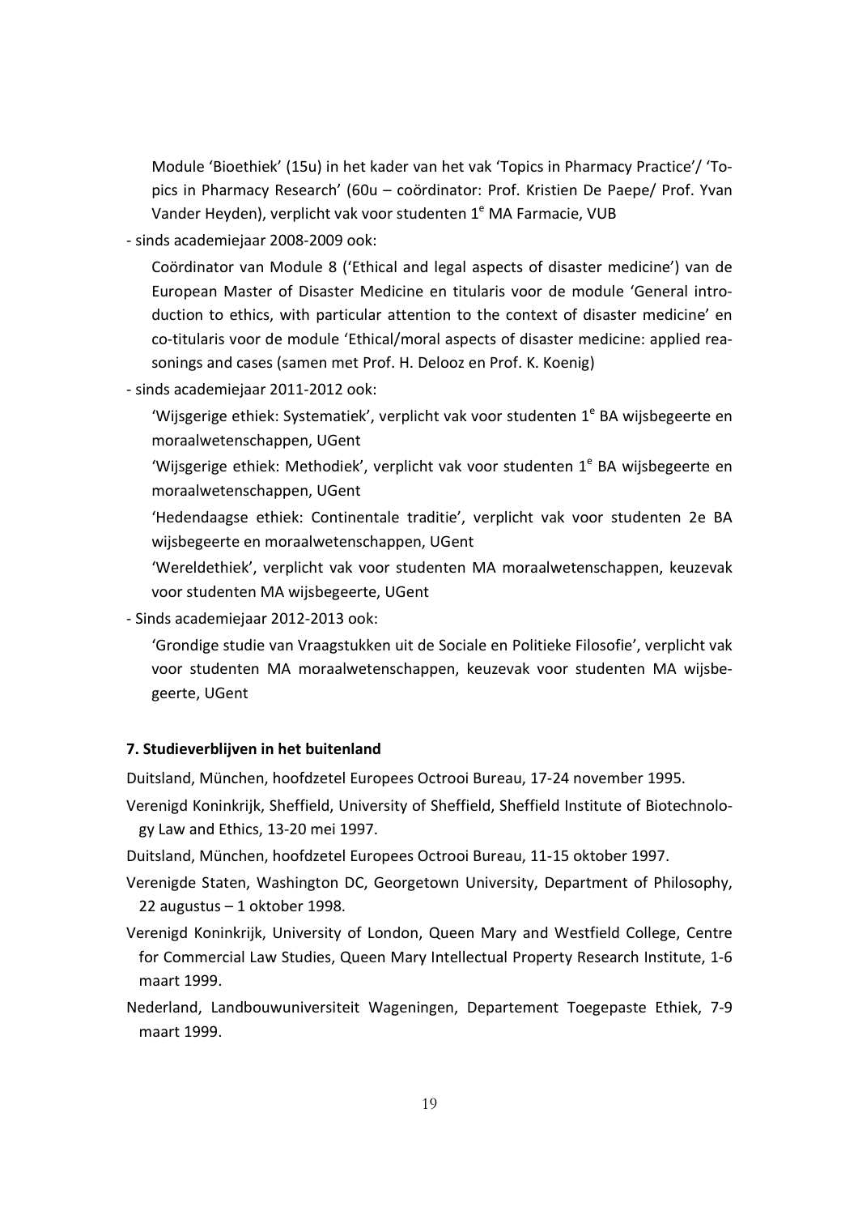Module 'Bioethiek' (15u) in het kader van het vak 'Topics in Pharmacy Practice'/ 'Topics in Pharmacy Research' (60u – coördinator: Prof. Kristien De Paepe/ Prof. Yvan Vander Heyden), verplicht vak voor studenten 1e MA Farmacie, VUB

- sinds academiejaar 2008-2009 ook:

  Coördinator van Module 8 ('Ethical and legal aspects of disaster medicine') van de European Master of Disaster Medicine en titularis voor de module 'General introduction to ethics, with particular attention to the context of disaster medicine' en co-titularis voor de module 'Ethical/moral aspects of disaster medicine: applied reasonings and cases (samen met Prof. H. Delooz en Prof. K. Koenig)

- sinds academiejaar 2011-2012 ook:

  'Wijsgerige ethiek: Systematiek', verplicht vak voor studenten 1e BA wijsbegeerte en moraalwetenschappen, UGent

  'Wijsgerige ethiek: Methodiek', verplicht vak voor studenten 1e BA wijsbegeerte en moraalwetenschappen, UGent

  'Hedendaagse ethiek: Continentale traditie', verplicht vak voor studenten 2e BA wijsbegeerte en moraalwetenschappen, UGent

  'Wereldethiek', verplicht vak voor studenten MA moraalwetenschappen, keuzevak voor studenten MA wijsbegeerte, UGent

- Sinds academiejaar 2012-2013 ook:

  'Grondige studie van Vraagstukken uit de Sociale en Politieke Filosofie', verplicht vak voor studenten MA moraalwetenschappen, keuzevak voor studenten MA wijsbegeerte, UGent

**7. Studieverblijven in het buitenland**

Duitsland, München, hoofdzetel Europees Octrooi Bureau, 17-24 november 1995.

Verenigd Koninkrijk, Sheffield, University of Sheffield, Sheffield Institute of Biotechnology Law and Ethics, 13-20 mei 1997.

Duitsland, München, hoofdzetel Europees Octrooi Bureau, 11-15 oktober 1997.

Verenigde Staten, Washington DC, Georgetown University, Department of Philosophy, 22 augustus – 1 oktober 1998.

Verenigd Koninkrijk, University of London, Queen Mary and Westfield College, Centre for Commercial Law Studies, Queen Mary Intellectual Property Research Institute, 1-6 maart 1999.

Nederland, Landbouwuniversiteit Wageningen, Departement Toegepaste Ethiek, 7-9 maart 1999.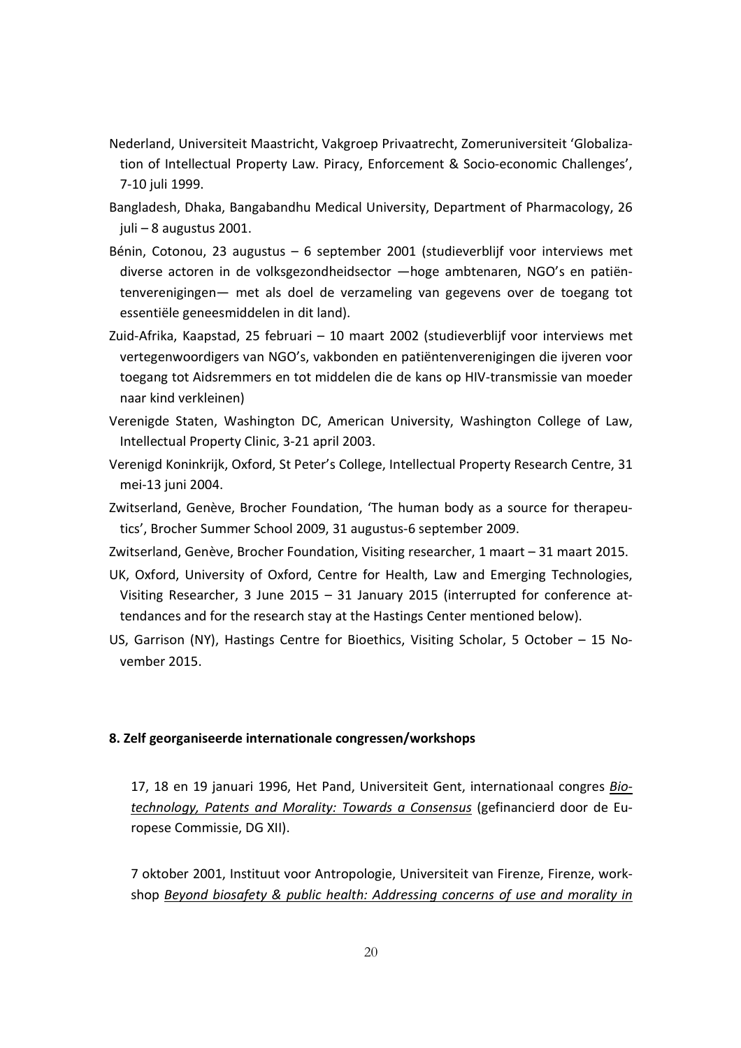Nederland, Universiteit Maastricht, Vakgroep Privaatrecht, Zomeruniversiteit 'Globalization of Intellectual Property Law. Piracy, Enforcement & Socio-economic Challenges', 7-10 juli 1999.

Bangladesh, Dhaka, Bangabandhu Medical University, Department of Pharmacology, 26 juli – 8 augustus 2001.

Bénin, Cotonou, 23 augustus – 6 september 2001 (studieverblijf voor interviews met diverse actoren in de volksgezondheidsector —hoge ambtenaren, NGO's en patiëntenverenigingen— met als doel de verzameling van gegevens over de toegang tot essentiële geneesmiddelen in dit land).

Zuid-Afrika, Kaapstad, 25 februari – 10 maart 2002 (studieverblijf voor interviews met vertegenwoordigers van NGO's, vakbonden en patiëntenverenigingen die ijveren voor toegang tot Aidsremmers en tot middelen die de kans op HIV-transmissie van moeder naar kind verkleinen)

Verenigde Staten, Washington DC, American University, Washington College of Law, Intellectual Property Clinic, 3-21 april 2003.

Verenigd Koninkrijk, Oxford, St Peter's College, Intellectual Property Research Centre, 31 mei-13 juni 2004.

Zwitserland, Genève, Brocher Foundation, 'The human body as a source for therapeutics', Brocher Summer School 2009, 31 augustus-6 september 2009.

Zwitserland, Genève, Brocher Foundation, Visiting researcher, 1 maart – 31 maart 2015.

UK, Oxford, University of Oxford, Centre for Health, Law and Emerging Technologies, Visiting Researcher, 3 June 2015 – 31 January 2015 (interrupted for conference attendances and for the research stay at the Hastings Center mentioned below).

US, Garrison (NY), Hastings Centre for Bioethics, Visiting Scholar, 5 October – 15 November 2015.

**8. Zelf georganiseerde internationale congressen/workshops**

17, 18 en 19 januari 1996, Het Pand, Universiteit Gent, internationaal congres *Biotechnology, Patents and Morality: Towards a Consensus* (gefinancierd door de Europese Commissie, DG XII).

7 oktober 2001, Instituut voor Antropologie, Universiteit van Firenze, Firenze, workshop *Beyond biosafety & public health: Addressing concerns of use and morality in*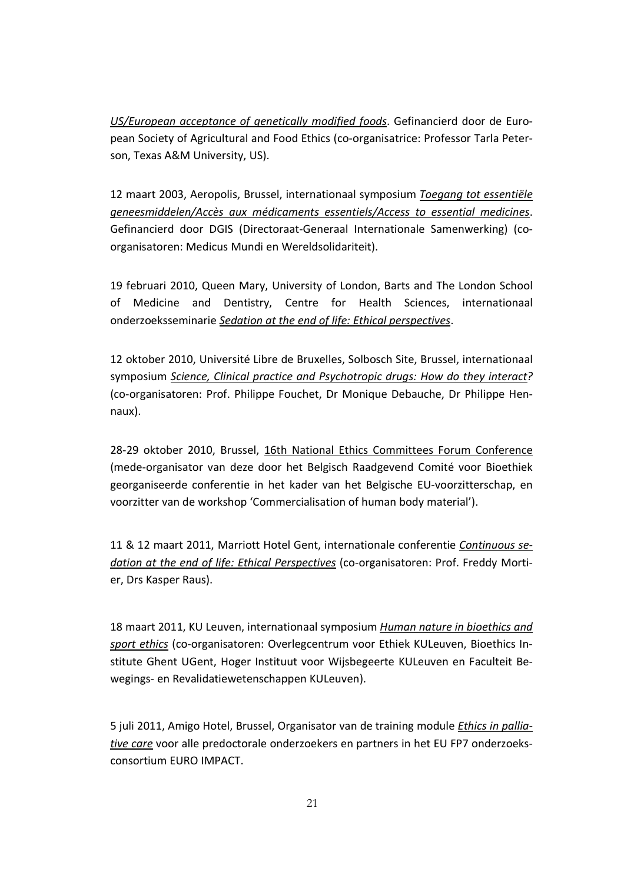*US/European acceptance of genetically modified foods*. Gefinancierd door de European Society of Agricultural and Food Ethics (co-organisatrice: Professor Tarla Peterson, Texas A&M University, US).

12 maart 2003, Aeropolis, Brussel, internationaal symposium *Toegang tot essentiële geneesmiddelen/Accès aux médicaments essentiels/Access to essential medicines*. Gefinancierd door DGIS (Directoraat-Generaal Internationale Samenwerking) (co-organisatoren: Medicus Mundi en Wereldsolidariteit).

19 februari 2010, Queen Mary, University of London, Barts and The London School of Medicine and Dentistry, Centre for Health Sciences, internationaal onderzoeksseminarie *Sedation at the end of life: Ethical perspectives*.

12 oktober 2010, Université Libre de Bruxelles, Solbosch Site, Brussel, internationaal symposium *Science, Clinical practice and Psychotropic drugs: How do they interact?* (co-organisatoren: Prof. Philippe Fouchet, Dr Monique Debauche, Dr Philippe Hennaux).

28-29 oktober 2010, Brussel, 16th National Ethics Committees Forum Conference (mede-organisator van deze door het Belgisch Raadgevend Comité voor Bioethiek georganiseerde conferentie in het kader van het Belgische EU-voorzitterschap, en voorzitter van de workshop 'Commercialisation of human body material').

11 & 12 maart 2011, Marriott Hotel Gent, internationale conferentie *Continuous sedation at the end of life: Ethical Perspectives* (co-organisatoren: Prof. Freddy Mortier, Drs Kasper Raus).

18 maart 2011, KU Leuven, internationaal symposium *Human nature in bioethics and sport ethics* (co-organisatoren: Overlegcentrum voor Ethiek KULeuven, Bioethics Institute Ghent UGent, Hoger Instituut voor Wijsbegeerte KULeuven en Faculteit Bewegings- en Revalidatiewetenschappen KULeuven).

5 juli 2011, Amigo Hotel, Brussel, Organisator van de training module *Ethics in palliative care* voor alle predoctorale onderzoekers en partners in het EU FP7 onderzoeksconsortium EURO IMPACT.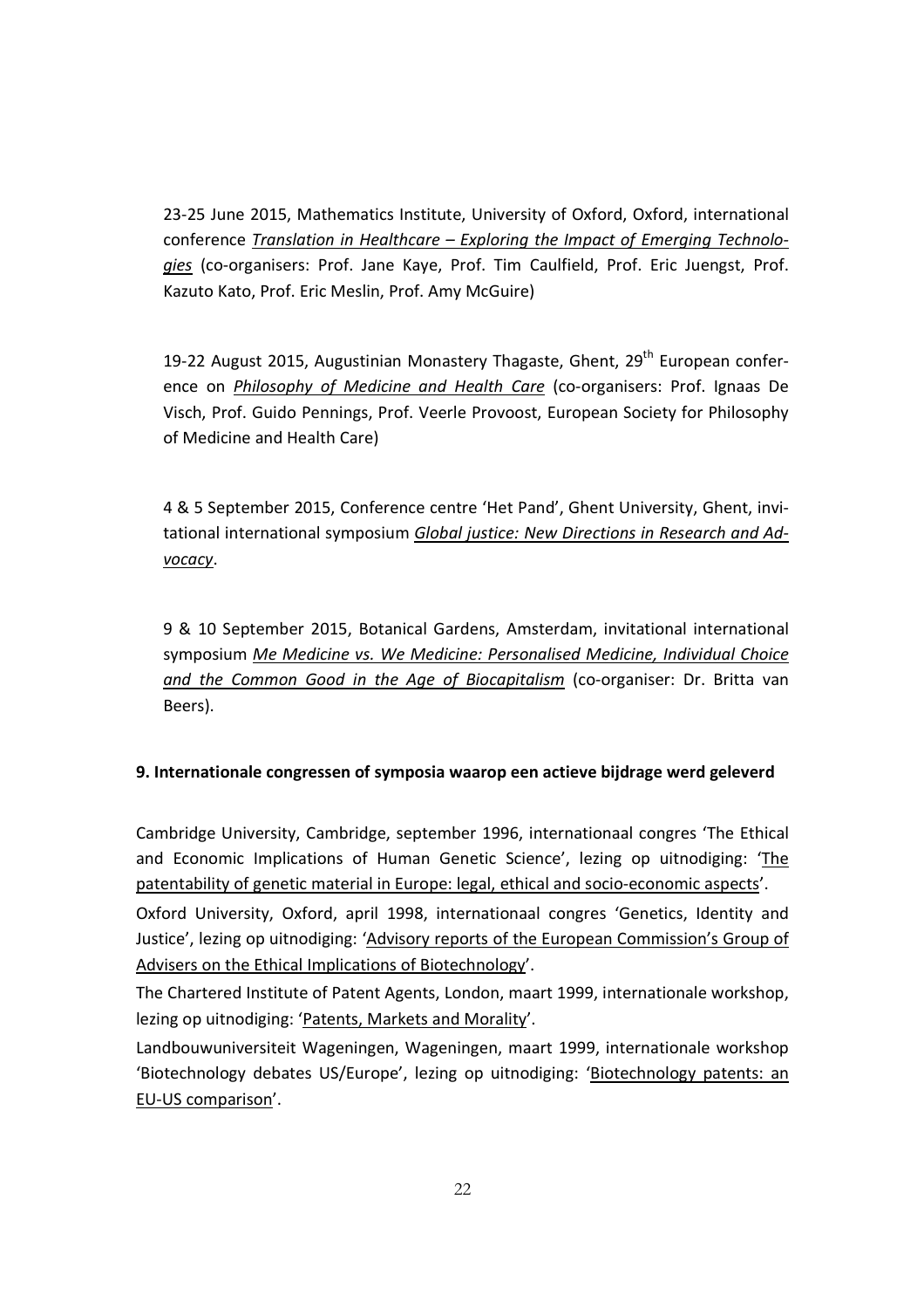23-25 June 2015, Mathematics Institute, University of Oxford, Oxford, international conference *Translation in Healthcare – Exploring the Impact of Emerging Technologies* (co-organisers: Prof. Jane Kaye, Prof. Tim Caulfield, Prof. Eric Juengst, Prof. Kazuto Kato, Prof. Eric Meslin, Prof. Amy McGuire)

19-22 August 2015, Augustinian Monastery Thagaste, Ghent, 29th European conference on *Philosophy of Medicine and Health Care* (co-organisers: Prof. Ignaas De Visch, Prof. Guido Pennings, Prof. Veerle Provoost, European Society for Philosophy of Medicine and Health Care)

4 & 5 September 2015, Conference centre 'Het Pand', Ghent University, Ghent, invitational international symposium *Global justice: New Directions in Research and Advocacy*.

9 & 10 September 2015, Botanical Gardens, Amsterdam, invitational international symposium *Me Medicine vs. We Medicine: Personalised Medicine, Individual Choice and the Common Good in the Age of Biocapitalism* (co-organiser: Dr. Britta van Beers).

**9. Internationale congressen of symposia waarop een actieve bijdrage werd geleverd**

Cambridge University, Cambridge, september 1996, internationaal congres 'The Ethical and Economic Implications of Human Genetic Science', lezing op uitnodiging: 'The patentability of genetic material in Europe: legal, ethical and socio-economic aspects'.

Oxford University, Oxford, april 1998, internationaal congres 'Genetics, Identity and Justice', lezing op uitnodiging: 'Advisory reports of the European Commission's Group of Advisers on the Ethical Implications of Biotechnology'.

The Chartered Institute of Patent Agents, London, maart 1999, internationale workshop, lezing op uitnodiging: 'Patents, Markets and Morality'.

Landbouwuniversiteit Wageningen, Wageningen, maart 1999, internationale workshop 'Biotechnology debates US/Europe', lezing op uitnodiging: 'Biotechnology patents: an EU-US comparison'.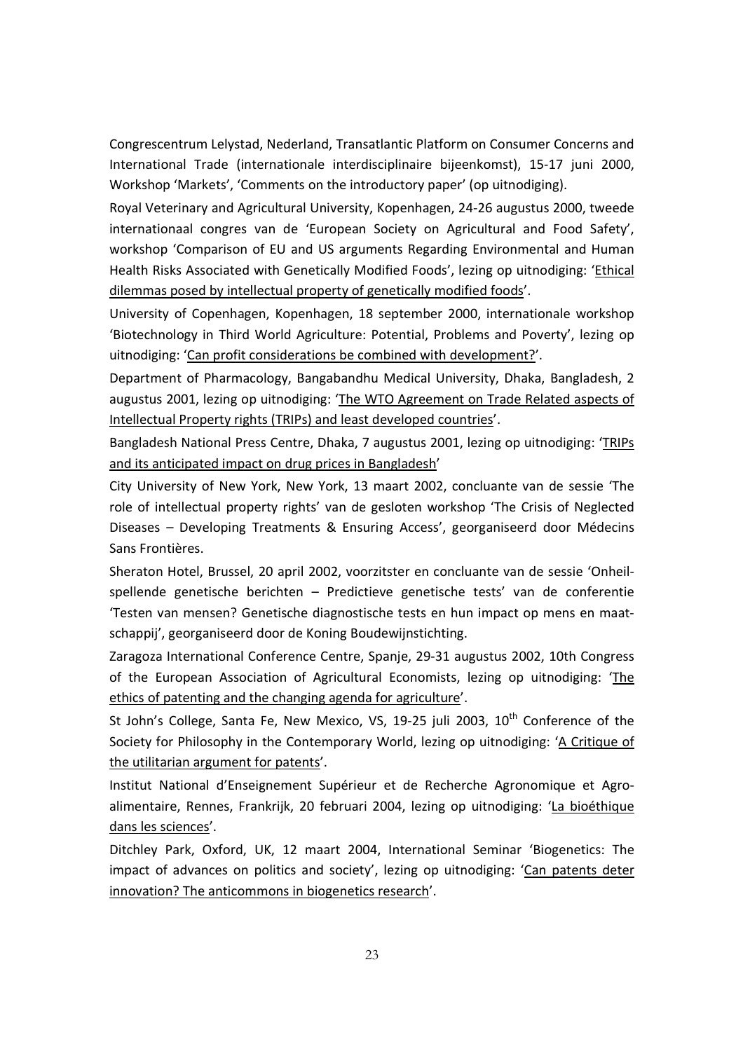Congrescentrum Lelystad, Nederland, Transatlantic Platform on Consumer Concerns and International Trade (internationale interdisciplinaire bijeenkomst), 15-17 juni 2000, Workshop 'Markets', 'Comments on the introductory paper' (op uitnodiging).

Royal Veterinary and Agricultural University, Kopenhagen, 24-26 augustus 2000, tweede internationaal congres van de 'European Society on Agricultural and Food Safety', workshop 'Comparison of EU and US arguments Regarding Environmental and Human Health Risks Associated with Genetically Modified Foods', lezing op uitnodiging: 'Ethical dilemmas posed by intellectual property of genetically modified foods'.

University of Copenhagen, Kopenhagen, 18 september 2000, internationale workshop 'Biotechnology in Third World Agriculture: Potential, Problems and Poverty', lezing op uitnodiging: 'Can profit considerations be combined with development?'.

Department of Pharmacology, Bangabandhu Medical University, Dhaka, Bangladesh, 2 augustus 2001, lezing op uitnodiging: 'The WTO Agreement on Trade Related aspects of Intellectual Property rights (TRIPs) and least developed countries'.

Bangladesh National Press Centre, Dhaka, 7 augustus 2001, lezing op uitnodiging: 'TRIPs and its anticipated impact on drug prices in Bangladesh'

City University of New York, New York, 13 maart 2002, concluante van de sessie 'The role of intellectual property rights' van de gesloten workshop 'The Crisis of Neglected Diseases – Developing Treatments & Ensuring Access', georganiseerd door Médecins Sans Frontières.

Sheraton Hotel, Brussel, 20 april 2002, voorzitster en concluante van de sessie 'Onheil-spellende genetische berichten – Predictieve genetische tests' van de conferentie 'Testen van mensen? Genetische diagnostische tests en hun impact op mens en maat-schappij', georganiseerd door de Koning Boudewijnstichting.

Zaragoza International Conference Centre, Spanje, 29-31 augustus 2002, 10th Congress of the European Association of Agricultural Economists, lezing op uitnodiging: 'The ethics of patenting and the changing agenda for agriculture'.

St John's College, Santa Fe, New Mexico, VS, 19-25 juli 2003, 10th Conference of the Society for Philosophy in the Contemporary World, lezing op uitnodiging: 'A Critique of the utilitarian argument for patents'.

Institut National d'Enseignement Supérieur et de Recherche Agronomique et Agro-alimentaire, Rennes, Frankrijk, 20 februari 2004, lezing op uitnodiging: 'La bioéthique dans les sciences'.

Ditchley Park, Oxford, UK, 12 maart 2004, International Seminar 'Biogenetics: The impact of advances on politics and society', lezing op uitnodiging: 'Can patents deter innovation? The anticommons in biogenetics research'.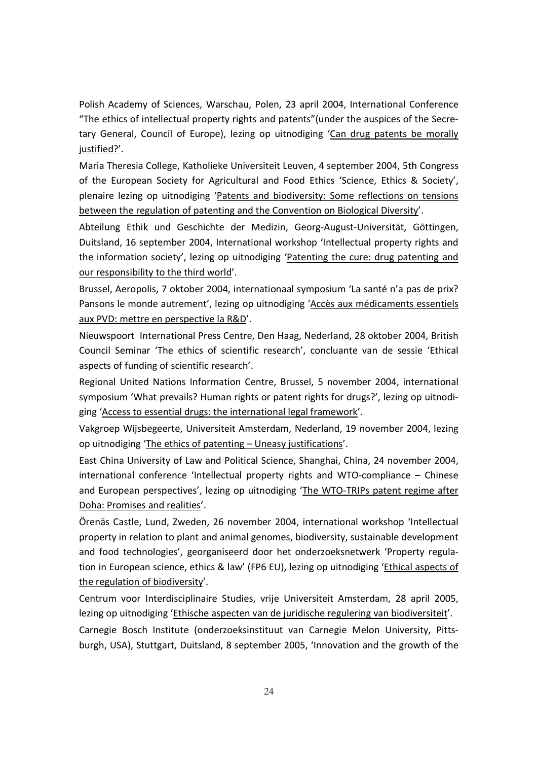Polish Academy of Sciences, Warschau, Polen, 23 april 2004, International Conference "The ethics of intellectual property rights and patents"(under the auspices of the Secretary General, Council of Europe), lezing op uitnodiging 'Can drug patents be morally justified?'.

Maria Theresia College, Katholieke Universiteit Leuven, 4 september 2004, 5th Congress of the European Society for Agricultural and Food Ethics 'Science, Ethics & Society', plenaire lezing op uitnodiging 'Patents and biodiversity: Some reflections on tensions between the regulation of patenting and the Convention on Biological Diversity'.

Abteilung Ethik und Geschichte der Medizin, Georg-August-Universität, Göttingen, Duitsland, 16 september 2004, International workshop 'Intellectual property rights and the information society', lezing op uitnodiging 'Patenting the cure: drug patenting and our responsibility to the third world'.

Brussel, Aeropolis, 7 oktober 2004, internationaal symposium 'La santé n'a pas de prix? Pansons le monde autrement', lezing op uitnodiging 'Accès aux médicaments essentiels aux PVD: mettre en perspective la R&D'.

Nieuwspoort International Press Centre, Den Haag, Nederland, 28 oktober 2004, British Council Seminar 'The ethics of scientific research', concluante van de sessie 'Ethical aspects of funding of scientific research'.

Regional United Nations Information Centre, Brussel, 5 november 2004, international symposium 'What prevails? Human rights or patent rights for drugs?', lezing op uitnodiging 'Access to essential drugs: the international legal framework'.

Vakgroep Wijsbegeerte, Universiteit Amsterdam, Nederland, 19 november 2004, lezing op uitnodiging 'The ethics of patenting – Uneasy justifications'.

East China University of Law and Political Science, Shanghai, China, 24 november 2004, international conference 'Intellectual property rights and WTO-compliance – Chinese and European perspectives', lezing op uitnodiging 'The WTO-TRIPs patent regime after Doha: Promises and realities'.

Örenäs Castle, Lund, Zweden, 26 november 2004, international workshop 'Intellectual property in relation to plant and animal genomes, biodiversity, sustainable development and food technologies', georganiseerd door het onderzoeksnetwerk 'Property regulation in European science, ethics & law' (FP6 EU), lezing op uitnodiging 'Ethical aspects of the regulation of biodiversity'.

Centrum voor Interdisciplinaire Studies, vrije Universiteit Amsterdam, 28 april 2005, lezing op uitnodiging 'Ethische aspecten van de juridische regulering van biodiversiteit'.

Carnegie Bosch Institute (onderzoeksinstituut van Carnegie Melon University, Pittsburgh, USA), Stuttgart, Duitsland, 8 september 2005, 'Innovation and the growth of the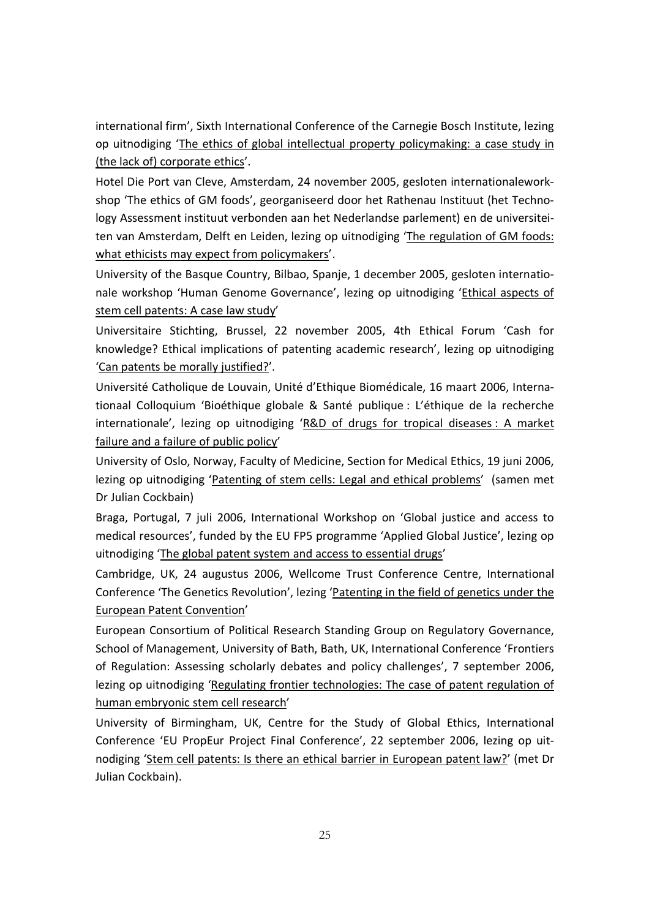international firm', Sixth International Conference of the Carnegie Bosch Institute, lezing op uitnodiging 'The ethics of global intellectual property policymaking: a case study in (the lack of) corporate ethics'.

Hotel Die Port van Cleve, Amsterdam, 24 november 2005, gesloten internationaleworkshop 'The ethics of GM foods', georganiseerd door het Rathenau Instituut (het Technology Assessment instituut verbonden aan het Nederlandse parlement) en de universiteiten van Amsterdam, Delft en Leiden, lezing op uitnodiging 'The regulation of GM foods: what ethicists may expect from policymakers'.

University of the Basque Country, Bilbao, Spanje, 1 december 2005, gesloten internationale workshop 'Human Genome Governance', lezing op uitnodiging 'Ethical aspects of stem cell patents: A case law study'

Universitaire Stichting, Brussel, 22 november 2005, 4th Ethical Forum 'Cash for knowledge? Ethical implications of patenting academic research', lezing op uitnodiging 'Can patents be morally justified?'.

Université Catholique de Louvain, Unité d'Ethique Biomédicale, 16 maart 2006, Internationaal Colloquium 'Bioéthique globale & Santé publique : L'éthique de la recherche internationale', lezing op uitnodiging 'R&D of drugs for tropical diseases : A market failure and a failure of public policy'

University of Oslo, Norway, Faculty of Medicine, Section for Medical Ethics, 19 juni 2006, lezing op uitnodiging 'Patenting of stem cells: Legal and ethical problems' (samen met Dr Julian Cockbain)

Braga, Portugal, 7 juli 2006, International Workshop on 'Global justice and access to medical resources', funded by the EU FP5 programme 'Applied Global Justice', lezing op uitnodiging 'The global patent system and access to essential drugs'

Cambridge, UK, 24 augustus 2006, Wellcome Trust Conference Centre, International Conference 'The Genetics Revolution', lezing 'Patenting in the field of genetics under the European Patent Convention'

European Consortium of Political Research Standing Group on Regulatory Governance, School of Management, University of Bath, Bath, UK, International Conference 'Frontiers of Regulation: Assessing scholarly debates and policy challenges', 7 september 2006, lezing op uitnodiging 'Regulating frontier technologies: The case of patent regulation of human embryonic stem cell research'

University of Birmingham, UK, Centre for the Study of Global Ethics, International Conference 'EU PropEur Project Final Conference', 22 september 2006, lezing op uitnodiging 'Stem cell patents: Is there an ethical barrier in European patent law?' (met Dr Julian Cockbain).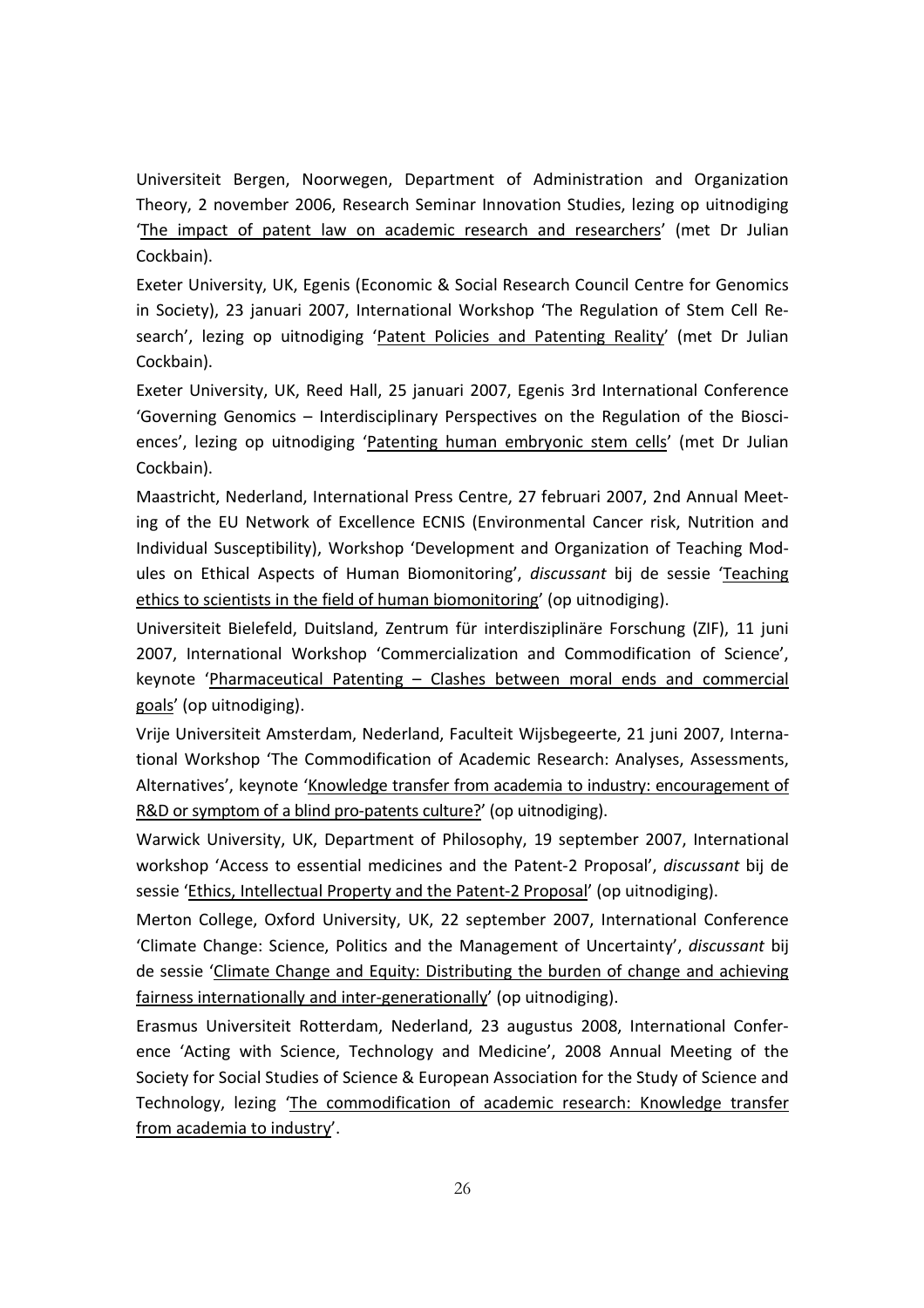Universiteit Bergen, Noorwegen, Department of Administration and Organization Theory, 2 november 2006, Research Seminar Innovation Studies, lezing op uitnodiging 'The impact of patent law on academic research and researchers' (met Dr Julian Cockbain).

Exeter University, UK, Egenis (Economic & Social Research Council Centre for Genomics in Society), 23 januari 2007, International Workshop 'The Regulation of Stem Cell Research', lezing op uitnodiging 'Patent Policies and Patenting Reality' (met Dr Julian Cockbain).

Exeter University, UK, Reed Hall, 25 januari 2007, Egenis 3rd International Conference 'Governing Genomics – Interdisciplinary Perspectives on the Regulation of the Biosciences', lezing op uitnodiging 'Patenting human embryonic stem cells' (met Dr Julian Cockbain).

Maastricht, Nederland, International Press Centre, 27 februari 2007, 2nd Annual Meeting of the EU Network of Excellence ECNIS (Environmental Cancer risk, Nutrition and Individual Susceptibility), Workshop 'Development and Organization of Teaching Modules on Ethical Aspects of Human Biomonitoring', *discussant* bij de sessie 'Teaching ethics to scientists in the field of human biomonitoring' (op uitnodiging).

Universiteit Bielefeld, Duitsland, Zentrum für interdisziplinäre Forschung (ZIF), 11 juni 2007, International Workshop 'Commercialization and Commodification of Science', keynote 'Pharmaceutical Patenting – Clashes between moral ends and commercial goals' (op uitnodiging).

Vrije Universiteit Amsterdam, Nederland, Faculteit Wijsbegeerte, 21 juni 2007, International Workshop 'The Commodification of Academic Research: Analyses, Assessments, Alternatives', keynote 'Knowledge transfer from academia to industry: encouragement of R&D or symptom of a blind pro-patents culture?' (op uitnodiging).

Warwick University, UK, Department of Philosophy, 19 september 2007, International workshop 'Access to essential medicines and the Patent-2 Proposal', *discussant* bij de sessie 'Ethics, Intellectual Property and the Patent-2 Proposal' (op uitnodiging).

Merton College, Oxford University, UK, 22 september 2007, International Conference 'Climate Change: Science, Politics and the Management of Uncertainty', *discussant* bij de sessie 'Climate Change and Equity: Distributing the burden of change and achieving fairness internationally and inter-generationally' (op uitnodiging).

Erasmus Universiteit Rotterdam, Nederland, 23 augustus 2008, International Conference 'Acting with Science, Technology and Medicine', 2008 Annual Meeting of the Society for Social Studies of Science & European Association for the Study of Science and Technology, lezing 'The commodification of academic research: Knowledge transfer from academia to industry'.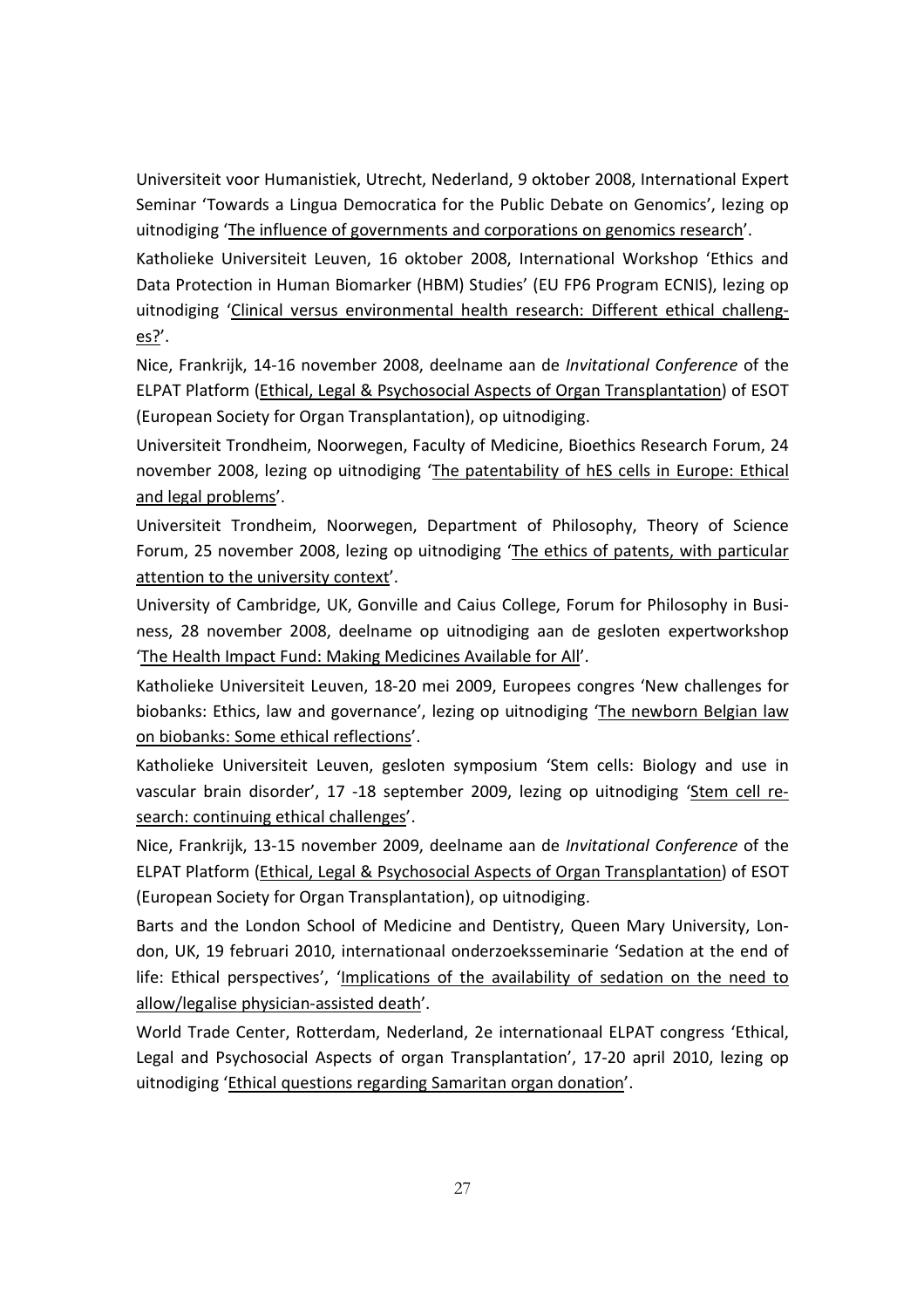Universiteit voor Humanistiek, Utrecht, Nederland, 9 oktober 2008, International Expert Seminar 'Towards a Lingua Democratica for the Public Debate on Genomics', lezing op uitnodiging 'The influence of governments and corporations on genomics research'.

Katholieke Universiteit Leuven, 16 oktober 2008, International Workshop 'Ethics and Data Protection in Human Biomarker (HBM) Studies' (EU FP6 Program ECNIS), lezing op uitnodiging 'Clinical versus environmental health research: Different ethical challenges?'.

Nice, Frankrijk, 14-16 november 2008, deelname aan de *Invitational Conference* of the ELPAT Platform (Ethical, Legal & Psychosocial Aspects of Organ Transplantation) of ESOT (European Society for Organ Transplantation), op uitnodiging.

Universiteit Trondheim, Noorwegen, Faculty of Medicine, Bioethics Research Forum, 24 november 2008, lezing op uitnodiging 'The patentability of hES cells in Europe: Ethical and legal problems'.

Universiteit Trondheim, Noorwegen, Department of Philosophy, Theory of Science Forum, 25 november 2008, lezing op uitnodiging 'The ethics of patents, with particular attention to the university context'.

University of Cambridge, UK, Gonville and Caius College, Forum for Philosophy in Business, 28 november 2008, deelname op uitnodiging aan de gesloten expertworkshop 'The Health Impact Fund: Making Medicines Available for All'.

Katholieke Universiteit Leuven, 18-20 mei 2009, Europees congres 'New challenges for biobanks: Ethics, law and governance', lezing op uitnodiging 'The newborn Belgian law on biobanks: Some ethical reflections'.

Katholieke Universiteit Leuven, gesloten symposium 'Stem cells: Biology and use in vascular brain disorder', 17 -18 september 2009, lezing op uitnodiging 'Stem cell research: continuing ethical challenges'.

Nice, Frankrijk, 13-15 november 2009, deelname aan de *Invitational Conference* of the ELPAT Platform (Ethical, Legal & Psychosocial Aspects of Organ Transplantation) of ESOT (European Society for Organ Transplantation), op uitnodiging.

Barts and the London School of Medicine and Dentistry, Queen Mary University, London, UK, 19 februari 2010, internationaal onderzoeksseminarie 'Sedation at the end of life: Ethical perspectives', 'Implications of the availability of sedation on the need to allow/legalise physician-assisted death'.

World Trade Center, Rotterdam, Nederland, 2e internationaal ELPAT congress 'Ethical, Legal and Psychosocial Aspects of organ Transplantation', 17-20 april 2010, lezing op uitnodiging 'Ethical questions regarding Samaritan organ donation'.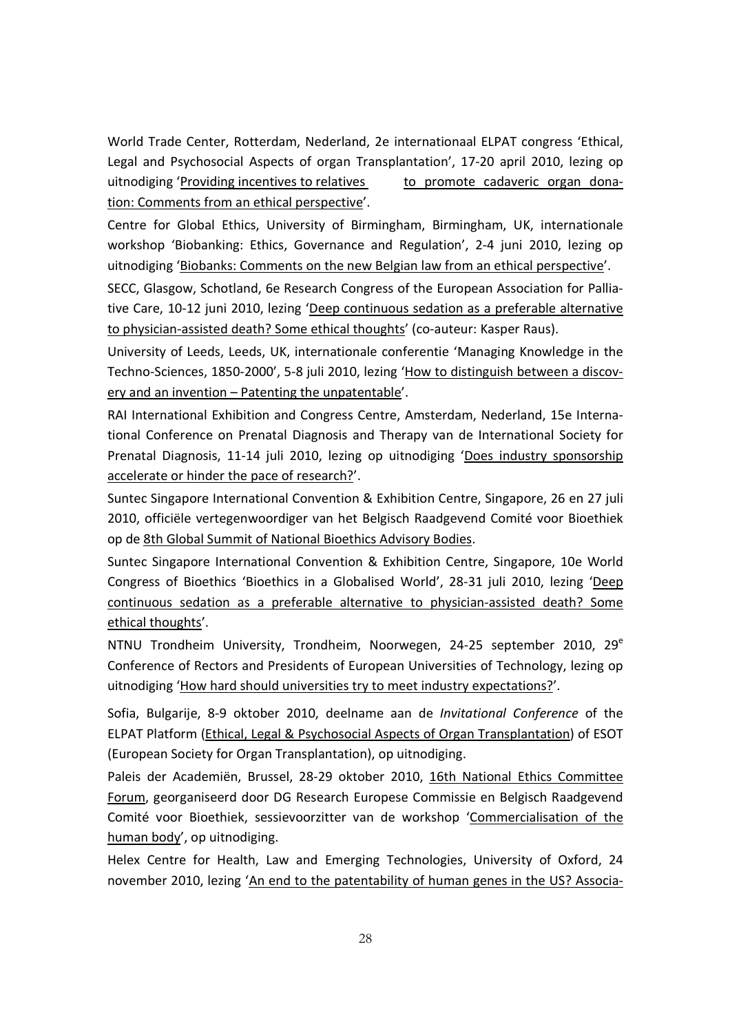World Trade Center, Rotterdam, Nederland, 2e internationaal ELPAT congress 'Ethical, Legal and Psychosocial Aspects of organ Transplantation', 17-20 april 2010, lezing op uitnodiging 'Providing incentives to relatives to promote cadaveric organ donation: Comments from an ethical perspective'.

Centre for Global Ethics, University of Birmingham, Birmingham, UK, internationale workshop 'Biobanking: Ethics, Governance and Regulation', 2-4 juni 2010, lezing op uitnodiging 'Biobanks: Comments on the new Belgian law from an ethical perspective'.

SECC, Glasgow, Schotland, 6e Research Congress of the European Association for Palliative Care, 10-12 juni 2010, lezing 'Deep continuous sedation as a preferable alternative to physician-assisted death? Some ethical thoughts' (co-auteur: Kasper Raus).

University of Leeds, Leeds, UK, internationale conferentie 'Managing Knowledge in the Techno-Sciences, 1850-2000', 5-8 juli 2010, lezing 'How to distinguish between a discovery and an invention – Patenting the unpatentable'.

RAI International Exhibition and Congress Centre, Amsterdam, Nederland, 15e International Conference on Prenatal Diagnosis and Therapy van de International Society for Prenatal Diagnosis, 11-14 juli 2010, lezing op uitnodiging 'Does industry sponsorship accelerate or hinder the pace of research?'.

Suntec Singapore International Convention & Exhibition Centre, Singapore, 26 en 27 juli 2010, officiële vertegenwoordiger van het Belgisch Raadgevend Comité voor Bioethiek op de 8th Global Summit of National Bioethics Advisory Bodies.

Suntec Singapore International Convention & Exhibition Centre, Singapore, 10e World Congress of Bioethics 'Bioethics in a Globalised World', 28-31 juli 2010, lezing 'Deep continuous sedation as a preferable alternative to physician-assisted death? Some ethical thoughts'.

NTNU Trondheim University, Trondheim, Noorwegen, 24-25 september 2010, 29e Conference of Rectors and Presidents of European Universities of Technology, lezing op uitnodiging 'How hard should universities try to meet industry expectations?'.

Sofia, Bulgarije, 8-9 oktober 2010, deelname aan de *Invitational Conference* of the ELPAT Platform (Ethical, Legal & Psychosocial Aspects of Organ Transplantation) of ESOT (European Society for Organ Transplantation), op uitnodiging.

Paleis der Academiën, Brussel, 28-29 oktober 2010, 16th National Ethics Committee Forum, georganiseerd door DG Research Europese Commissie en Belgisch Raadgevend Comité voor Bioethiek, sessievoorzitter van de workshop 'Commercialisation of the human body', op uitnodiging.

Helex Centre for Health, Law and Emerging Technologies, University of Oxford, 24 november 2010, lezing 'An end to the patentability of human genes in the US? Associa-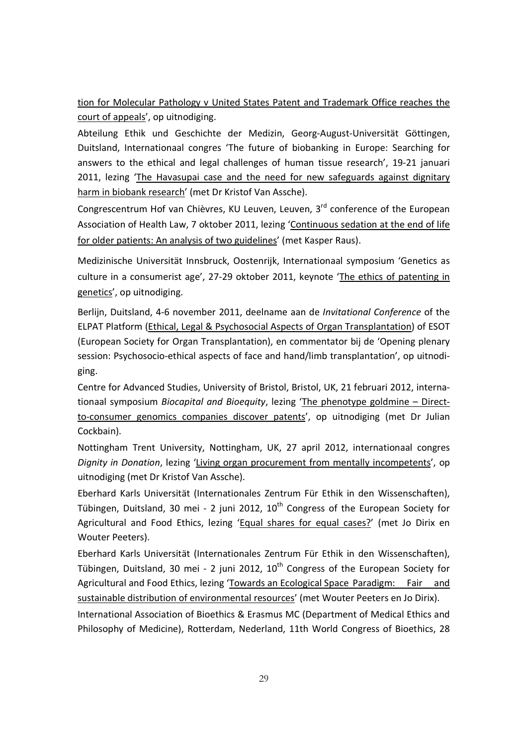tion for Molecular Pathology v United States Patent and Trademark Office reaches the court of appeals', op uitnodiging.

Abteilung Ethik und Geschichte der Medizin, Georg-August-Universität Göttingen, Duitsland, Internationaal congres 'The future of biobanking in Europe: Searching for answers to the ethical and legal challenges of human tissue research', 19-21 januari 2011, lezing 'The Havasupai case and the need for new safeguards against dignitary harm in biobank research' (met Dr Kristof Van Assche).

Congrescentrum Hof van Chièvres, KU Leuven, Leuven, 3rd conference of the European Association of Health Law, 7 oktober 2011, lezing 'Continuous sedation at the end of life for older patients: An analysis of two guidelines' (met Kasper Raus).

Medizinische Universität Innsbruck, Oostenrijk, Internationaal symposium 'Genetics as culture in a consumerist age', 27-29 oktober 2011, keynote 'The ethics of patenting in genetics', op uitnodiging.

Berlijn, Duitsland, 4-6 november 2011, deelname aan de *Invitational Conference* of the ELPAT Platform (Ethical, Legal & Psychosocial Aspects of Organ Transplantation) of ESOT (European Society for Organ Transplantation), en commentator bij de 'Opening plenary session: Psychosocio-ethical aspects of face and hand/limb transplantation', op uitnodiging.

Centre for Advanced Studies, University of Bristol, Bristol, UK, 21 februari 2012, internationaal symposium *Biocapital and Bioequity*, lezing 'The phenotype goldmine – Direct-to-consumer genomics companies discover patents', op uitnodiging (met Dr Julian Cockbain).

Nottingham Trent University, Nottingham, UK, 27 april 2012, internationaal congres *Dignity in Donation*, lezing 'Living organ procurement from mentally incompetents', op uitnodiging (met Dr Kristof Van Assche).

Eberhard Karls Universität (Internationales Zentrum Für Ethik in den Wissenschaften), Tübingen, Duitsland, 30 mei - 2 juni 2012, 10th Congress of the European Society for Agricultural and Food Ethics, lezing 'Equal shares for equal cases?' (met Jo Dirix en Wouter Peeters).

Eberhard Karls Universität (Internationales Zentrum Für Ethik in den Wissenschaften), Tübingen, Duitsland, 30 mei - 2 juni 2012, 10th Congress of the European Society for Agricultural and Food Ethics, lezing 'Towards an Ecological Space Paradigm: Fair and sustainable distribution of environmental resources' (met Wouter Peeters en Jo Dirix).

International Association of Bioethics & Erasmus MC (Department of Medical Ethics and Philosophy of Medicine), Rotterdam, Nederland, 11th World Congress of Bioethics, 28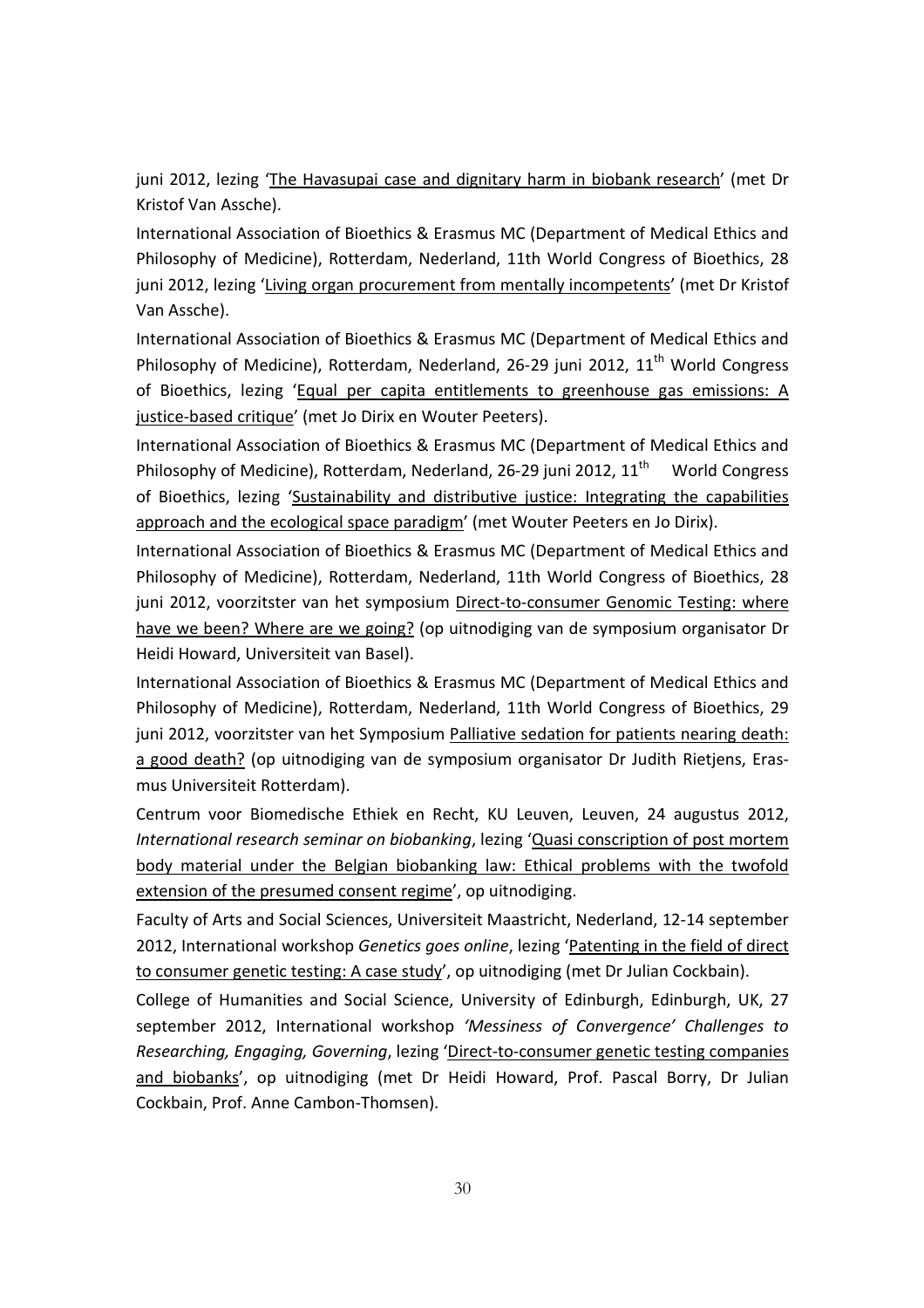juni 2012, lezing 'The Havasupai case and dignitary harm in biobank research' (met Dr Kristof Van Assche).

International Association of Bioethics & Erasmus MC (Department of Medical Ethics and Philosophy of Medicine), Rotterdam, Nederland, 11th World Congress of Bioethics, 28 juni 2012, lezing 'Living organ procurement from mentally incompetents' (met Dr Kristof Van Assche).

International Association of Bioethics & Erasmus MC (Department of Medical Ethics and Philosophy of Medicine), Rotterdam, Nederland, 26-29 juni 2012, 11th World Congress of Bioethics, lezing 'Equal per capita entitlements to greenhouse gas emissions: A justice-based critique' (met Jo Dirix en Wouter Peeters).

International Association of Bioethics & Erasmus MC (Department of Medical Ethics and Philosophy of Medicine), Rotterdam, Nederland, 26-29 juni 2012, 11th World Congress of Bioethics, lezing 'Sustainability and distributive justice: Integrating the capabilities approach and the ecological space paradigm' (met Wouter Peeters en Jo Dirix).

International Association of Bioethics & Erasmus MC (Department of Medical Ethics and Philosophy of Medicine), Rotterdam, Nederland, 11th World Congress of Bioethics, 28 juni 2012, voorzitster van het symposium Direct-to-consumer Genomic Testing: where have we been? Where are we going? (op uitnodiging van de symposium organisator Dr Heidi Howard, Universiteit van Basel).

International Association of Bioethics & Erasmus MC (Department of Medical Ethics and Philosophy of Medicine), Rotterdam, Nederland, 11th World Congress of Bioethics, 29 juni 2012, voorzitster van het Symposium Palliative sedation for patients nearing death: a good death? (op uitnodiging van de symposium organisator Dr Judith Rietjens, Erasmus Universiteit Rotterdam).

Centrum voor Biomedische Ethiek en Recht, KU Leuven, Leuven, 24 augustus 2012, *International research seminar on biobanking*, lezing 'Quasi conscription of post mortem body material under the Belgian biobanking law: Ethical problems with the twofold extension of the presumed consent regime', op uitnodiging.

Faculty of Arts and Social Sciences, Universiteit Maastricht, Nederland, 12-14 september 2012, International workshop *Genetics goes online*, lezing 'Patenting in the field of direct to consumer genetic testing: A case study', op uitnodiging (met Dr Julian Cockbain).

College of Humanities and Social Science, University of Edinburgh, Edinburgh, UK, 27 september 2012, International workshop *'Messiness of Convergence' Challenges to Researching, Engaging, Governing*, lezing 'Direct-to-consumer genetic testing companies and biobanks', op uitnodiging (met Dr Heidi Howard, Prof. Pascal Borry, Dr Julian Cockbain, Prof. Anne Cambon-Thomsen).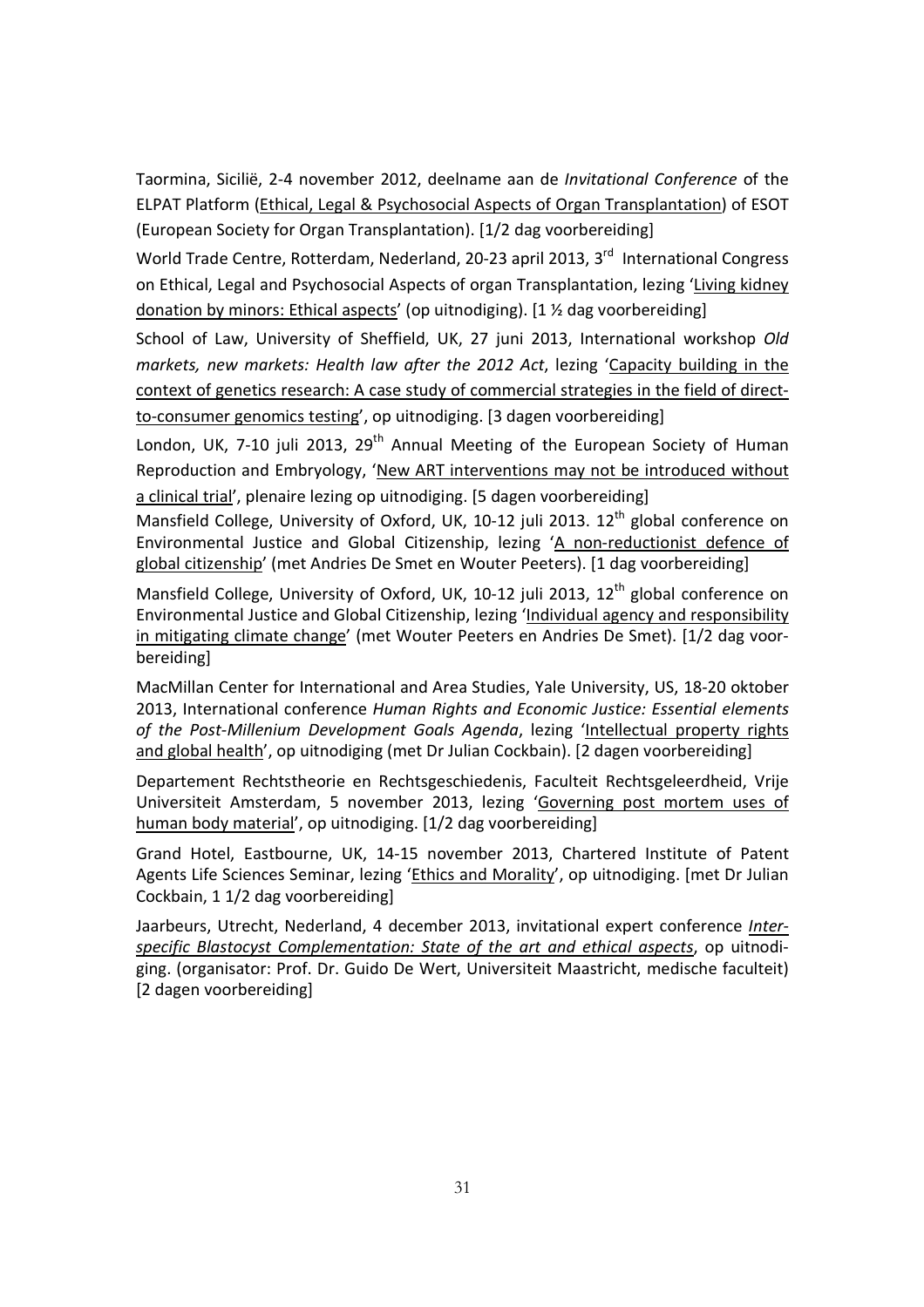Taormina, Sicilië, 2-4 november 2012, deelname aan de *Invitational Conference* of the ELPAT Platform (Ethical, Legal & Psychosocial Aspects of Organ Transplantation) of ESOT (European Society for Organ Transplantation). [1/2 dag voorbereiding]

World Trade Centre, Rotterdam, Nederland, 20-23 april 2013, 3rd International Congress on Ethical, Legal and Psychosocial Aspects of organ Transplantation, lezing 'Living kidney donation by minors: Ethical aspects' (op uitnodiging). [1 ½ dag voorbereiding]

School of Law, University of Sheffield, UK, 27 juni 2013, International workshop *Old markets, new markets: Health law after the 2012 Act*, lezing 'Capacity building in the context of genetics research: A case study of commercial strategies in the field of direct-to-consumer genomics testing', op uitnodiging. [3 dagen voorbereiding]

London, UK, 7-10 juli 2013, 29th Annual Meeting of the European Society of Human Reproduction and Embryology, 'New ART interventions may not be introduced without a clinical trial', plenaire lezing op uitnodiging. [5 dagen voorbereiding]

Mansfield College, University of Oxford, UK, 10-12 juli 2013. 12th global conference on Environmental Justice and Global Citizenship, lezing 'A non-reductionist defence of global citizenship' (met Andries De Smet en Wouter Peeters). [1 dag voorbereiding]

Mansfield College, University of Oxford, UK, 10-12 juli 2013, 12th global conference on Environmental Justice and Global Citizenship, lezing 'Individual agency and responsibility in mitigating climate change' (met Wouter Peeters en Andries De Smet). [1/2 dag voorbereiding]

MacMillan Center for International and Area Studies, Yale University, US, 18-20 oktober 2013, International conference *Human Rights and Economic Justice: Essential elements of the Post-Millenium Development Goals Agenda*, lezing 'Intellectual property rights and global health', op uitnodiging (met Dr Julian Cockbain). [2 dagen voorbereiding]

Departement Rechtstheorie en Rechtsgeschiedenis, Faculteit Rechtsgeleerdheid, Vrije Universiteit Amsterdam, 5 november 2013, lezing 'Governing post mortem uses of human body material', op uitnodiging. [1/2 dag voorbereiding]

Grand Hotel, Eastbourne, UK, 14-15 november 2013, Chartered Institute of Patent Agents Life Sciences Seminar, lezing 'Ethics and Morality', op uitnodiging. [met Dr Julian Cockbain, 1 1/2 dag voorbereiding]

Jaarbeurs, Utrecht, Nederland, 4 december 2013, invitational expert conference *Interspecific Blastocyst Complementation: State of the art and ethical aspects*, op uitnodiging. (organisator: Prof. Dr. Guido De Wert, Universiteit Maastricht, medische faculteit) [2 dagen voorbereiding]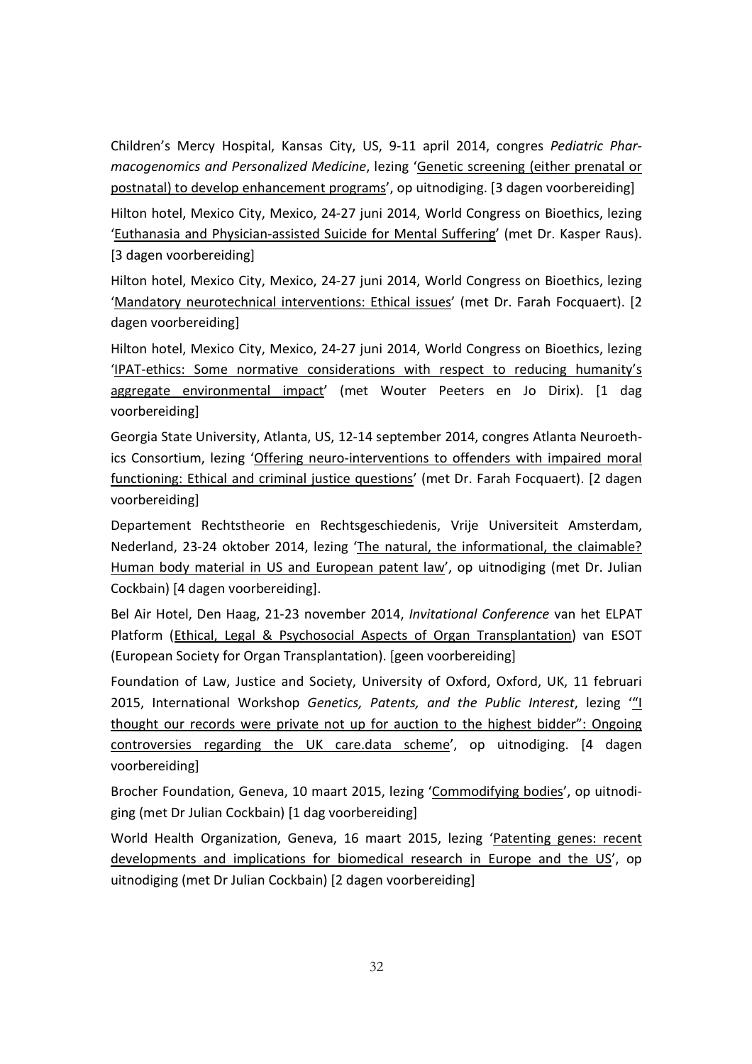Children's Mercy Hospital, Kansas City, US, 9-11 april 2014, congres *Pediatric Pharmacogenomics and Personalized Medicine*, lezing 'Genetic screening (either prenatal or postnatal) to develop enhancement programs', op uitnodiging. [3 dagen voorbereiding]

Hilton hotel, Mexico City, Mexico, 24-27 juni 2014, World Congress on Bioethics, lezing 'Euthanasia and Physician-assisted Suicide for Mental Suffering' (met Dr. Kasper Raus). [3 dagen voorbereiding]

Hilton hotel, Mexico City, Mexico, 24-27 juni 2014, World Congress on Bioethics, lezing 'Mandatory neurotechnical interventions: Ethical issues' (met Dr. Farah Focquaert). [2 dagen voorbereiding]

Hilton hotel, Mexico City, Mexico, 24-27 juni 2014, World Congress on Bioethics, lezing 'IPAT-ethics: Some normative considerations with respect to reducing humanity's aggregate environmental impact' (met Wouter Peeters en Jo Dirix). [1 dag voorbereiding]

Georgia State University, Atlanta, US, 12-14 september 2014, congres Atlanta Neuroethics Consortium, lezing 'Offering neuro-interventions to offenders with impaired moral functioning: Ethical and criminal justice questions' (met Dr. Farah Focquaert). [2 dagen voorbereiding]

Departement Rechtstheorie en Rechtsgeschiedenis, Vrije Universiteit Amsterdam, Nederland, 23-24 oktober 2014, lezing 'The natural, the informational, the claimable? Human body material in US and European patent law', op uitnodiging (met Dr. Julian Cockbain) [4 dagen voorbereiding].

Bel Air Hotel, Den Haag, 21-23 november 2014, *Invitational Conference* van het ELPAT Platform (Ethical, Legal & Psychosocial Aspects of Organ Transplantation) van ESOT (European Society for Organ Transplantation). [geen voorbereiding]

Foundation of Law, Justice and Society, University of Oxford, Oxford, UK, 11 februari 2015, International Workshop *Genetics, Patents, and the Public Interest*, lezing '"I thought our records were private not up for auction to the highest bidder": Ongoing controversies regarding the UK care.data scheme', op uitnodiging. [4 dagen voorbereiding]

Brocher Foundation, Geneva, 10 maart 2015, lezing 'Commodifying bodies', op uitnodiging (met Dr Julian Cockbain) [1 dag voorbereiding]

World Health Organization, Geneva, 16 maart 2015, lezing 'Patenting genes: recent developments and implications for biomedical research in Europe and the US', op uitnodiging (met Dr Julian Cockbain) [2 dagen voorbereiding]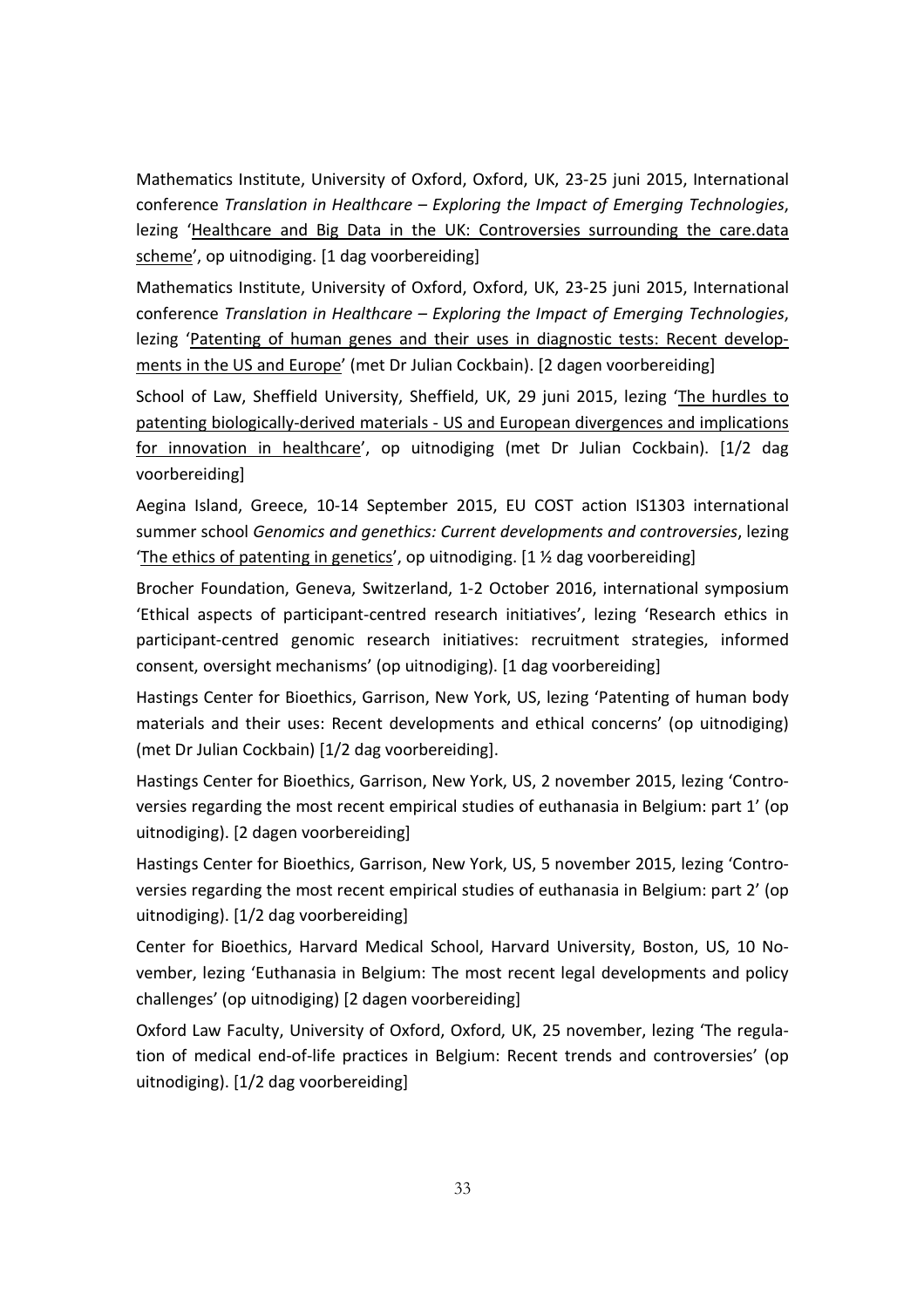Mathematics Institute, University of Oxford, Oxford, UK, 23-25 juni 2015, International conference *Translation in Healthcare – Exploring the Impact of Emerging Technologies*, lezing '<u>Healthcare and Big Data in the UK: Controversies surrounding the care.data scheme</u>', op uitnodiging. [1 dag voorbereiding]

Mathematics Institute, University of Oxford, Oxford, UK, 23-25 juni 2015, International conference *Translation in Healthcare – Exploring the Impact of Emerging Technologies*, lezing '<u>Patenting of human genes and their uses in diagnostic tests: Recent developments in the US and Europe</u>' (met Dr Julian Cockbain). [2 dagen voorbereiding]

School of Law, Sheffield University, Sheffield, UK, 29 juni 2015, lezing '<u>The hurdles to patenting biologically-derived materials - US and European divergences and implications for innovation in healthcare</u>', op uitnodiging (met Dr Julian Cockbain). [1/2 dag voorbereiding]

Aegina Island, Greece, 10-14 September 2015, EU COST action IS1303 international summer school *Genomics and genethics: Current developments and controversies*, lezing '<u>The ethics of patenting in genetics</u>', op uitnodiging. [1 ½ dag voorbereiding]

Brocher Foundation, Geneva, Switzerland, 1-2 October 2016, international symposium 'Ethical aspects of participant-centred research initiatives', lezing 'Research ethics in participant-centred genomic research initiatives: recruitment strategies, informed consent, oversight mechanisms' (op uitnodiging). [1 dag voorbereiding]

Hastings Center for Bioethics, Garrison, New York, US, lezing 'Patenting of human body materials and their uses: Recent developments and ethical concerns' (op uitnodiging) (met Dr Julian Cockbain) [1/2 dag voorbereiding].

Hastings Center for Bioethics, Garrison, New York, US, 2 november 2015, lezing 'Controversies regarding the most recent empirical studies of euthanasia in Belgium: part 1' (op uitnodiging). [2 dagen voorbereiding]

Hastings Center for Bioethics, Garrison, New York, US, 5 november 2015, lezing 'Controversies regarding the most recent empirical studies of euthanasia in Belgium: part 2' (op uitnodiging). [1/2 dag voorbereiding]

Center for Bioethics, Harvard Medical School, Harvard University, Boston, US, 10 November, lezing 'Euthanasia in Belgium: The most recent legal developments and policy challenges' (op uitnodiging) [2 dagen voorbereiding]

Oxford Law Faculty, University of Oxford, Oxford, UK, 25 november, lezing 'The regulation of medical end-of-life practices in Belgium: Recent trends and controversies' (op uitnodiging). [1/2 dag voorbereiding]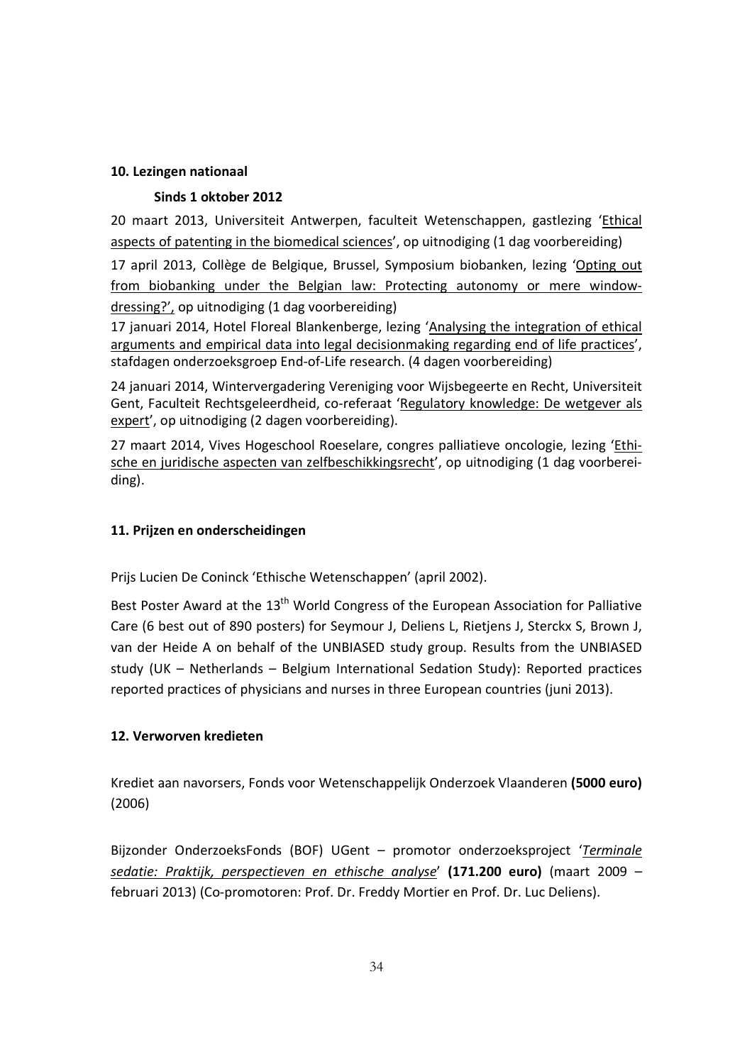## 10. Lezingen nationaal

### Sinds 1 oktober 2012

20 maart 2013, Universiteit Antwerpen, faculteit Wetenschappen, gastlezing 'Ethical aspects of patenting in the biomedical sciences', op uitnodiging (1 dag voorbereiding)

17 april 2013, Collège de Belgique, Brussel, Symposium biobanken, lezing 'Opting out from biobanking under the Belgian law: Protecting autonomy or mere window-dressing?', op uitnodiging (1 dag voorbereiding)

17 januari 2014, Hotel Floreal Blankenberge, lezing 'Analysing the integration of ethical arguments and empirical data into legal decisionmaking regarding end of life practices', stafdagen onderzoeksgroep End-of-Life research. (4 dagen voorbereiding)

24 januari 2014, Wintervergadering Vereniging voor Wijsbegeerte en Recht, Universiteit Gent, Faculteit Rechtsgeleerdheid, co-referaat 'Regulatory knowledge: De wetgever als expert', op uitnodiging (2 dagen voorbereiding).

27 maart 2014, Vives Hogeschool Roeselare, congres palliatieve oncologie, lezing 'Ethische en juridische aspecten van zelfbeschikkingsrecht', op uitnodiging (1 dag voorbereiding).

## 11. Prijzen en onderscheidingen

Prijs Lucien De Coninck 'Ethische Wetenschappen' (april 2002).

Best Poster Award at the 13th World Congress of the European Association for Palliative Care (6 best out of 890 posters) for Seymour J, Deliens L, Rietjens J, Sterckx S, Brown J, van der Heide A on behalf of the UNBIASED study group. Results from the UNBIASED study (UK – Netherlands – Belgium International Sedation Study): Reported practices reported practices of physicians and nurses in three European countries (juni 2013).

## 12. Verworven kredieten

Krediet aan navorsers, Fonds voor Wetenschappelijk Onderzoek Vlaanderen **(5000 euro)** (2006)

Bijzonder OnderzoeksFonds (BOF) UGent – promotor onderzoeksproject '*Terminale sedatie: Praktijk, perspectieven en ethische analyse*' **(171.200 euro)** (maart 2009 – februari 2013) (Co-promotoren: Prof. Dr. Freddy Mortier en Prof. Dr. Luc Deliens).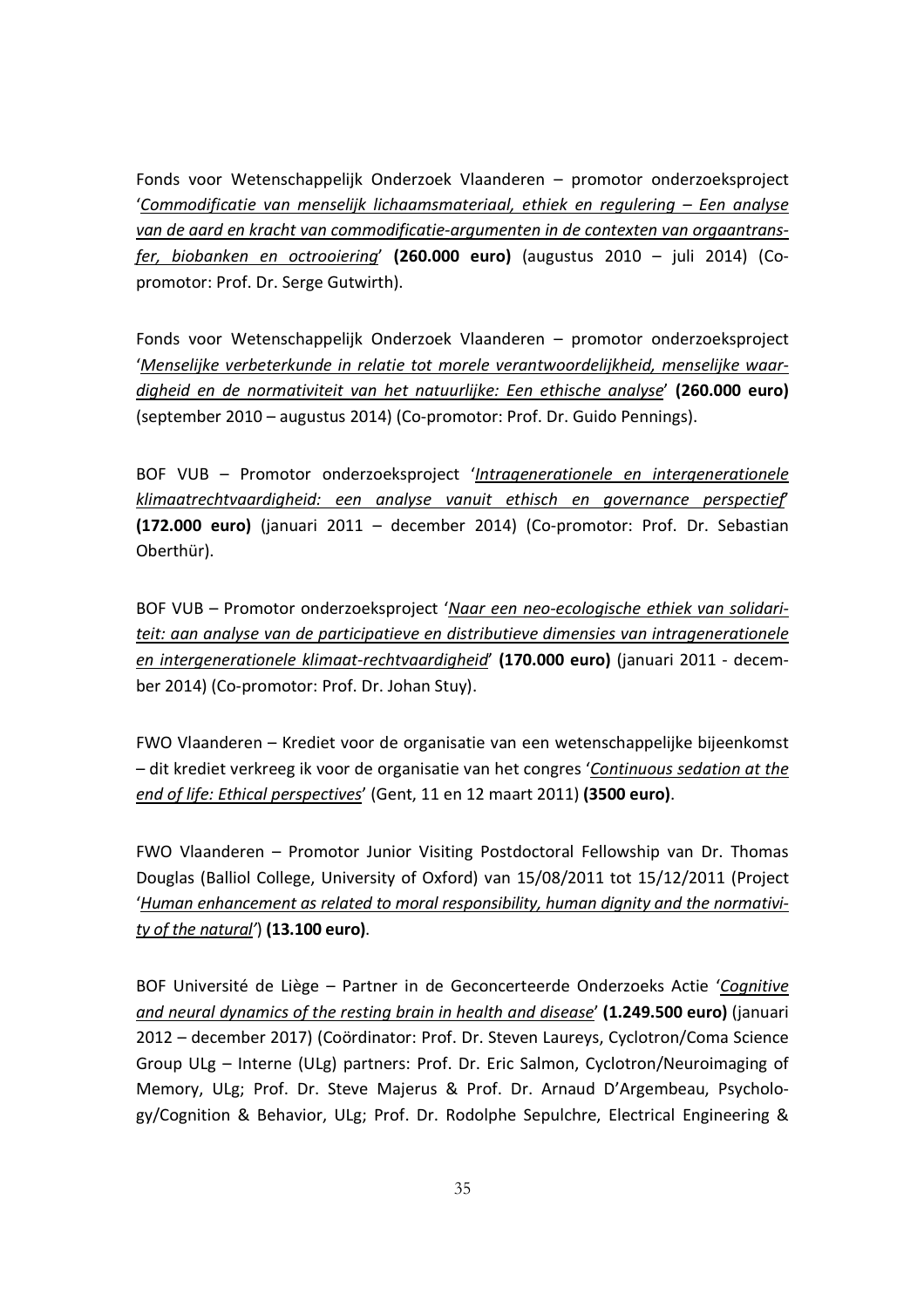Fonds voor Wetenschappelijk Onderzoek Vlaanderen – promotor onderzoeksproject ‘*Commodificatie van menselijk lichaamsmateriaal, ethiek en regulering – Een analyse van de aard en kracht van commodificatie-argumenten in de contexten van orgaantransfer, biobanken en octrooiering*’ **(260.000 euro)** (augustus 2010 – juli 2014) (Co-promotor: Prof. Dr. Serge Gutwirth).

Fonds voor Wetenschappelijk Onderzoek Vlaanderen – promotor onderzoeksproject ‘*Menselijke verbeterkunde in relatie tot morele verantwoordelijkheid, menselijke waardigheid en de normativiteit van het natuurlijke: Een ethische analyse*’ **(260.000 euro)** (september 2010 – augustus 2014) (Co-promotor: Prof. Dr. Guido Pennings).

BOF VUB – Promotor onderzoeksproject ‘*Intragenerationele en intergenerationele klimaatrechtvaardigheid: een analyse vanuit ethisch en governance perspectief*’ **(172.000 euro)** (januari 2011 – december 2014) (Co-promotor: Prof. Dr. Sebastian Oberthür).

BOF VUB – Promotor onderzoeksproject ‘*Naar een neo-ecologische ethiek van solidariteit: aan analyse van de participatieve en distributieve dimensies van intragenerationele en intergenerationele klimaat-rechtvaardigheid*’ **(170.000 euro)** (januari 2011 - december 2014) (Co-promotor: Prof. Dr. Johan Stuy).

FWO Vlaanderen – Krediet voor de organisatie van een wetenschappelijke bijeenkomst – dit krediet verkreeg ik voor de organisatie van het congres ‘*Continuous sedation at the end of life: Ethical perspectives*’ (Gent, 11 en 12 maart 2011) **(3500 euro)**.

FWO Vlaanderen – Promotor Junior Visiting Postdoctoral Fellowship van Dr. Thomas Douglas (Balliol College, University of Oxford) van 15/08/2011 tot 15/12/2011 (Project ‘*Human enhancement as related to moral responsibility, human dignity and the normativity of the natural*’) **(13.100 euro)**.

BOF Université de Liège – Partner in de Geconcerteerde Onderzoeks Actie ‘*Cognitive and neural dynamics of the resting brain in health and disease*’ **(1.249.500 euro)** (januari 2012 – december 2017) (Coördinator: Prof. Dr. Steven Laureys, Cyclotron/Coma Science Group ULg – Interne (ULg) partners: Prof. Dr. Eric Salmon, Cyclotron/Neuroimaging of Memory, ULg; Prof. Dr. Steve Majerus & Prof. Dr. Arnaud D'Argembeau, Psychology/Cognition & Behavior, ULg; Prof. Dr. Rodolphe Sepulchre, Electrical Engineering &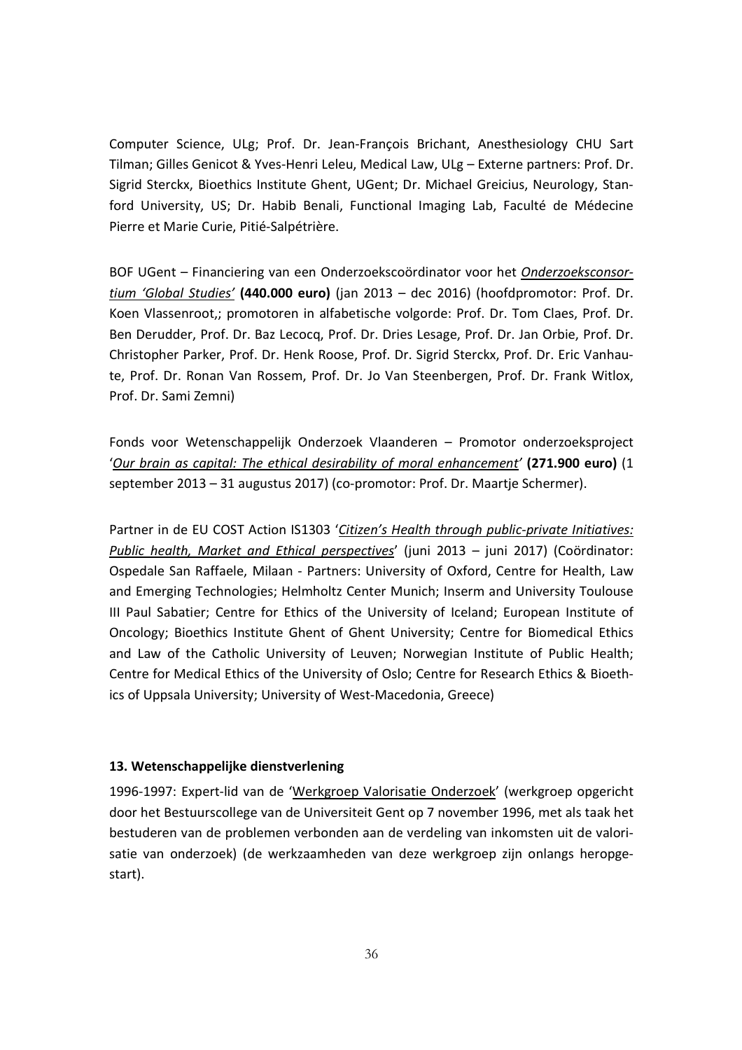Computer Science, ULg; Prof. Dr. Jean-François Brichant, Anesthesiology CHU Sart Tilman; Gilles Genicot & Yves-Henri Leleu, Medical Law, ULg – Externe partners: Prof. Dr. Sigrid Sterckx, Bioethics Institute Ghent, UGent; Dr. Michael Greicius, Neurology, Stanford University, US; Dr. Habib Benali, Functional Imaging Lab, Faculté de Médecine Pierre et Marie Curie, Pitié-Salpétrière.

BOF UGent – Financiering van een Onderzoekscoördinator voor het *Onderzoeksconsortium 'Global Studies'* **(440.000 euro)** (jan 2013 – dec 2016) (hoofdpromotor: Prof. Dr. Koen Vlassenroot,; promotoren in alfabetische volgorde: Prof. Dr. Tom Claes, Prof. Dr. Ben Derudder, Prof. Dr. Baz Lecocq, Prof. Dr. Dries Lesage, Prof. Dr. Jan Orbie, Prof. Dr. Christopher Parker, Prof. Dr. Henk Roose, Prof. Dr. Sigrid Sterckx, Prof. Dr. Eric Vanhaute, Prof. Dr. Ronan Van Rossem, Prof. Dr. Jo Van Steenbergen, Prof. Dr. Frank Witlox, Prof. Dr. Sami Zemni)

Fonds voor Wetenschappelijk Onderzoek Vlaanderen – Promotor onderzoeksproject '*Our brain as capital: The ethical desirability of moral enhancement'* **(271.900 euro)** (1 september 2013 – 31 augustus 2017) (co-promotor: Prof. Dr. Maartje Schermer).

Partner in de EU COST Action IS1303 '*Citizen's Health through public-private Initiatives: Public health, Market and Ethical perspectives*' (juni 2013 – juni 2017) (Coördinator: Ospedale San Raffaele, Milaan - Partners: University of Oxford, Centre for Health, Law and Emerging Technologies; Helmholtz Center Munich; Inserm and University Toulouse III Paul Sabatier; Centre for Ethics of the University of Iceland; European Institute of Oncology; Bioethics Institute Ghent of Ghent University; Centre for Biomedical Ethics and Law of the Catholic University of Leuven; Norwegian Institute of Public Health; Centre for Medical Ethics of the University of Oslo; Centre for Research Ethics & Bioethics of Uppsala University; University of West-Macedonia, Greece)

### 13. Wetenschappelijke dienstverlening

1996-1997: Expert-lid van de 'Werkgroep Valorisatie Onderzoek' (werkgroep opgericht door het Bestuurscollege van de Universiteit Gent op 7 november 1996, met als taak het bestuderen van de problemen verbonden aan de verdeling van inkomsten uit de valorisatie van onderzoek) (de werkzaamheden van deze werkgroep zijn onlangs heropgestart).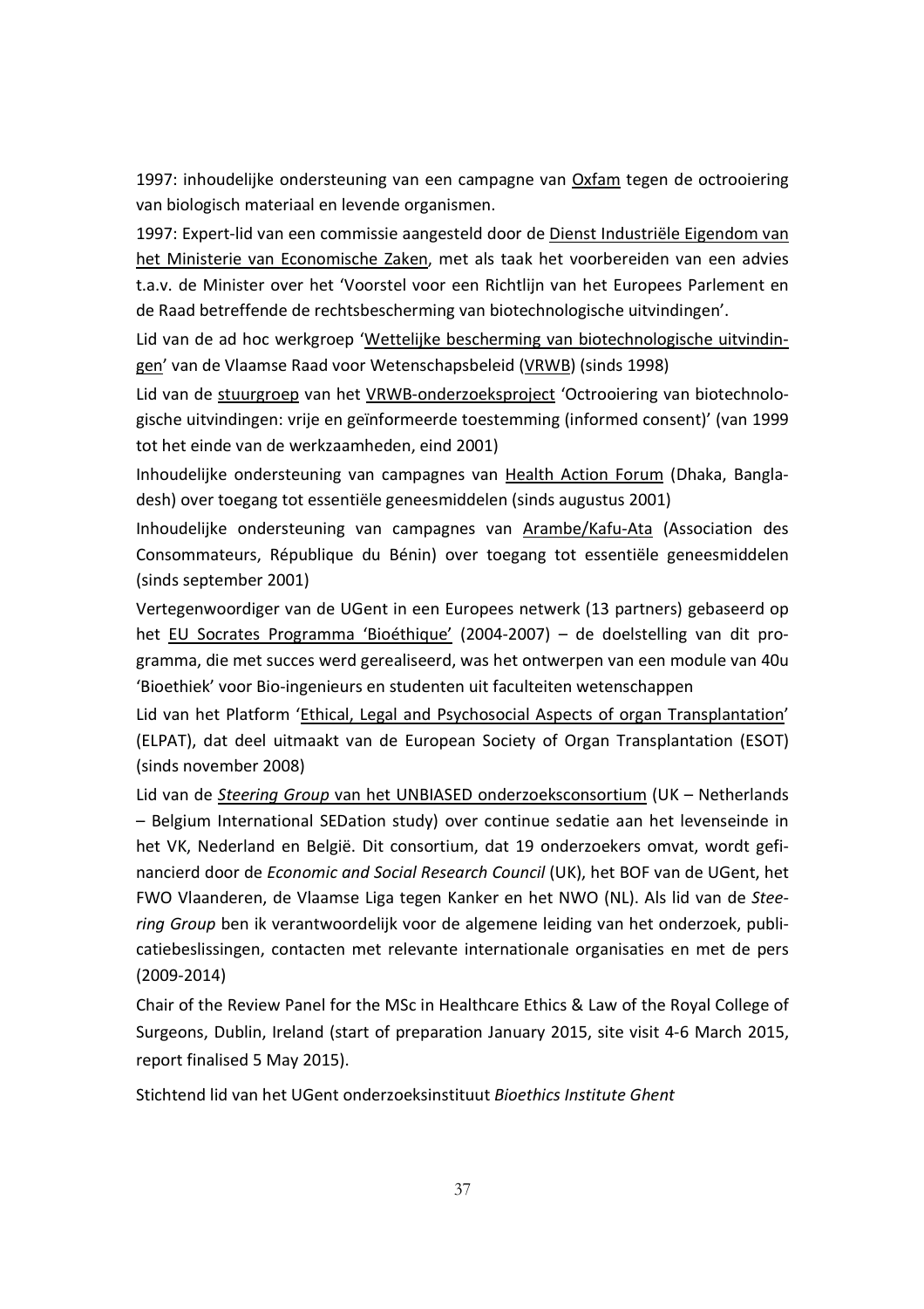1997: inhoudelijke ondersteuning van een campagne van Oxfam tegen de octrooiering van biologisch materiaal en levende organismen.

1997: Expert-lid van een commissie aangesteld door de Dienst Industriële Eigendom van het Ministerie van Economische Zaken, met als taak het voorbereiden van een advies t.a.v. de Minister over het 'Voorstel voor een Richtlijn van het Europees Parlement en de Raad betreffende de rechtsbescherming van biotechnologische uitvindingen'.

Lid van de ad hoc werkgroep 'Wettelijke bescherming van biotechnologische uitvindingen' van de Vlaamse Raad voor Wetenschapsbeleid (VRWB) (sinds 1998)

Lid van de stuurgroep van het VRWB-onderzoeksproject 'Octrooiering van biotechnologische uitvindingen: vrije en geïnformeerde toestemming (informed consent)' (van 1999 tot het einde van de werkzaamheden, eind 2001)

Inhoudelijke ondersteuning van campagnes van Health Action Forum (Dhaka, Bangladesh) over toegang tot essentiële geneesmiddelen (sinds augustus 2001)

Inhoudelijke ondersteuning van campagnes van Arambe/Kafu-Ata (Association des Consommateurs, République du Bénin) over toegang tot essentiële geneesmiddelen (sinds september 2001)

Vertegenwoordiger van de UGent in een Europees netwerk (13 partners) gebaseerd op het EU Socrates Programma 'Bioéthique' (2004-2007) – de doelstelling van dit programma, die met succes werd gerealiseerd, was het ontwerpen van een module van 40u 'Bioethiek' voor Bio-ingenieurs en studenten uit faculteiten wetenschappen

Lid van het Platform 'Ethical, Legal and Psychosocial Aspects of organ Transplantation' (ELPAT), dat deel uitmaakt van de European Society of Organ Transplantation (ESOT) (sinds november 2008)

Lid van de *Steering Group* van het UNBIASED onderzoeksconsortium (UK – Netherlands – Belgium International SEDation study) over continue sedatie aan het levenseinde in het VK, Nederland en België. Dit consortium, dat 19 onderzoekers omvat, wordt gefinancierd door de *Economic and Social Research Council* (UK), het BOF van de UGent, het FWO Vlaanderen, de Vlaamse Liga tegen Kanker en het NWO (NL). Als lid van de *Steering Group* ben ik verantwoordelijk voor de algemene leiding van het onderzoek, publicatiebeslissingen, contacten met relevante internationale organisaties en met de pers (2009-2014)

Chair of the Review Panel for the MSc in Healthcare Ethics & Law of the Royal College of Surgeons, Dublin, Ireland (start of preparation January 2015, site visit 4-6 March 2015, report finalised 5 May 2015).

Stichtend lid van het UGent onderzoeksinstituut *Bioethics Institute Ghent*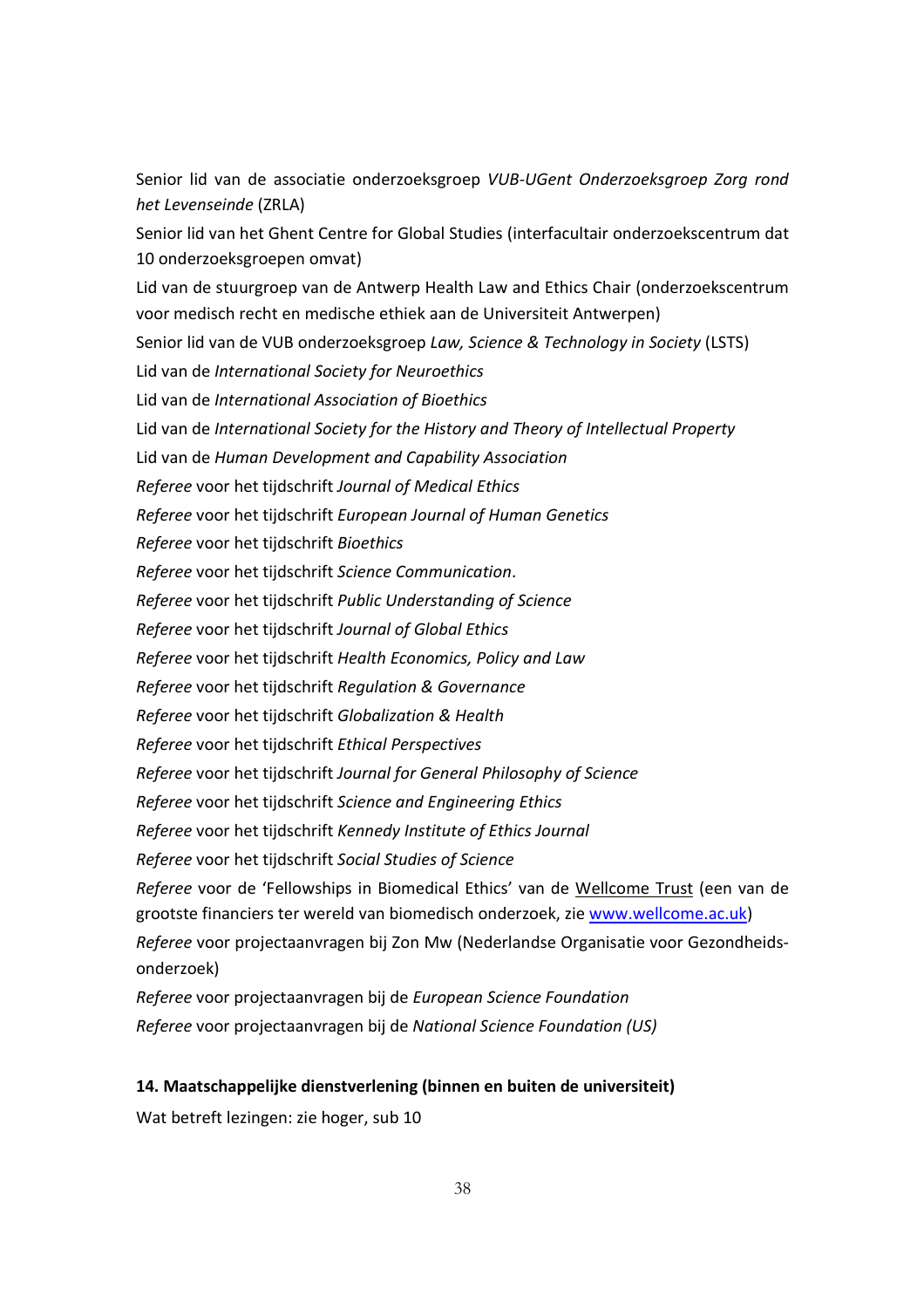Senior lid van de associatie onderzoeksgroep *VUB-UGent Onderzoeksgroep Zorg rond het Levenseinde* (ZRLA)

Senior lid van het Ghent Centre for Global Studies (interfacultair onderzoekscentrum dat 10 onderzoeksgroepen omvat)

Lid van de stuurgroep van de Antwerp Health Law and Ethics Chair (onderzoekscentrum voor medisch recht en medische ethiek aan de Universiteit Antwerpen)

Senior lid van de VUB onderzoeksgroep *Law, Science & Technology in Society* (LSTS)

Lid van de *International Society for Neuroethics*

Lid van de *International Association of Bioethics*

Lid van de *International Society for the History and Theory of Intellectual Property*

Lid van de *Human Development and Capability Association*

*Referee* voor het tijdschrift *Journal of Medical Ethics*

*Referee* voor het tijdschrift *European Journal of Human Genetics*

*Referee* voor het tijdschrift *Bioethics*

*Referee* voor het tijdschrift *Science Communication*.

*Referee* voor het tijdschrift *Public Understanding of Science*

*Referee* voor het tijdschrift *Journal of Global Ethics*

*Referee* voor het tijdschrift *Health Economics, Policy and Law*

*Referee* voor het tijdschrift *Regulation & Governance*

*Referee* voor het tijdschrift *Globalization & Health*

*Referee* voor het tijdschrift *Ethical Perspectives*

*Referee* voor het tijdschrift *Journal for General Philosophy of Science*

*Referee* voor het tijdschrift *Science and Engineering Ethics*

*Referee* voor het tijdschrift *Kennedy Institute of Ethics Journal*

*Referee* voor het tijdschrift *Social Studies of Science*

*Referee* voor de 'Fellowships in Biomedical Ethics' van de Wellcome Trust (een van de grootste financiers ter wereld van biomedisch onderzoek, zie www.wellcome.ac.uk)

*Referee* voor projectaanvragen bij Zon Mw (Nederlandse Organisatie voor Gezondheids-onderzoek)

*Referee* voor projectaanvragen bij de *European Science Foundation*

*Referee* voor projectaanvragen bij de *National Science Foundation (US)*

**14. Maatschappelijke dienstverlening (binnen en buiten de universiteit)**

Wat betreft lezingen: zie hoger, sub 10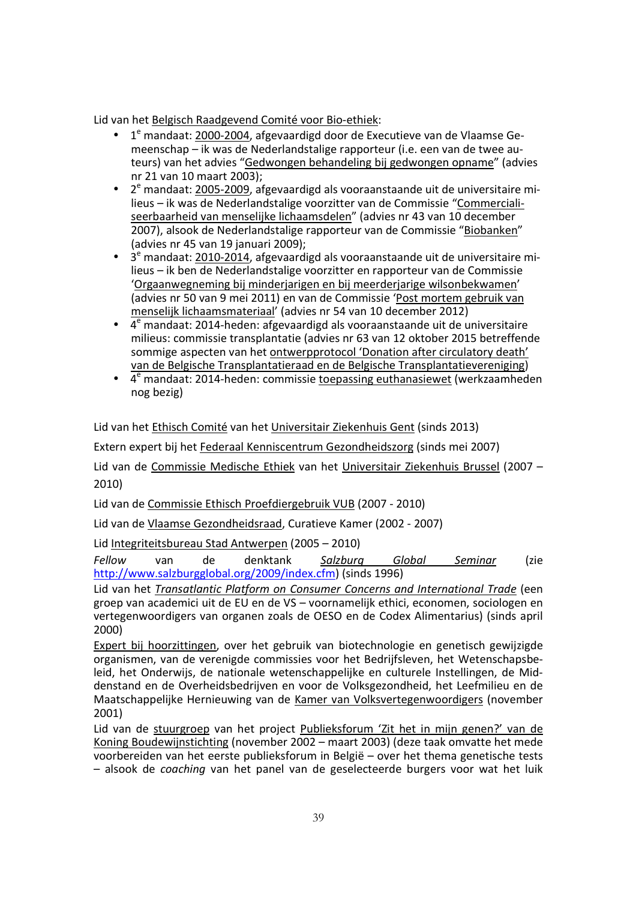Lid van het Belgisch Raadgevend Comité voor Bio-ethiek:

- 1e mandaat: 2000-2004, afgevaardigd door de Executieve van de Vlaamse Gemeenschap – ik was de Nederlandstalige rapporteur (i.e. een van de twee auteurs) van het advies "Gedwongen behandeling bij gedwongen opname" (advies nr 21 van 10 maart 2003);
- 2e mandaat: 2005-2009, afgevaardigd als vooraanstaande uit de universitaire milieus – ik was de Nederlandstalige voorzitter van de Commissie "Commercialiseerbaarheid van menselijke lichaamsdelen" (advies nr 43 van 10 december 2007), alsook de Nederlandstalige rapporteur van de Commissie "Biobanken" (advies nr 45 van 19 januari 2009);
- 3e mandaat: 2010-2014, afgevaardigd als vooraanstaande uit de universitaire milieus – ik ben de Nederlandstalige voorzitter en rapporteur van de Commissie 'Orgaanwegneming bij minderjarigen en bij meerderjarige wilsonbekwamen' (advies nr 50 van 9 mei 2011) en van de Commissie 'Post mortem gebruik van menselijk lichaamsmateriaal' (advies nr 54 van 10 december 2012)
- 4e mandaat: 2014-heden: afgevaardigd als vooraanstaande uit de universitaire milieus: commissie transplantatie (advies nr 63 van 12 oktober 2015 betreffende sommige aspecten van het ontwerpprotocol 'Donation after circulatory death' van de Belgische Transplantatieraad en de Belgische Transplantatievereniging)
- 4e mandaat: 2014-heden: commissie toepassing euthanasiewet (werkzaamheden nog bezig)

Lid van het Ethisch Comité van het Universitair Ziekenhuis Gent (sinds 2013)

Extern expert bij het Federaal Kenniscentrum Gezondheidszorg (sinds mei 2007)

Lid van de Commissie Medische Ethiek van het Universitair Ziekenhuis Brussel (2007 – 2010)

Lid van de Commissie Ethisch Proefdiergebruik VUB (2007 - 2010)

Lid van de Vlaamse Gezondheidsraad, Curatieve Kamer (2002 - 2007)

Lid Integriteitsbureau Stad Antwerpen (2005 – 2010)

*Fellow* van de denktank *Salzburg Global Seminar* (zie http://www.salzburgglobal.org/2009/index.cfm) (sinds 1996)

Lid van het *Transatlantic Platform on Consumer Concerns and International Trade* (een groep van academici uit de EU en de VS – voornamelijk ethici, economen, sociologen en vertegenwoordigers van organen zoals de OESO en de Codex Alimentarius) (sinds april 2000)

Expert bij hoorzittingen, over het gebruik van biotechnologie en genetisch gewijzigde organismen, van de verenigde commissies voor het Bedrijfsleven, het Wetenschapsbeleid, het Onderwijs, de nationale wetenschappelijke en culturele Instellingen, de Middenstand en de Overheidsbedrijven en voor de Volksgezondheid, het Leefmilieu en de Maatschappelijke Hernieuwing van de Kamer van Volksvertegenwoordigers (november 2001)

Lid van de stuurgroep van het project Publieksforum 'Zit het in mijn genen?' van de Koning Boudewijnstichting (november 2002 – maart 2003) (deze taak omvatte het mede voorbereiden van het eerste publieksforum in België – over het thema genetische tests – alsook de *coaching* van het panel van de geselecteerde burgers voor wat het luik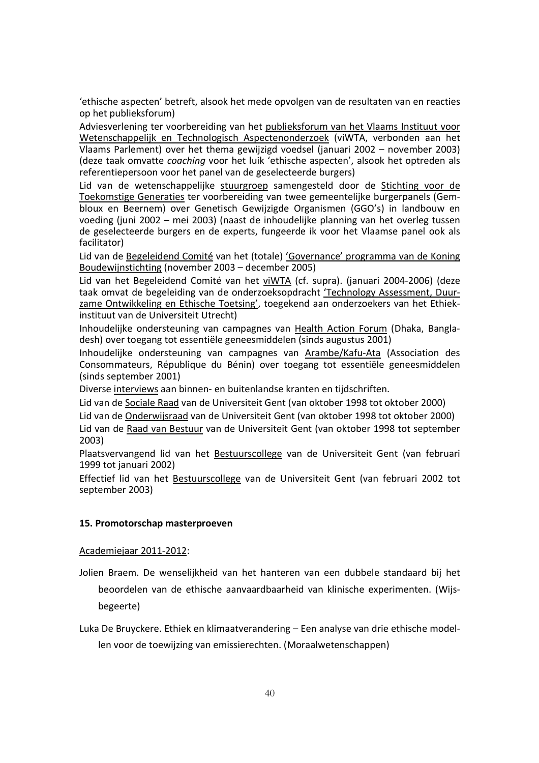'ethische aspecten' betreft, alsook het mede opvolgen van de resultaten van en reacties op het publieksforum)

Adviesverlening ter voorbereiding van het publieksforum van het Vlaams Instituut voor Wetenschappelijk en Technologisch Aspectenonderzoek (viWTA, verbonden aan het Vlaams Parlement) over het thema gewijzigd voedsel (januari 2002 – november 2003) (deze taak omvatte *coaching* voor het luik 'ethische aspecten', alsook het optreden als referentiepersoon voor het panel van de geselecteerde burgers)

Lid van de wetenschappelijke stuurgroep samengesteld door de Stichting voor de Toekomstige Generaties ter voorbereiding van twee gemeentelijke burgerpanels (Gembloux en Beernem) over Genetisch Gewijzigde Organismen (GGO's) in landbouw en voeding (juni 2002 – mei 2003) (naast de inhoudelijke planning van het overleg tussen de geselecteerde burgers en de experts, fungeerde ik voor het Vlaamse panel ook als facilitator)

Lid van de Begeleidend Comité van het (totale) 'Governance' programma van de Koning Boudewijnstichting (november 2003 – december 2005)

Lid van het Begeleidend Comité van het viWTA (cf. supra). (januari 2004-2006) (deze taak omvat de begeleiding van de onderzoeksopdracht 'Technology Assessment, Duurzame Ontwikkeling en Ethische Toetsing', toegekend aan onderzoekers van het Ethiekinstituut van de Universiteit Utrecht)

Inhoudelijke ondersteuning van campagnes van Health Action Forum (Dhaka, Bangladesh) over toegang tot essentiële geneesmiddelen (sinds augustus 2001)

Inhoudelijke ondersteuning van campagnes van Arambe/Kafu-Ata (Association des Consommateurs, République du Bénin) over toegang tot essentiële geneesmiddelen (sinds september 2001)

Diverse interviews aan binnen- en buitenlandse kranten en tijdschriften.

Lid van de Sociale Raad van de Universiteit Gent (van oktober 1998 tot oktober 2000)

Lid van de Onderwijsraad van de Universiteit Gent (van oktober 1998 tot oktober 2000)

Lid van de Raad van Bestuur van de Universiteit Gent (van oktober 1998 tot september 2003)

Plaatsvervangend lid van het Bestuurscollege van de Universiteit Gent (van februari 1999 tot januari 2002)

Effectief lid van het Bestuurscollege van de Universiteit Gent (van februari 2002 tot september 2003)

**15. Promotorschap masterproeven**

Academiejaar 2011-2012:

Jolien Braem. De wenselijkheid van het hanteren van een dubbele standaard bij het beoordelen van de ethische aanvaardbaarheid van klinische experimenten. (Wijsbegeerte)

Luka De Bruyckere. Ethiek en klimaatverandering – Een analyse van drie ethische modellen voor de toewijzing van emissierechten. (Moraalwetenschappen)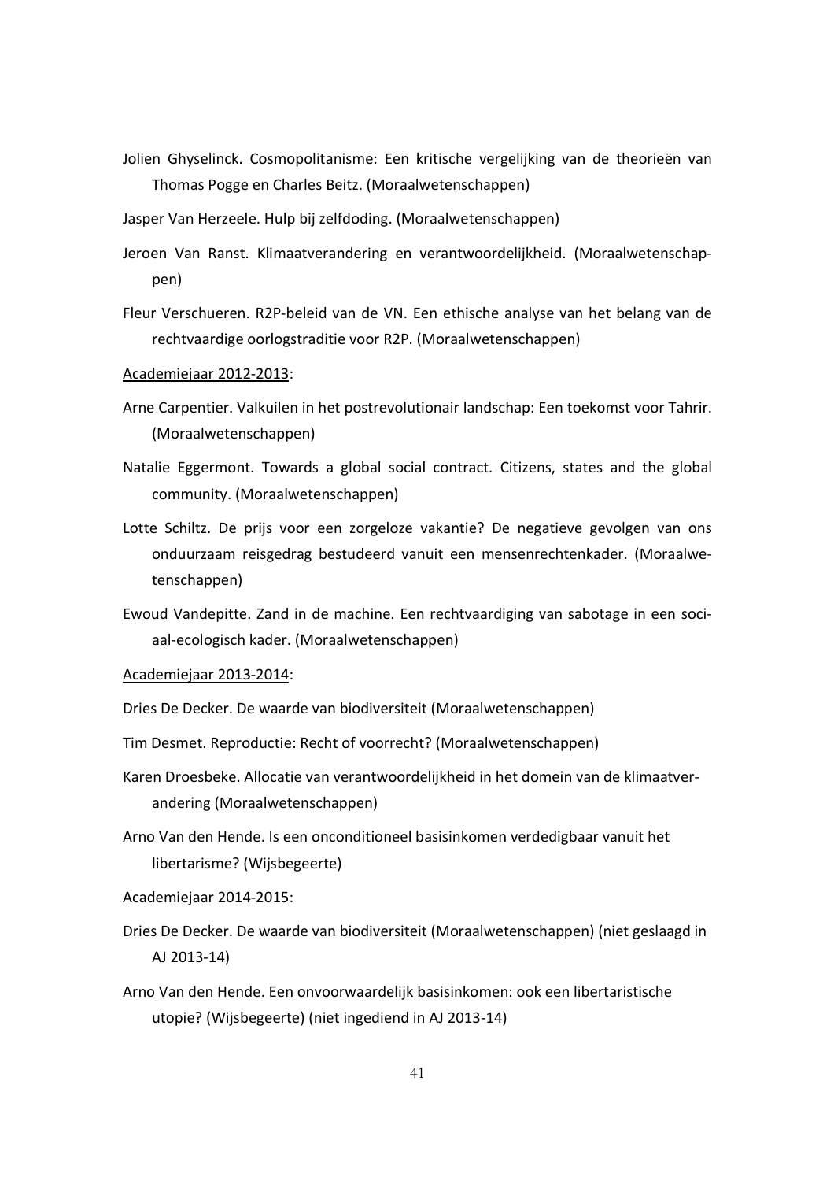Jolien Ghyselinck. Cosmopolitanisme: Een kritische vergelijking van de theorieën van Thomas Pogge en Charles Beitz. (Moraalwetenschappen)

Jasper Van Herzeele. Hulp bij zelfdoding. (Moraalwetenschappen)

Jeroen Van Ranst. Klimaatverandering en verantwoordelijkheid. (Moraalwetenschappen)

Fleur Verschueren. R2P-beleid van de VN. Een ethische analyse van het belang van de rechtvaardige oorlogstraditie voor R2P. (Moraalwetenschappen)

<u>Academiejaar 2012-2013</u>:

Arne Carpentier. Valkuilen in het postrevolutionair landschap: Een toekomst voor Tahrir. (Moraalwetenschappen)

Natalie Eggermont. Towards a global social contract. Citizens, states and the global community. (Moraalwetenschappen)

Lotte Schiltz. De prijs voor een zorgeloze vakantie? De negatieve gevolgen van ons onduurzaam reisgedrag bestudeerd vanuit een mensenrechtenkader. (Moraalwetenschappen)

Ewoud Vandepitte. Zand in de machine. Een rechtvaardiging van sabotage in een sociaal-ecologisch kader. (Moraalwetenschappen)

<u>Academiejaar 2013-2014</u>:

Dries De Decker. De waarde van biodiversiteit (Moraalwetenschappen)

Tim Desmet. Reproductie: Recht of voorrecht? (Moraalwetenschappen)

Karen Droesbeke. Allocatie van verantwoordelijkheid in het domein van de klimaatverandering (Moraalwetenschappen)

Arno Van den Hende. Is een onconditioneel basisinkomen verdedigbaar vanuit het libertarisme? (Wijsbegeerte)

<u>Academiejaar 2014-2015</u>:

Dries De Decker. De waarde van biodiversiteit (Moraalwetenschappen) (niet geslaagd in AJ 2013-14)

Arno Van den Hende. Een onvoorwaardelijk basisinkomen: ook een libertaristische utopie? (Wijsbegeerte) (niet ingediend in AJ 2013-14)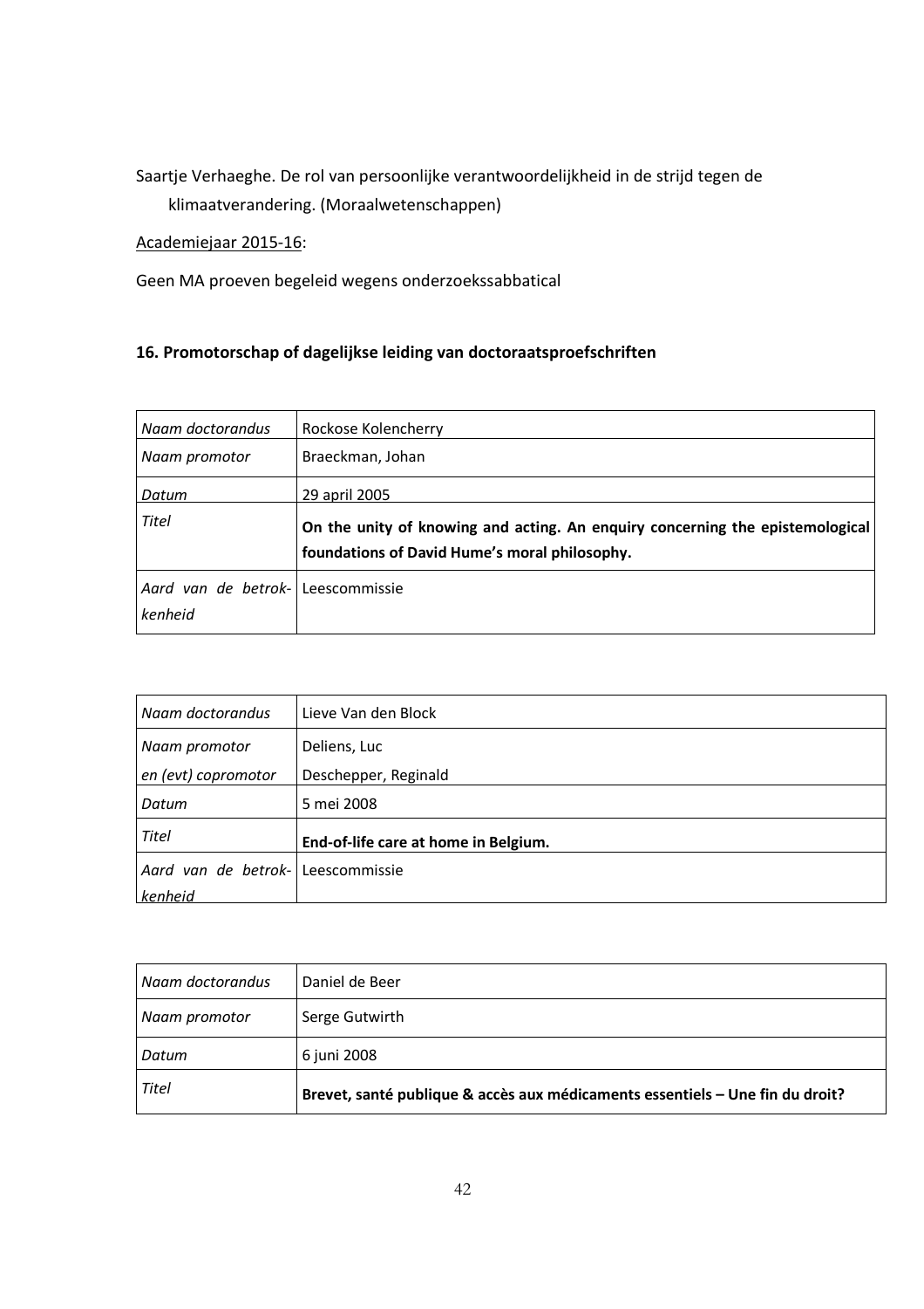Saartje Verhaeghe. De rol van persoonlijke verantwoordelijkheid in de strijd tegen de klimaatverandering. (Moraalwetenschappen)

Academiejaar 2015-16:

Geen MA proeven begeleid wegens onderzoekssabbatical

### 16. Promotorschap of dagelijkse leiding van doctoraatsproefschriften

| *Naam doctorandus* | Rockose Kolencherry |
|---|---|
| *Naam promotor* | Braeckman, Johan |
| *Datum* | 29 april 2005 |
| *Titel* | **On the unity of knowing and acting. An enquiry concerning the epistemological foundations of David Hume's moral philosophy.** |
| *Aard van de betrokkenheid* | Leescommissie |

| *Naam doctorandus* | Lieve Van den Block |
|---|---|
| *Naam promotor en (evt) copromotor* | Deliens, Luc<br>Deschepper, Reginald |
| *Datum* | 5 mei 2008 |
| *Titel* | **End-of-life care at home in Belgium.** |
| *Aard van de betrokkenheid* | Leescommissie |

| *Naam doctorandus* | Daniel de Beer |
|---|---|
| *Naam promotor* | Serge Gutwirth |
| *Datum* | 6 juni 2008 |
| *Titel* | **Brevet, santé publique & accès aux médicaments essentiels – Une fin du droit?** |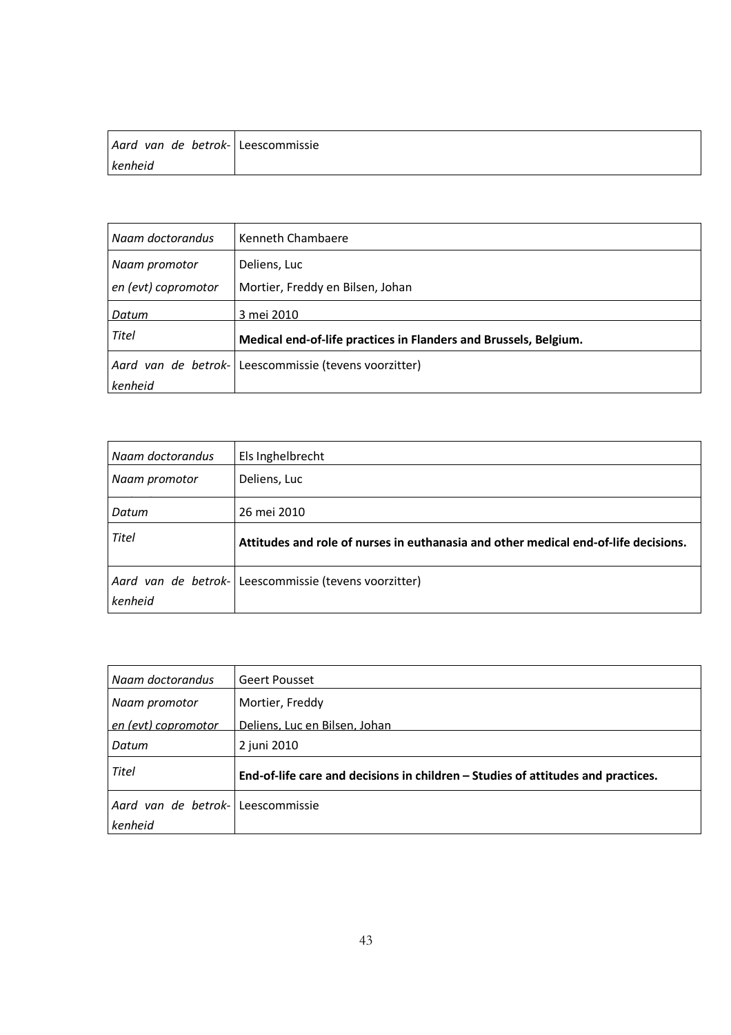| | |
|---|---|
| *Aard van de betrokkenheid* | Leescommissie |

| | |
|---|---|
| *Naam doctorandus* | Kenneth Chambaere |
| *Naam promotor en (evt) copromotor* | Deliens, Luc<br>Mortier, Freddy en Bilsen, Johan |
| *Datum* | 3 mei 2010 |
| *Titel* | **Medical end-of-life practices in Flanders and Brussels, Belgium.** |
| *Aard van de betrokkenheid* | Leescommissie (tevens voorzitter) |

| | |
|---|---|
| *Naam doctorandus* | Els Inghelbrecht |
| *Naam promotor* | Deliens, Luc |
| *Datum* | 26 mei 2010 |
| *Titel* | **Attitudes and role of nurses in euthanasia and other medical end-of-life decisions.** |
| *Aard van de betrokkenheid* | Leescommissie (tevens voorzitter) |

| | |
|---|---|
| *Naam doctorandus* | Geert Pousset |
| *Naam promotor en (evt) copromotor* | Mortier, Freddy<br>Deliens, Luc en Bilsen, Johan |
| *Datum* | 2 juni 2010 |
| *Titel* | **End-of-life care and decisions in children – Studies of attitudes and practices.** |
| *Aard van de betrokkenheid* | Leescommissie |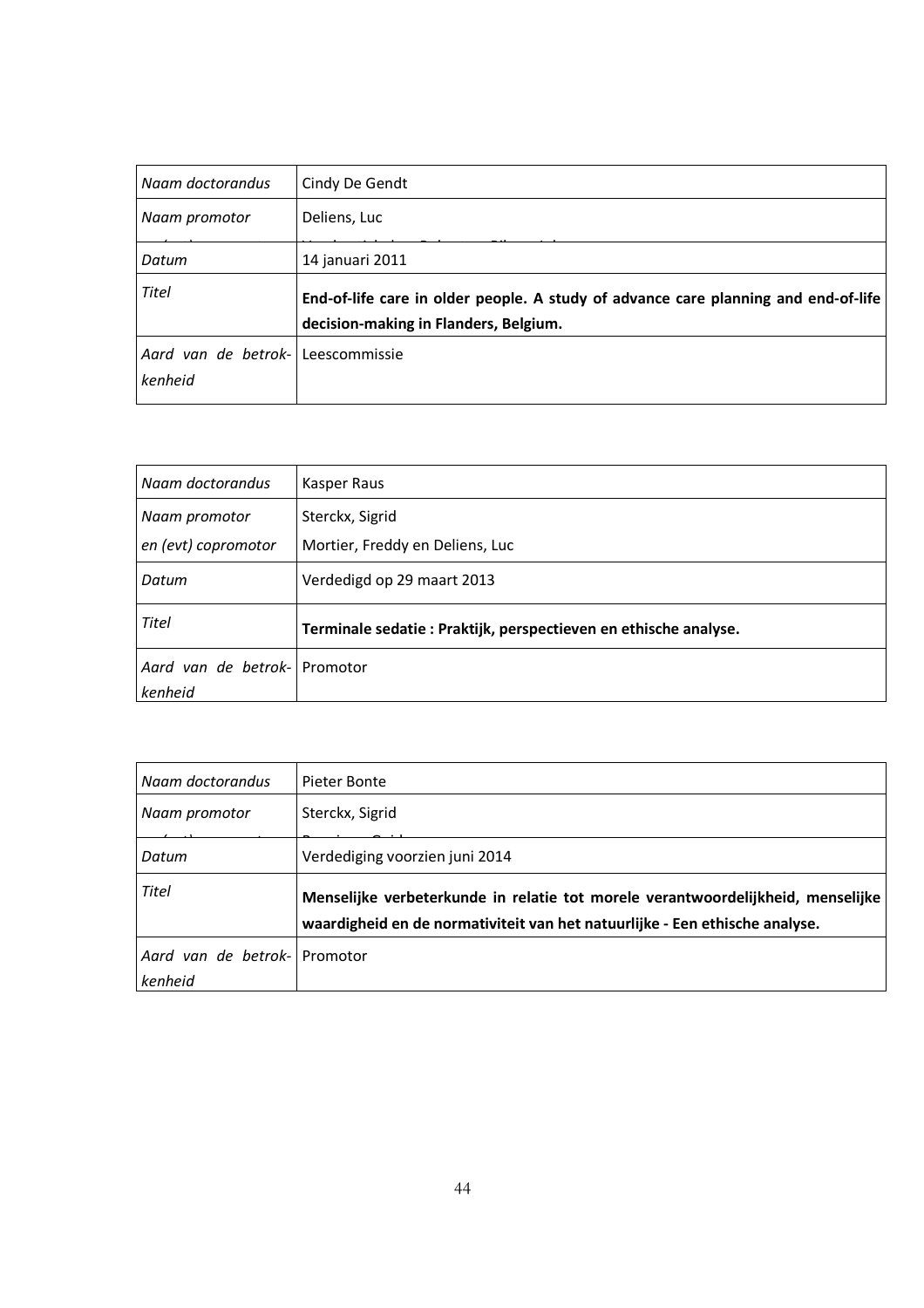| *Naam doctorandus* | Cindy De Gendt |
|---|---|
| *Naam promotor* | Deliens, Luc |
| *Datum* | 14 januari 2011 |
| *Titel* | **End-of-life care in older people. A study of advance care planning and end-of-life decision-making in Flanders, Belgium.** |
| *Aard van de betrokkenheid* | Leescommissie |

| *Naam doctorandus* | Kasper Raus |
|---|---|
| *Naam promotor en (evt) copromotor* | Sterckx, Sigrid<br>Mortier, Freddy en Deliens, Luc |
| *Datum* | Verdedigd op 29 maart 2013 |
| *Titel* | **Terminale sedatie : Praktijk, perspectieven en ethische analyse.** |
| *Aard van de betrokkenheid* | Promotor |

| *Naam doctorandus* | Pieter Bonte |
|---|---|
| *Naam promotor* | Sterckx, Sigrid |
| *Datum* | Verdediging voorzien juni 2014 |
| *Titel* | **Menselijke verbeterkunde in relatie tot morele verantwoordelijkheid, menselijke waardigheid en de normativiteit van het natuurlijke - Een ethische analyse.** |
| *Aard van de betrokkenheid* | Promotor |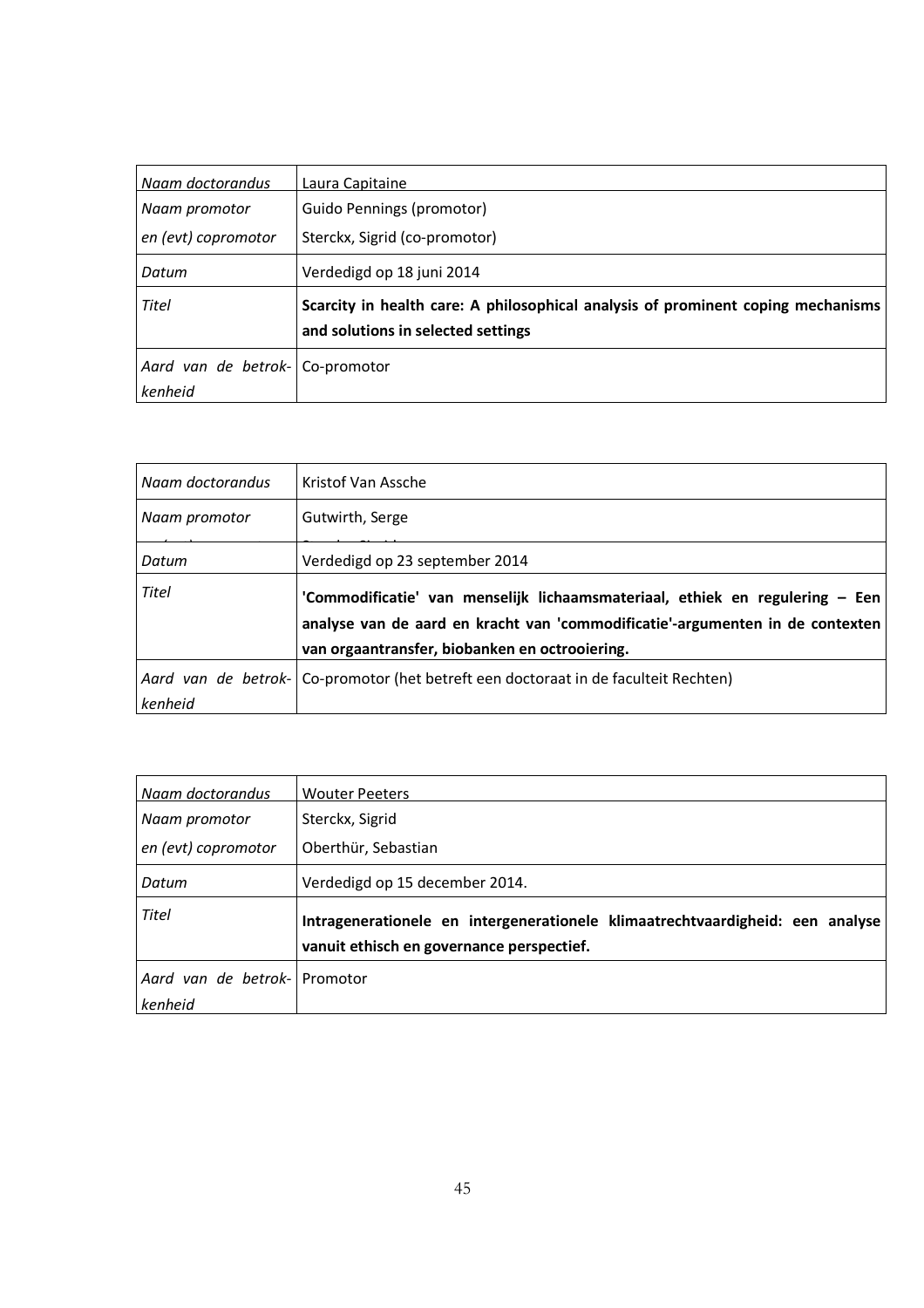| *Naam doctorandus* | Laura Capitaine |
|---|---|
| *Naam promotor*<br>*en (evt) copromotor* | Guido Pennings (promotor)<br>Sterckx, Sigrid (co-promotor) |
| *Datum* | Verdedigd op 18 juni 2014 |
| *Titel* | **Scarcity in health care: A philosophical analysis of prominent coping mechanisms and solutions in selected settings** |
| *Aard van de betrok-kenheid* | Co-promotor |

| *Naam doctorandus* | Kristof Van Assche |
|---|---|
| *Naam promotor* | Gutwirth, Serge |
| *Datum* | Verdedigd op 23 september 2014 |
| *Titel* | **'Commodificatie' van menselijk lichaamsmateriaal, ethiek en regulering – Een analyse van de aard en kracht van 'commodificatie'-argumenten in de contexten van orgaantransfer, biobanken en octrooiering.** |
| *Aard van de betrok-kenheid* | Co-promotor (het betreft een doctoraat in de faculteit Rechten) |

| *Naam doctorandus* | Wouter Peeters |
|---|---|
| *Naam promotor*<br>*en (evt) copromotor* | Sterckx, Sigrid<br>Oberthür, Sebastian |
| *Datum* | Verdedigd op 15 december 2014. |
| *Titel* | **Intragenerationele en intergenerationele klimaatrechtvaardigheid: een analyse vanuit ethisch en governance perspectief.** |
| *Aard van de betrok-kenheid* | Promotor |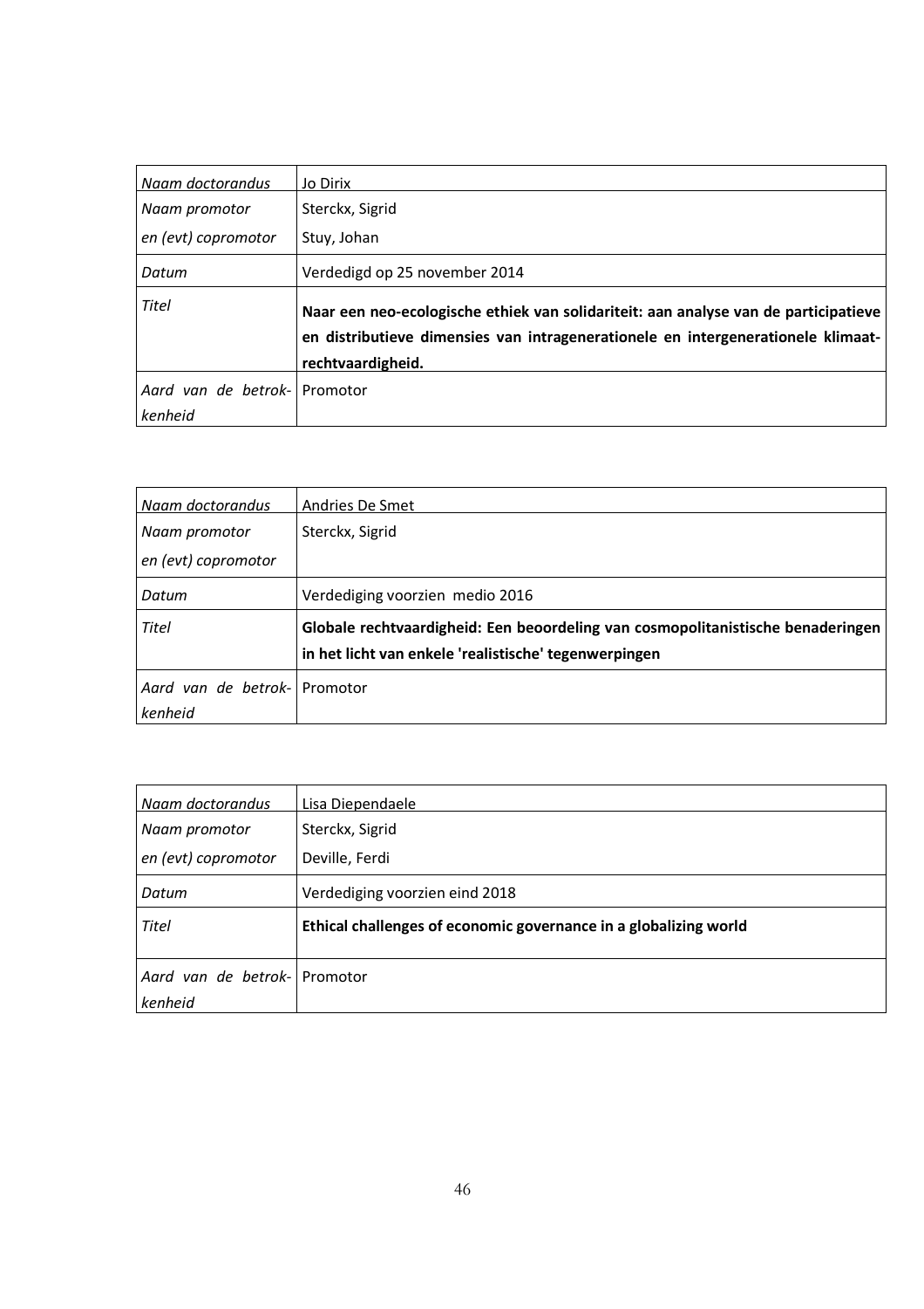| | |
|---|---|
| *Naam doctorandus* | Jo Dirix |
| *Naam promotor en (evt) copromotor* | Sterckx, Sigrid<br>Stuy, Johan |
| *Datum* | Verdedigd op 25 november 2014 |
| *Titel* | **Naar een neo-ecologische ethiek van solidariteit: aan analyse van de participatieve en distributieve dimensies van intragenerationele en intergenerationele klimaat-rechtvaardigheid.** |
| *Aard van de betrokkenheid* | Promotor |

| | |
|---|---|
| *Naam doctorandus* | Andries De Smet |
| *Naam promotor en (evt) copromotor* | Sterckx, Sigrid |
| *Datum* | Verdediging voorzien medio 2016 |
| *Titel* | **Globale rechtvaardigheid: Een beoordeling van cosmopolitanistische benaderingen in het licht van enkele 'realistische' tegenwerpingen** |
| *Aard van de betrokkenheid* | Promotor |

| | |
|---|---|
| *Naam doctorandus* | Lisa Diependaele |
| *Naam promotor en (evt) copromotor* | Sterckx, Sigrid<br>Deville, Ferdi |
| *Datum* | Verdediging voorzien eind 2018 |
| *Titel* | **Ethical challenges of economic governance in a globalizing world** |
| *Aard van de betrokkenheid* | Promotor |